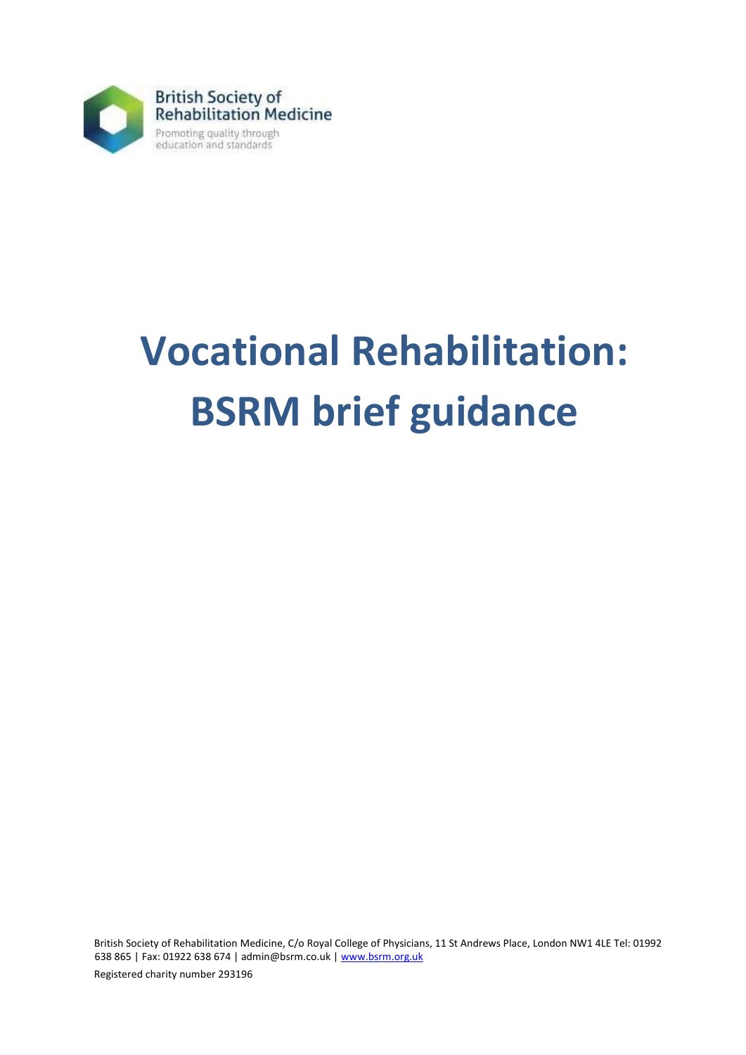British Society of Rehabilitation Medicine

Promoting quality through education and standards

# Vocational Rehabilitation: BSRM brief guidance

British Society of Rehabilitation Medicine, C/o Royal College of Physicians, 11 St Andrews Place, London NW1 4LE Tel: 01992 638 865 | Fax: 01922 638 674 | admin@bsrm.co.uk | www.bsrm.org.uk

Registered charity number 293196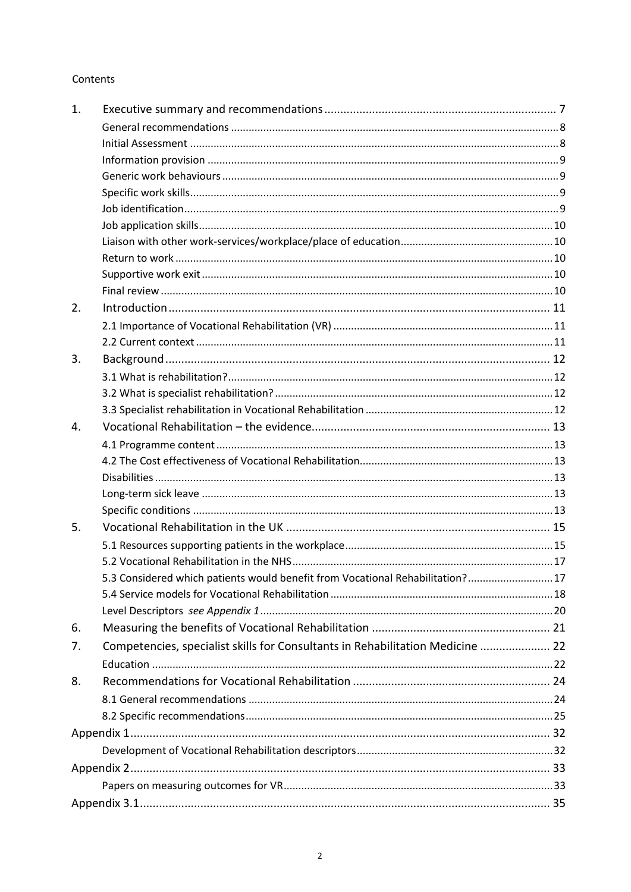Contents

| | | |
|---|---|---|
| 1. | Executive summary and recommendations | 7 |
| | General recommendations | 8 |
| | Initial Assessment | 8 |
| | Information provision | 9 |
| | Generic work behaviours | 9 |
| | Specific work skills | 9 |
| | Job identification | 9 |
| | Job application skills | 10 |
| | Liaison with other work-services/workplace/place of education | 10 |
| | Return to work | 10 |
| | Supportive work exit | 10 |
| | Final review | 10 |
| 2. | Introduction | 11 |
| | 2.1 Importance of Vocational Rehabilitation (VR) | 11 |
| | 2.2 Current context | 11 |
| 3. | Background | 12 |
| | 3.1 What is rehabilitation? | 12 |
| | 3.2 What is specialist rehabilitation? | 12 |
| | 3.3 Specialist rehabilitation in Vocational Rehabilitation | 12 |
| 4. | Vocational Rehabilitation – the evidence | 13 |
| | 4.1 Programme content | 13 |
| | 4.2 The Cost effectiveness of Vocational Rehabilitation | 13 |
| | Disabilities | 13 |
| | Long-term sick leave | 13 |
| | Specific conditions | 13 |
| 5. | Vocational Rehabilitation in the UK | 15 |
| | 5.1 Resources supporting patients in the workplace | 15 |
| | 5.2 Vocational Rehabilitation in the NHS | 17 |
| | 5.3 Considered which patients would benefit from Vocational Rehabilitation? | 17 |
| | 5.4 Service models for Vocational Rehabilitation | 18 |
| | Level Descriptors *see Appendix 1* | 20 |
| 6. | Measuring the benefits of Vocational Rehabilitation | 21 |
| 7. | Competencies, specialist skills for Consultants in Rehabilitation Medicine | 22 |
| | Education | 22 |
| 8. | Recommendations for Vocational Rehabilitation | 24 |
| | 8.1 General recommendations | 24 |
| | 8.2 Specific recommendations | 25 |
| Appendix 1 | | 32 |
| | Development of Vocational Rehabilitation descriptors | 32 |
| Appendix 2 | | 33 |
| | Papers on measuring outcomes for VR | 33 |
| Appendix 3.1 | | 35 |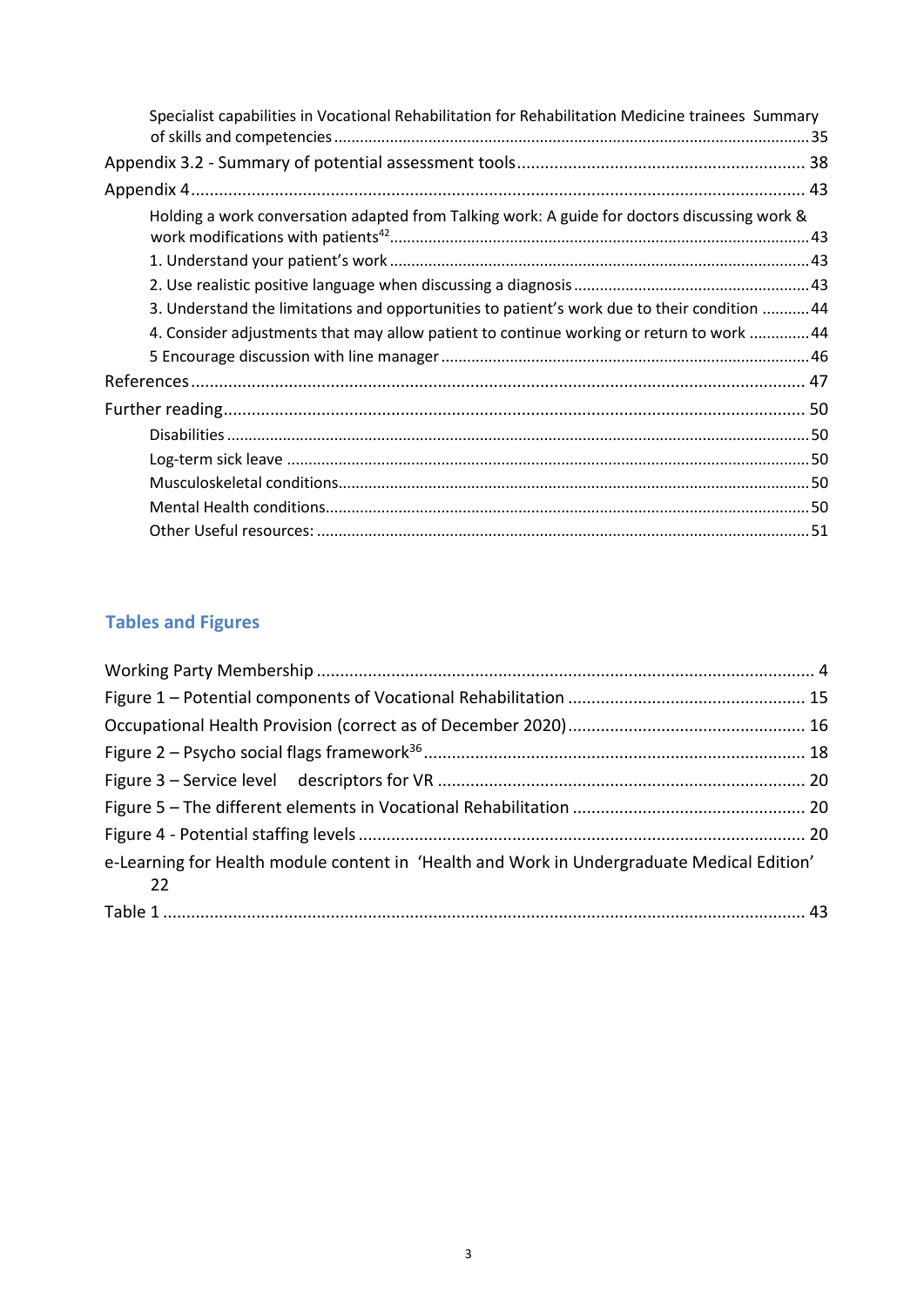Specialist capabilities in Vocational Rehabilitation for Rehabilitation Medicine trainees Summary of skills and competencies ............................................................................................................. 35

Appendix 3.2 - Summary of potential assessment tools ............................................................. 38

Appendix 4 ................................................................................................................................... 43

Holding a work conversation adapted from Talking work: A guide for doctors discussing work & work modifications with patients[42] ................................................................................................ 43

1. Understand your patient's work ................................................................................................ 43

2. Use realistic positive language when discussing a diagnosis ...................................................... 43

3. Understand the limitations and opportunities to patient's work due to their condition ........... 44

4. Consider adjustments that may allow patient to continue working or return to work .............. 44

5 Encourage discussion with line manager ..................................................................................... 46

References .................................................................................................................................... 47

Further reading ............................................................................................................................. 50

Disabilities ...................................................................................................................................... 50

Log-term sick leave ......................................................................................................................... 50

Musculoskeletal conditions ............................................................................................................ 50

Mental Health conditions ............................................................................................................... 50

Other Useful resources: .................................................................................................................. 51

## Tables and Figures

Working Party Membership .......................................................................................................... 4

Figure 1 – Potential components of Vocational Rehabilitation .................................................. 15

Occupational Health Provision (correct as of December 2020) .................................................. 16

Figure 2 – Psycho social flags framework[36] ................................................................................. 18

Figure 3 – Service level descriptors for VR .............................................................................. 20

Figure 5 – The different elements in Vocational Rehabilitation ................................................. 20

Figure 4 - Potential staffing levels ............................................................................................... 20

e-Learning for Health module content in 'Health and Work in Undergraduate Medical Edition' 22

Table 1 ......................................................................................................................................... 43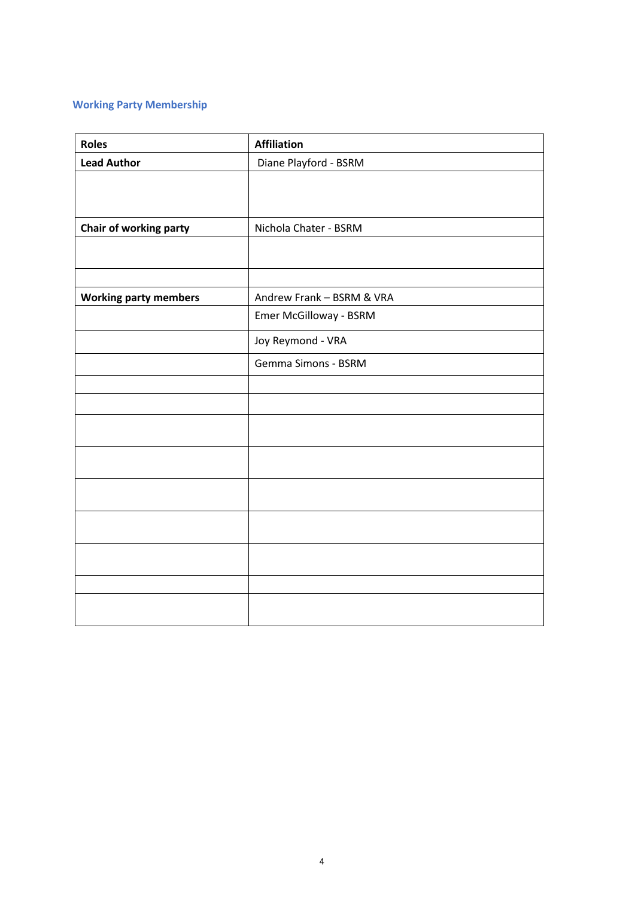## Working Party Membership

| Roles | Affiliation |
|---|---|
| **Lead Author** | Diane Playford - BSRM |
| | |
| **Chair of working party** | Nichola Chater - BSRM |
| | |
| | |
| **Working party members** | Andrew Frank – BSRM & VRA |
| | Emer McGilloway - BSRM |
| | Joy Reymond - VRA |
| | Gemma Simons - BSRM |
| | |
| | |
| | |
| | |
| | |
| | |
| | |
| | |
| | |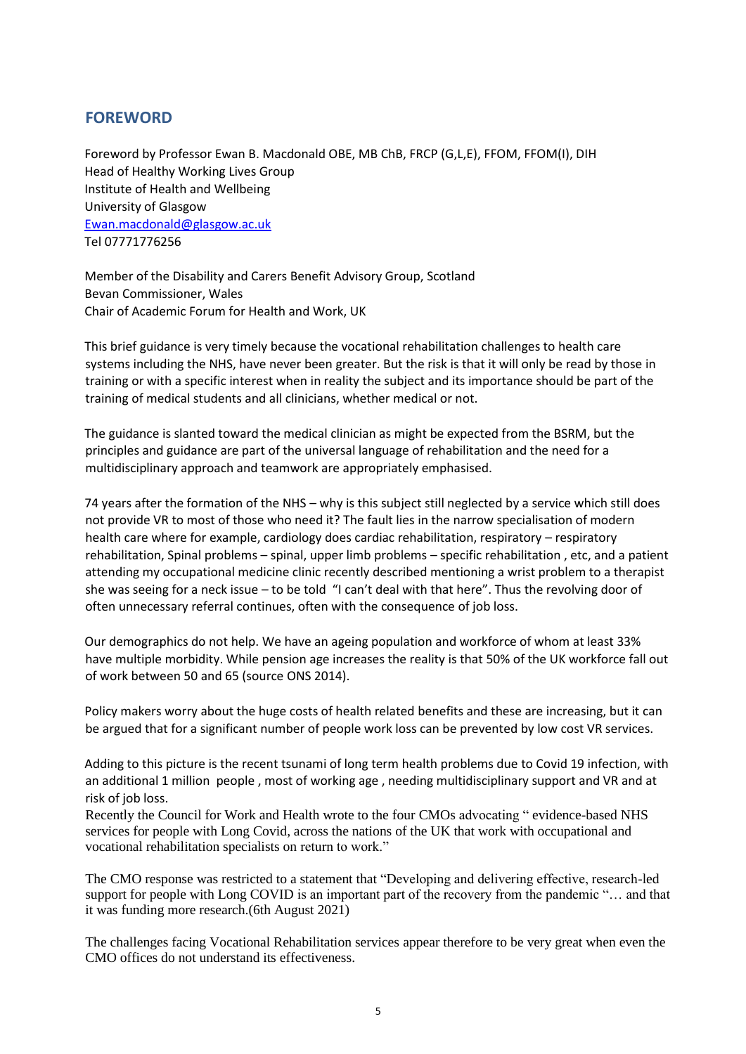## FOREWORD

Foreword by Professor Ewan B. Macdonald OBE, MB ChB, FRCP (G,L,E), FFOM, FFOM(I), DIH
Head of Healthy Working Lives Group
Institute of Health and Wellbeing
University of Glasgow
Ewan.macdonald@glasgow.ac.uk
Tel 07771776256

Member of the Disability and Carers Benefit Advisory Group, Scotland
Bevan Commissioner, Wales
Chair of Academic Forum for Health and Work, UK

This brief guidance is very timely because the vocational rehabilitation challenges to health care systems including the NHS, have never been greater. But the risk is that it will only be read by those in training or with a specific interest when in reality the subject and its importance should be part of the training of medical students and all clinicians, whether medical or not.

The guidance is slanted toward the medical clinician as might be expected from the BSRM, but the principles and guidance are part of the universal language of rehabilitation and the need for a multidisciplinary approach and teamwork are appropriately emphasised.

74 years after the formation of the NHS – why is this subject still neglected by a service which still does not provide VR to most of those who need it? The fault lies in the narrow specialisation of modern health care where for example, cardiology does cardiac rehabilitation, respiratory – respiratory rehabilitation, Spinal problems – spinal, upper limb problems – specific rehabilitation , etc, and a patient attending my occupational medicine clinic recently described mentioning a wrist problem to a therapist she was seeing for a neck issue – to be told "I can't deal with that here". Thus the revolving door of often unnecessary referral continues, often with the consequence of job loss.

Our demographics do not help. We have an ageing population and workforce of whom at least 33% have multiple morbidity. While pension age increases the reality is that 50% of the UK workforce fall out of work between 50 and 65 (source ONS 2014).

Policy makers worry about the huge costs of health related benefits and these are increasing, but it can be argued that for a significant number of people work loss can be prevented by low cost VR services.

Adding to this picture is the recent tsunami of long term health problems due to Covid 19 infection, with an additional 1 million people , most of working age , needing multidisciplinary support and VR and at risk of job loss.
Recently the Council for Work and Health wrote to the four CMOs advocating " evidence-based NHS services for people with Long Covid, across the nations of the UK that work with occupational and vocational rehabilitation specialists on return to work."

The CMO response was restricted to a statement that "Developing and delivering effective, research-led support for people with Long COVID is an important part of the recovery from the pandemic "… and that it was funding more research.(6th August 2021)

The challenges facing Vocational Rehabilitation services appear therefore to be very great when even the CMO offices do not understand its effectiveness.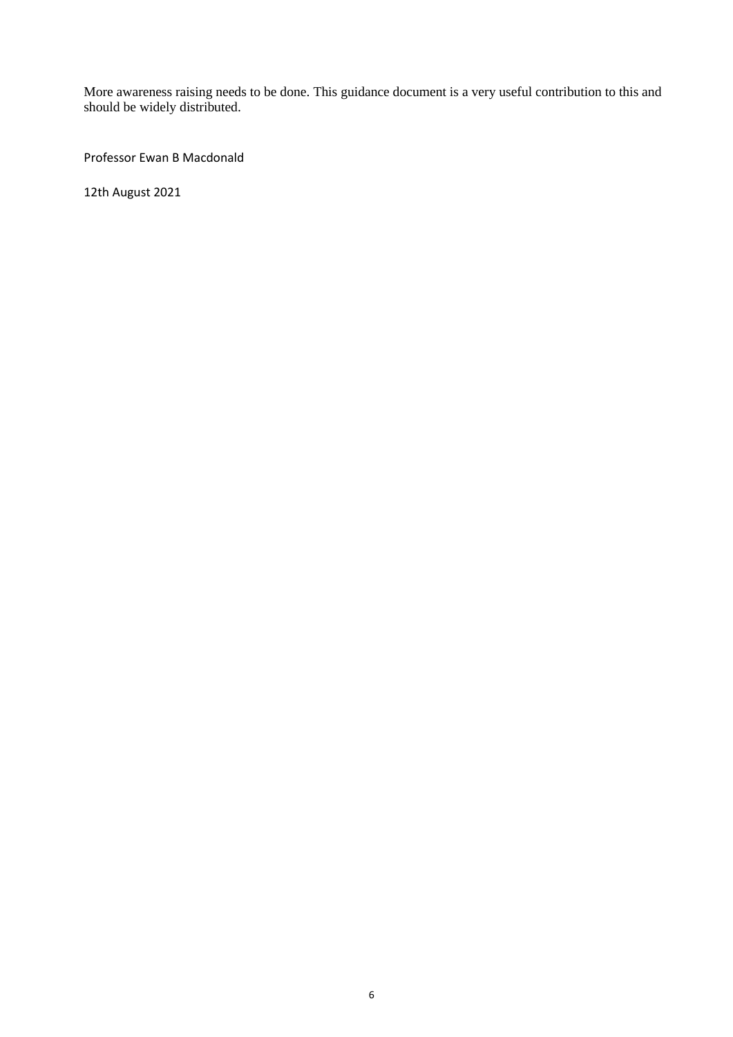More awareness raising needs to be done. This guidance document is a very useful contribution to this and should be widely distributed.

Professor Ewan B Macdonald

12th August 2021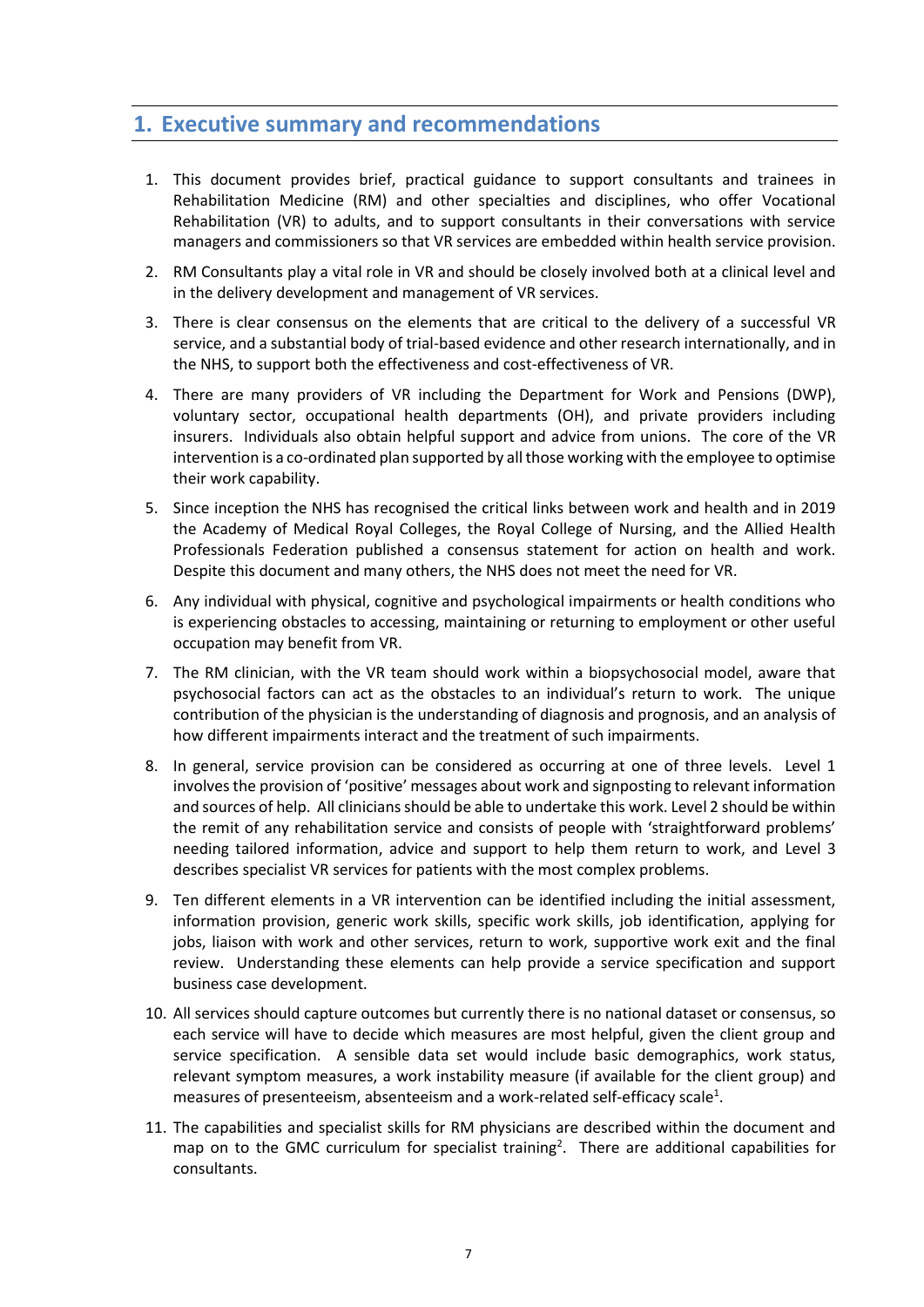# 1. Executive summary and recommendations

1. This document provides brief, practical guidance to support consultants and trainees in Rehabilitation Medicine (RM) and other specialties and disciplines, who offer Vocational Rehabilitation (VR) to adults, and to support consultants in their conversations with service managers and commissioners so that VR services are embedded within health service provision.

2. RM Consultants play a vital role in VR and should be closely involved both at a clinical level and in the delivery development and management of VR services.

3. There is clear consensus on the elements that are critical to the delivery of a successful VR service, and a substantial body of trial-based evidence and other research internationally, and in the NHS, to support both the effectiveness and cost-effectiveness of VR.

4. There are many providers of VR including the Department for Work and Pensions (DWP), voluntary sector, occupational health departments (OH), and private providers including insurers. Individuals also obtain helpful support and advice from unions. The core of the VR intervention is a co-ordinated plan supported by all those working with the employee to optimise their work capability.

5. Since inception the NHS has recognised the critical links between work and health and in 2019 the Academy of Medical Royal Colleges, the Royal College of Nursing, and the Allied Health Professionals Federation published a consensus statement for action on health and work. Despite this document and many others, the NHS does not meet the need for VR.

6. Any individual with physical, cognitive and psychological impairments or health conditions who is experiencing obstacles to accessing, maintaining or returning to employment or other useful occupation may benefit from VR.

7. The RM clinician, with the VR team should work within a biopsychosocial model, aware that psychosocial factors can act as the obstacles to an individual's return to work. The unique contribution of the physician is the understanding of diagnosis and prognosis, and an analysis of how different impairments interact and the treatment of such impairments.

8. In general, service provision can be considered as occurring at one of three levels. Level 1 involves the provision of 'positive' messages about work and signposting to relevant information and sources of help. All clinicians should be able to undertake this work. Level 2 should be within the remit of any rehabilitation service and consists of people with 'straightforward problems' needing tailored information, advice and support to help them return to work, and Level 3 describes specialist VR services for patients with the most complex problems.

9. Ten different elements in a VR intervention can be identified including the initial assessment, information provision, generic work skills, specific work skills, job identification, applying for jobs, liaison with work and other services, return to work, supportive work exit and the final review. Understanding these elements can help provide a service specification and support business case development.

10. All services should capture outcomes but currently there is no national dataset or consensus, so each service will have to decide which measures are most helpful, given the client group and service specification. A sensible data set would include basic demographics, work status, relevant symptom measures, a work instability measure (if available for the client group) and measures of presenteeism, absenteeism and a work-related self-efficacy scale[1].

11. The capabilities and specialist skills for RM physicians are described within the document and map on to the GMC curriculum for specialist training[2]. There are additional capabilities for consultants.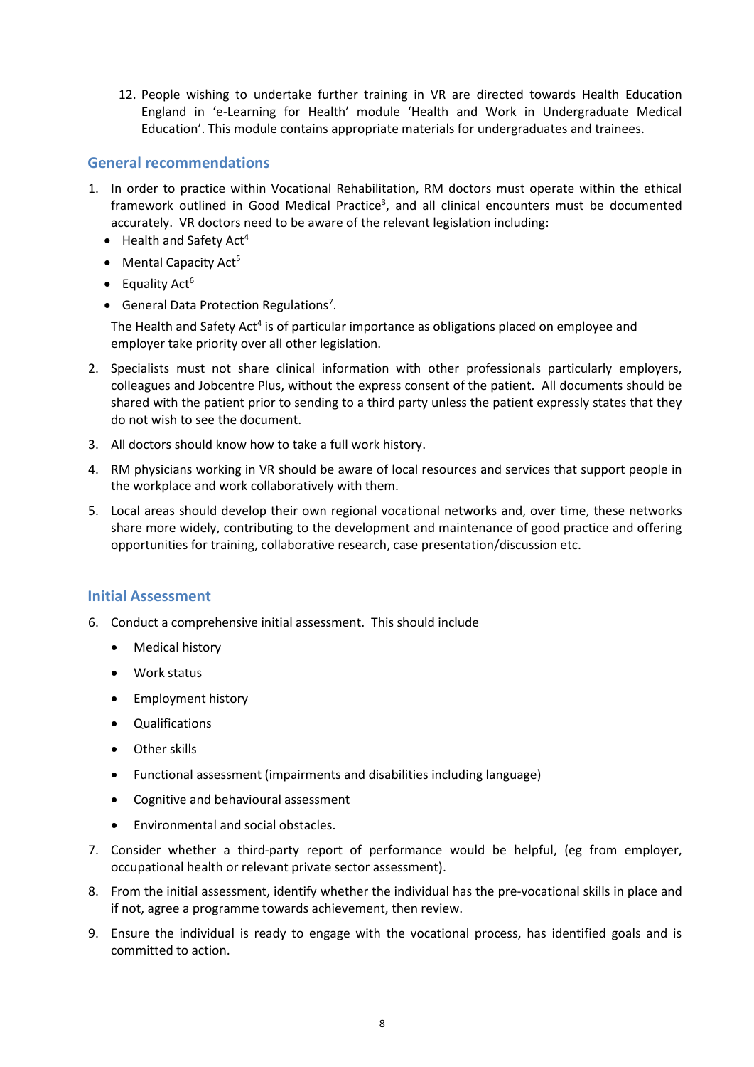12. People wishing to undertake further training in VR are directed towards Health Education England in 'e-Learning for Health' module 'Health and Work in Undergraduate Medical Education'. This module contains appropriate materials for undergraduates and trainees.

## General recommendations

1. In order to practice within Vocational Rehabilitation, RM doctors must operate within the ethical framework outlined in Good Medical Practice[3], and all clinical encounters must be documented accurately. VR doctors need to be aware of the relevant legislation including:
   - Health and Safety Act[4]
   - Mental Capacity Act[5]
   - Equality Act[6]
   - General Data Protection Regulations[7].

   The Health and Safety Act[4] is of particular importance as obligations placed on employee and employer take priority over all other legislation.

2. Specialists must not share clinical information with other professionals particularly employers, colleagues and Jobcentre Plus, without the express consent of the patient. All documents should be shared with the patient prior to sending to a third party unless the patient expressly states that they do not wish to see the document.
3. All doctors should know how to take a full work history.
4. RM physicians working in VR should be aware of local resources and services that support people in the workplace and work collaboratively with them.
5. Local areas should develop their own regional vocational networks and, over time, these networks share more widely, contributing to the development and maintenance of good practice and offering opportunities for training, collaborative research, case presentation/discussion etc.

## Initial Assessment

6. Conduct a comprehensive initial assessment. This should include
   - Medical history
   - Work status
   - Employment history
   - Qualifications
   - Other skills
   - Functional assessment (impairments and disabilities including language)
   - Cognitive and behavioural assessment
   - Environmental and social obstacles.
7. Consider whether a third-party report of performance would be helpful, (eg from employer, occupational health or relevant private sector assessment).
8. From the initial assessment, identify whether the individual has the pre-vocational skills in place and if not, agree a programme towards achievement, then review.
9. Ensure the individual is ready to engage with the vocational process, has identified goals and is committed to action.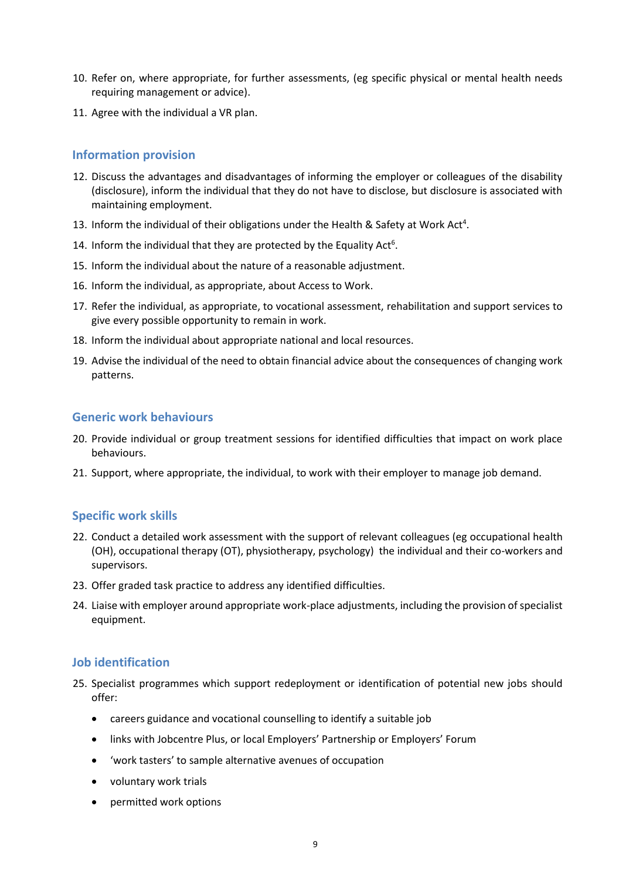10. Refer on, where appropriate, for further assessments, (eg specific physical or mental health needs requiring management or advice).
11. Agree with the individual a VR plan.

### Information provision

12. Discuss the advantages and disadvantages of informing the employer or colleagues of the disability (disclosure), inform the individual that they do not have to disclose, but disclosure is associated with maintaining employment.
13. Inform the individual of their obligations under the Health & Safety at Work Act[4].
14. Inform the individual that they are protected by the Equality Act[6].
15. Inform the individual about the nature of a reasonable adjustment.
16. Inform the individual, as appropriate, about Access to Work.
17. Refer the individual, as appropriate, to vocational assessment, rehabilitation and support services to give every possible opportunity to remain in work.
18. Inform the individual about appropriate national and local resources.
19. Advise the individual of the need to obtain financial advice about the consequences of changing work patterns.

### Generic work behaviours

20. Provide individual or group treatment sessions for identified difficulties that impact on work place behaviours.
21. Support, where appropriate, the individual, to work with their employer to manage job demand.

### Specific work skills

22. Conduct a detailed work assessment with the support of relevant colleagues (eg occupational health (OH), occupational therapy (OT), physiotherapy, psychology) the individual and their co-workers and supervisors.
23. Offer graded task practice to address any identified difficulties.
24. Liaise with employer around appropriate work-place adjustments, including the provision of specialist equipment.

### Job identification

25. Specialist programmes which support redeployment or identification of potential new jobs should offer:
    - careers guidance and vocational counselling to identify a suitable job
    - links with Jobcentre Plus, or local Employers' Partnership or Employers' Forum
    - 'work tasters' to sample alternative avenues of occupation
    - voluntary work trials
    - permitted work options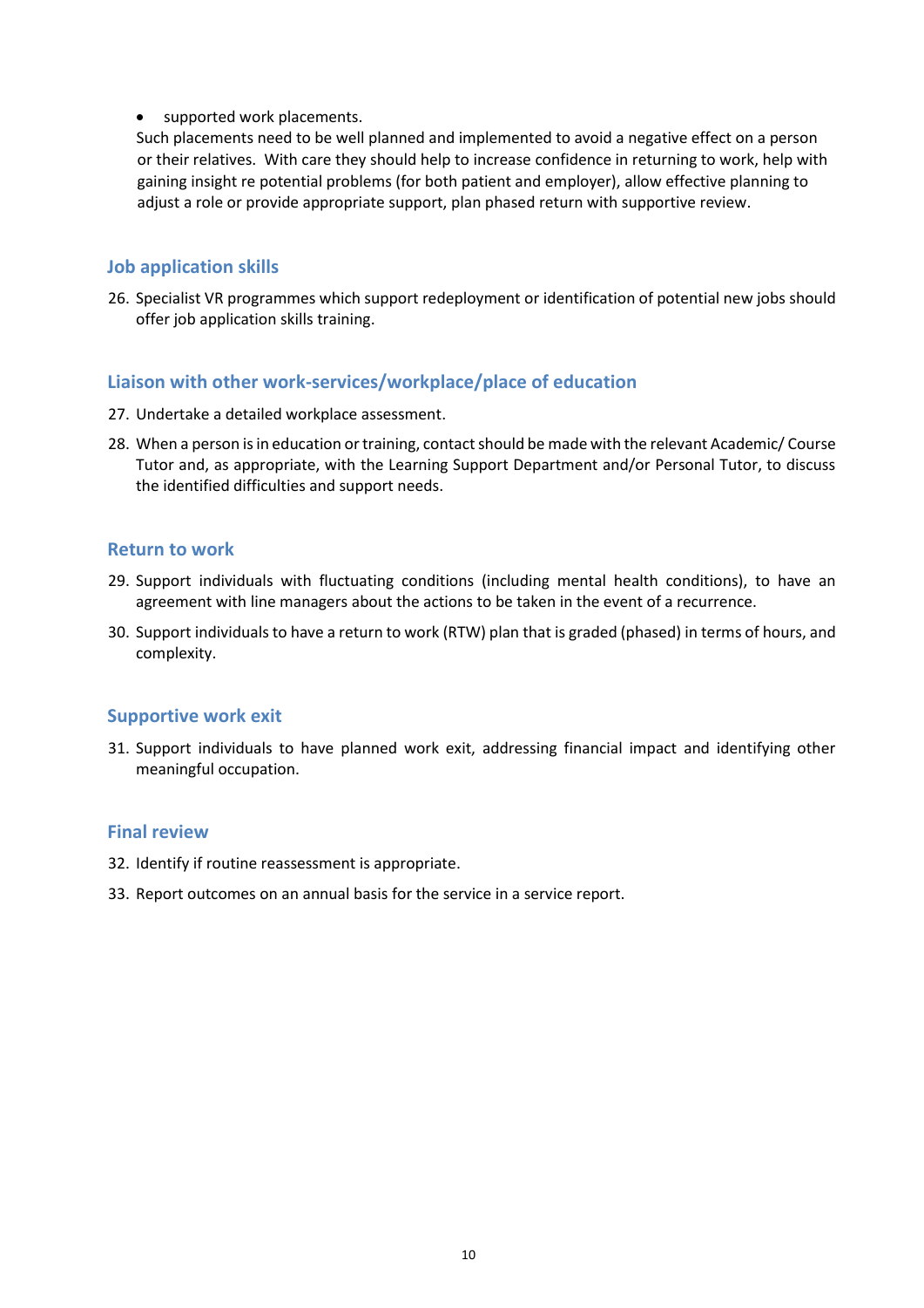- supported work placements.

  Such placements need to be well planned and implemented to avoid a negative effect on a person or their relatives. With care they should help to increase confidence in returning to work, help with gaining insight re potential problems (for both patient and employer), allow effective planning to adjust a role or provide appropriate support, plan phased return with supportive review.

### Job application skills

26. Specialist VR programmes which support redeployment or identification of potential new jobs should offer job application skills training.

### Liaison with other work-services/workplace/place of education

27. Undertake a detailed workplace assessment.
28. When a person is in education or training, contact should be made with the relevant Academic/ Course Tutor and, as appropriate, with the Learning Support Department and/or Personal Tutor, to discuss the identified difficulties and support needs.

### Return to work

29. Support individuals with fluctuating conditions (including mental health conditions), to have an agreement with line managers about the actions to be taken in the event of a recurrence.
30. Support individuals to have a return to work (RTW) plan that is graded (phased) in terms of hours, and complexity.

### Supportive work exit

31. Support individuals to have planned work exit, addressing financial impact and identifying other meaningful occupation.

### Final review

32. Identify if routine reassessment is appropriate.
33. Report outcomes on an annual basis for the service in a service report.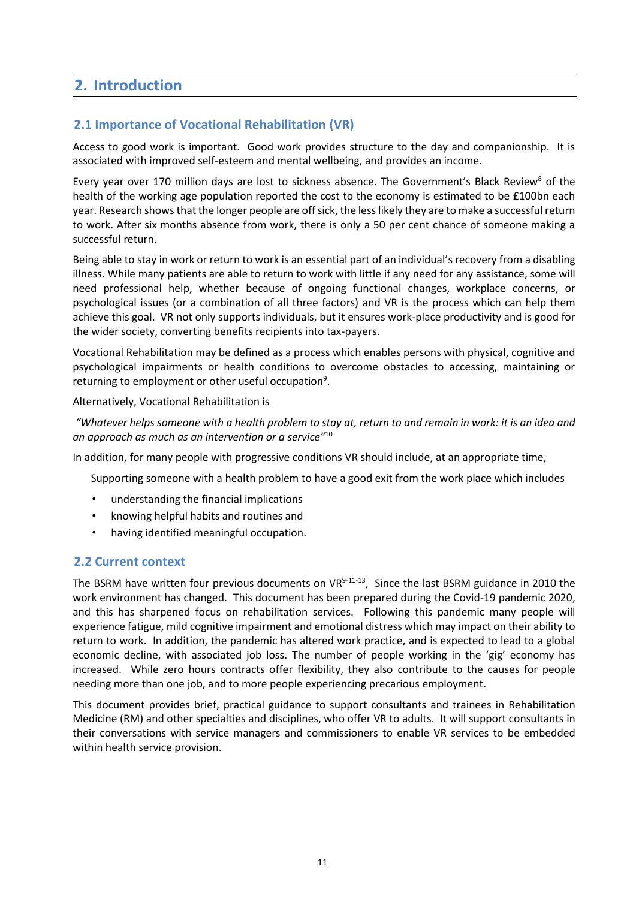## 2. Introduction

### 2.1 Importance of Vocational Rehabilitation (VR)

Access to good work is important. Good work provides structure to the day and companionship. It is associated with improved self-esteem and mental wellbeing, and provides an income.

Every year over 170 million days are lost to sickness absence. The Government's Black Review[8] of the health of the working age population reported the cost to the economy is estimated to be £100bn each year. Research shows that the longer people are off sick, the less likely they are to make a successful return to work. After six months absence from work, there is only a 50 per cent chance of someone making a successful return.

Being able to stay in work or return to work is an essential part of an individual's recovery from a disabling illness. While many patients are able to return to work with little if any need for any assistance, some will need professional help, whether because of ongoing functional changes, workplace concerns, or psychological issues (or a combination of all three factors) and VR is the process which can help them achieve this goal. VR not only supports individuals, but it ensures work-place productivity and is good for the wider society, converting benefits recipients into tax-payers.

Vocational Rehabilitation may be defined as a process which enables persons with physical, cognitive and psychological impairments or health conditions to overcome obstacles to accessing, maintaining or returning to employment or other useful occupation[9].

Alternatively, Vocational Rehabilitation is

*"Whatever helps someone with a health problem to stay at, return to and remain in work: it is an idea and an approach as much as an intervention or a service"*[10]

In addition, for many people with progressive conditions VR should include, at an appropriate time,

Supporting someone with a health problem to have a good exit from the work place which includes

- understanding the financial implications
- knowing helpful habits and routines and
- having identified meaningful occupation.

### 2.2 Current context

The BSRM have written four previous documents on VR[9-11-13], Since the last BSRM guidance in 2010 the work environment has changed. This document has been prepared during the Covid-19 pandemic 2020, and this has sharpened focus on rehabilitation services. Following this pandemic many people will experience fatigue, mild cognitive impairment and emotional distress which may impact on their ability to return to work. In addition, the pandemic has altered work practice, and is expected to lead to a global economic decline, with associated job loss. The number of people working in the 'gig' economy has increased. While zero hours contracts offer flexibility, they also contribute to the causes for people needing more than one job, and to more people experiencing precarious employment.

This document provides brief, practical guidance to support consultants and trainees in Rehabilitation Medicine (RM) and other specialties and disciplines, who offer VR to adults. It will support consultants in their conversations with service managers and commissioners to enable VR services to be embedded within health service provision.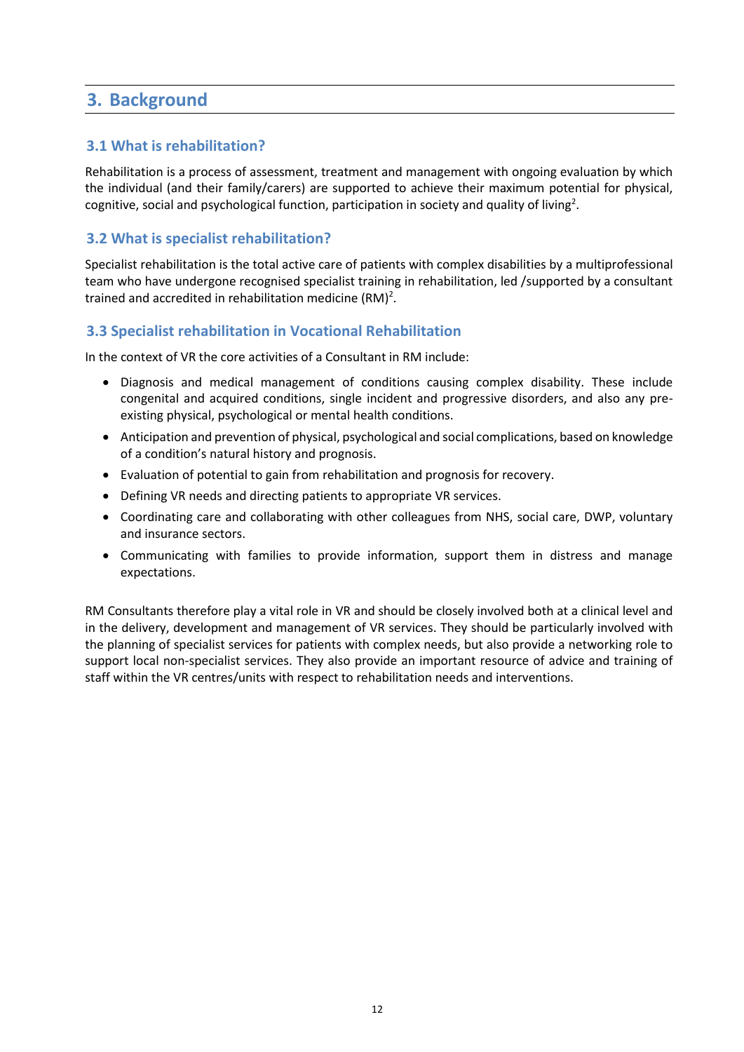# 3. Background

## 3.1 What is rehabilitation?

Rehabilitation is a process of assessment, treatment and management with ongoing evaluation by which the individual (and their family/carers) are supported to achieve their maximum potential for physical, cognitive, social and psychological function, participation in society and quality of living[2].

## 3.2 What is specialist rehabilitation?

Specialist rehabilitation is the total active care of patients with complex disabilities by a multiprofessional team who have undergone recognised specialist training in rehabilitation, led /supported by a consultant trained and accredited in rehabilitation medicine (RM)[2].

## 3.3 Specialist rehabilitation in Vocational Rehabilitation

In the context of VR the core activities of a Consultant in RM include:

- Diagnosis and medical management of conditions causing complex disability. These include congenital and acquired conditions, single incident and progressive disorders, and also any pre-existing physical, psychological or mental health conditions.
- Anticipation and prevention of physical, psychological and social complications, based on knowledge of a condition's natural history and prognosis.
- Evaluation of potential to gain from rehabilitation and prognosis for recovery.
- Defining VR needs and directing patients to appropriate VR services.
- Coordinating care and collaborating with other colleagues from NHS, social care, DWP, voluntary and insurance sectors.
- Communicating with families to provide information, support them in distress and manage expectations.

RM Consultants therefore play a vital role in VR and should be closely involved both at a clinical level and in the delivery, development and management of VR services. They should be particularly involved with the planning of specialist services for patients with complex needs, but also provide a networking role to support local non-specialist services. They also provide an important resource of advice and training of staff within the VR centres/units with respect to rehabilitation needs and interventions.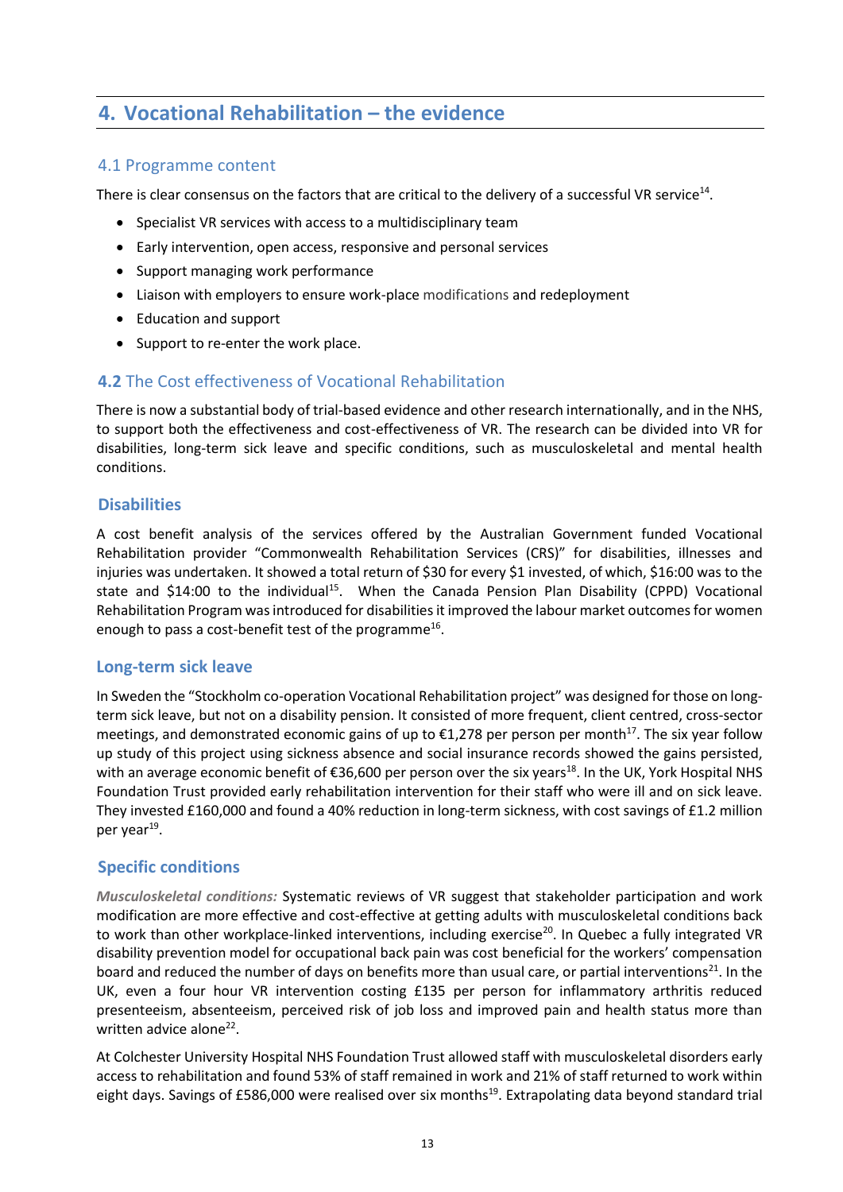## 4. Vocational Rehabilitation – the evidence

### 4.1 Programme content

There is clear consensus on the factors that are critical to the delivery of a successful VR service[14].

- Specialist VR services with access to a multidisciplinary team
- Early intervention, open access, responsive and personal services
- Support managing work performance
- Liaison with employers to ensure work-place modifications and redeployment
- Education and support
- Support to re-enter the work place.

### 4.2 The Cost effectiveness of Vocational Rehabilitation

There is now a substantial body of trial-based evidence and other research internationally, and in the NHS, to support both the effectiveness and cost-effectiveness of VR. The research can be divided into VR for disabilities, long-term sick leave and specific conditions, such as musculoskeletal and mental health conditions.

#### Disabilities

A cost benefit analysis of the services offered by the Australian Government funded Vocational Rehabilitation provider "Commonwealth Rehabilitation Services (CRS)" for disabilities, illnesses and injuries was undertaken. It showed a total return of $30 for every $1 invested, of which, $16:00 was to the state and $14:00 to the individual[15]. When the Canada Pension Plan Disability (CPPD) Vocational Rehabilitation Program was introduced for disabilities it improved the labour market outcomes for women enough to pass a cost-benefit test of the programme[16].

#### Long-term sick leave

In Sweden the "Stockholm co-operation Vocational Rehabilitation project" was designed for those on long-term sick leave, but not on a disability pension. It consisted of more frequent, client centred, cross-sector meetings, and demonstrated economic gains of up to €1,278 per person per month[17]. The six year follow up study of this project using sickness absence and social insurance records showed the gains persisted, with an average economic benefit of €36,600 per person over the six years[18]. In the UK, York Hospital NHS Foundation Trust provided early rehabilitation intervention for their staff who were ill and on sick leave. They invested £160,000 and found a 40% reduction in long-term sickness, with cost savings of £1.2 million per year[19].

#### Specific conditions

***Musculoskeletal conditions:*** Systematic reviews of VR suggest that stakeholder participation and work modification are more effective and cost-effective at getting adults with musculoskeletal conditions back to work than other workplace-linked interventions, including exercise[20]. In Quebec a fully integrated VR disability prevention model for occupational back pain was cost beneficial for the workers' compensation board and reduced the number of days on benefits more than usual care, or partial interventions[21]. In the UK, even a four hour VR intervention costing £135 per person for inflammatory arthritis reduced presenteeism, absenteeism, perceived risk of job loss and improved pain and health status more than written advice alone[22].

At Colchester University Hospital NHS Foundation Trust allowed staff with musculoskeletal disorders early access to rehabilitation and found 53% of staff remained in work and 21% of staff returned to work within eight days. Savings of £586,000 were realised over six months[19]. Extrapolating data beyond standard trial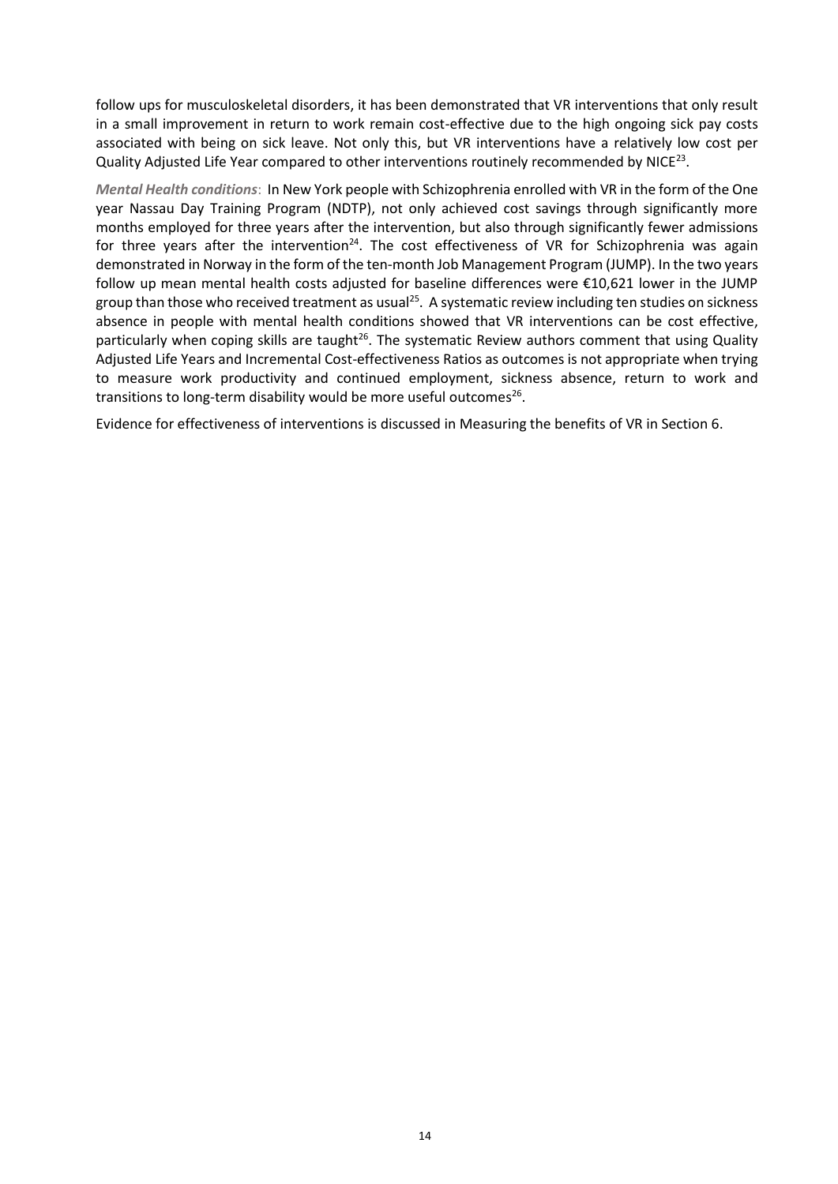follow ups for musculoskeletal disorders, it has been demonstrated that VR interventions that only result in a small improvement in return to work remain cost-effective due to the high ongoing sick pay costs associated with being on sick leave. Not only this, but VR interventions have a relatively low cost per Quality Adjusted Life Year compared to other interventions routinely recommended by NICE[23].

***Mental Health conditions***: In New York people with Schizophrenia enrolled with VR in the form of the One year Nassau Day Training Program (NDTP), not only achieved cost savings through significantly more months employed for three years after the intervention, but also through significantly fewer admissions for three years after the intervention[24]. The cost effectiveness of VR for Schizophrenia was again demonstrated in Norway in the form of the ten-month Job Management Program (JUMP). In the two years follow up mean mental health costs adjusted for baseline differences were €10,621 lower in the JUMP group than those who received treatment as usual[25]. A systematic review including ten studies on sickness absence in people with mental health conditions showed that VR interventions can be cost effective, particularly when coping skills are taught[26]. The systematic Review authors comment that using Quality Adjusted Life Years and Incremental Cost-effectiveness Ratios as outcomes is not appropriate when trying to measure work productivity and continued employment, sickness absence, return to work and transitions to long-term disability would be more useful outcomes[26].

Evidence for effectiveness of interventions is discussed in Measuring the benefits of VR in Section 6.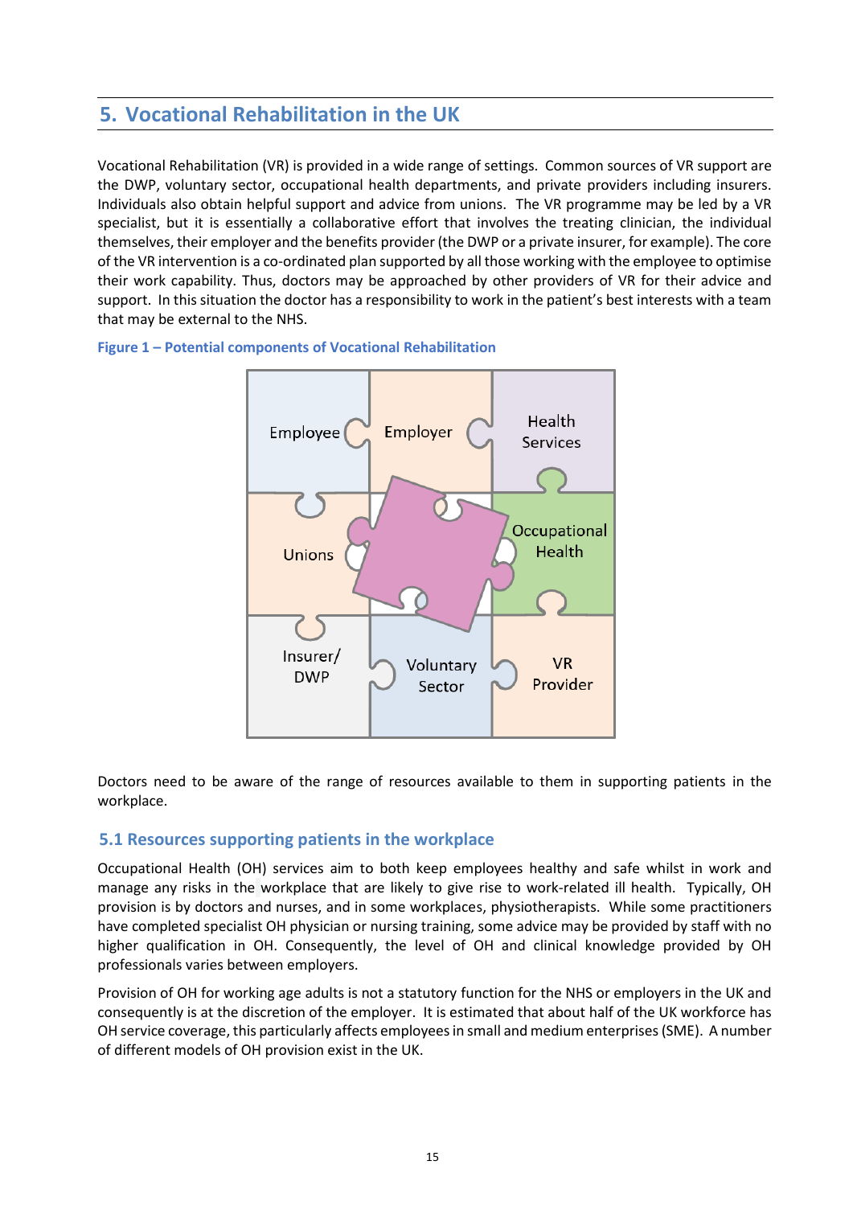# 5. Vocational Rehabilitation in the UK

Vocational Rehabilitation (VR) is provided in a wide range of settings. Common sources of VR support are the DWP, voluntary sector, occupational health departments, and private providers including insurers. Individuals also obtain helpful support and advice from unions. The VR programme may be led by a VR specialist, but it is essentially a collaborative effort that involves the treating clinician, the individual themselves, their employer and the benefits provider (the DWP or a private insurer, for example). The core of the VR intervention is a co-ordinated plan supported by all those working with the employee to optimise their work capability. Thus, doctors may be approached by other providers of VR for their advice and support. In this situation the doctor has a responsibility to work in the patient's best interests with a team that may be external to the NHS.

**Figure 1 – Potential components of Vocational Rehabilitation**

Employee, Employer, Health Services, Unions, Occupational Health, Insurer/DWP, Voluntary Sector, VR Provider

Doctors need to be aware of the range of resources available to them in supporting patients in the workplace.

## 5.1 Resources supporting patients in the workplace

Occupational Health (OH) services aim to both keep employees healthy and safe whilst in work and manage any risks in the workplace that are likely to give rise to work-related ill health. Typically, OH provision is by doctors and nurses, and in some workplaces, physiotherapists. While some practitioners have completed specialist OH physician or nursing training, some advice may be provided by staff with no higher qualification in OH. Consequently, the level of OH and clinical knowledge provided by OH professionals varies between employers.

Provision of OH for working age adults is not a statutory function for the NHS or employers in the UK and consequently is at the discretion of the employer. It is estimated that about half of the UK workforce has OH service coverage, this particularly affects employees in small and medium enterprises (SME). A number of different models of OH provision exist in the UK.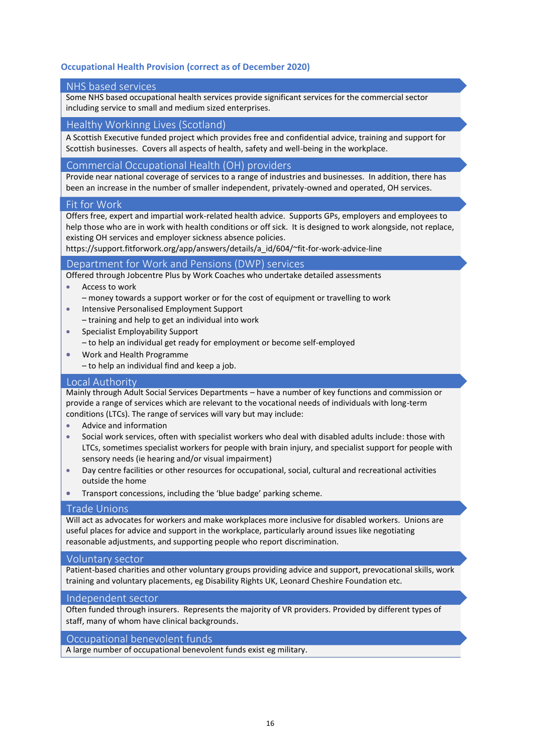**Occupational Health Provision (correct as of December 2020)**

### NHS based services

Some NHS based occupational health services provide significant services for the commercial sector including service to small and medium sized enterprises.

### Healthy Workinng Lives (Scotland)

A Scottish Executive funded project which provides free and confidential advice, training and support for Scottish businesses. Covers all aspects of health, safety and well-being in the workplace.

### Commercial Occupational Health (OH) providers

Provide near national coverage of services to a range of industries and businesses. In addition, there has been an increase in the number of smaller independent, privately-owned and operated, OH services.

### Fit for Work

Offers free, expert and impartial work-related health advice. Supports GPs, employers and employees to help those who are in work with health conditions or off sick. It is designed to work alongside, not replace, existing OH services and employer sickness absence policies.
https://support.fitforwork.org/app/answers/details/a_id/604/~fit-for-work-advice-line

### Department for Work and Pensions (DWP) services

Offered through Jobcentre Plus by Work Coaches who undertake detailed assessments

- Access to work
  – money towards a support worker or for the cost of equipment or travelling to work
- Intensive Personalised Employment Support
  – training and help to get an individual into work
- Specialist Employability Support
  – to help an individual get ready for employment or become self-employed
- Work and Health Programme
  – to help an individual find and keep a job.

### Local Authority

Mainly through Adult Social Services Departments – have a number of key functions and commission or provide a range of services which are relevant to the vocational needs of individuals with long-term conditions (LTCs). The range of services will vary but may include:

- Advice and information
- Social work services, often with specialist workers who deal with disabled adults include: those with LTCs, sometimes specialist workers for people with brain injury, and specialist support for people with sensory needs (ie hearing and/or visual impairment)
- Day centre facilities or other resources for occupational, social, cultural and recreational activities outside the home
- Transport concessions, including the 'blue badge' parking scheme.

### Trade Unions

Will act as advocates for workers and make workplaces more inclusive for disabled workers. Unions are useful places for advice and support in the workplace, particularly around issues like negotiating reasonable adjustments, and supporting people who report discrimination.

### Voluntary sector

Patient-based charities and other voluntary groups providing advice and support, prevocational skills, work training and voluntary placements, eg Disability Rights UK, Leonard Cheshire Foundation etc.

### Independent sector

Often funded through insurers. Represents the majority of VR providers. Provided by different types of staff, many of whom have clinical backgrounds.

### Occupational benevolent funds

A large number of occupational benevolent funds exist eg military.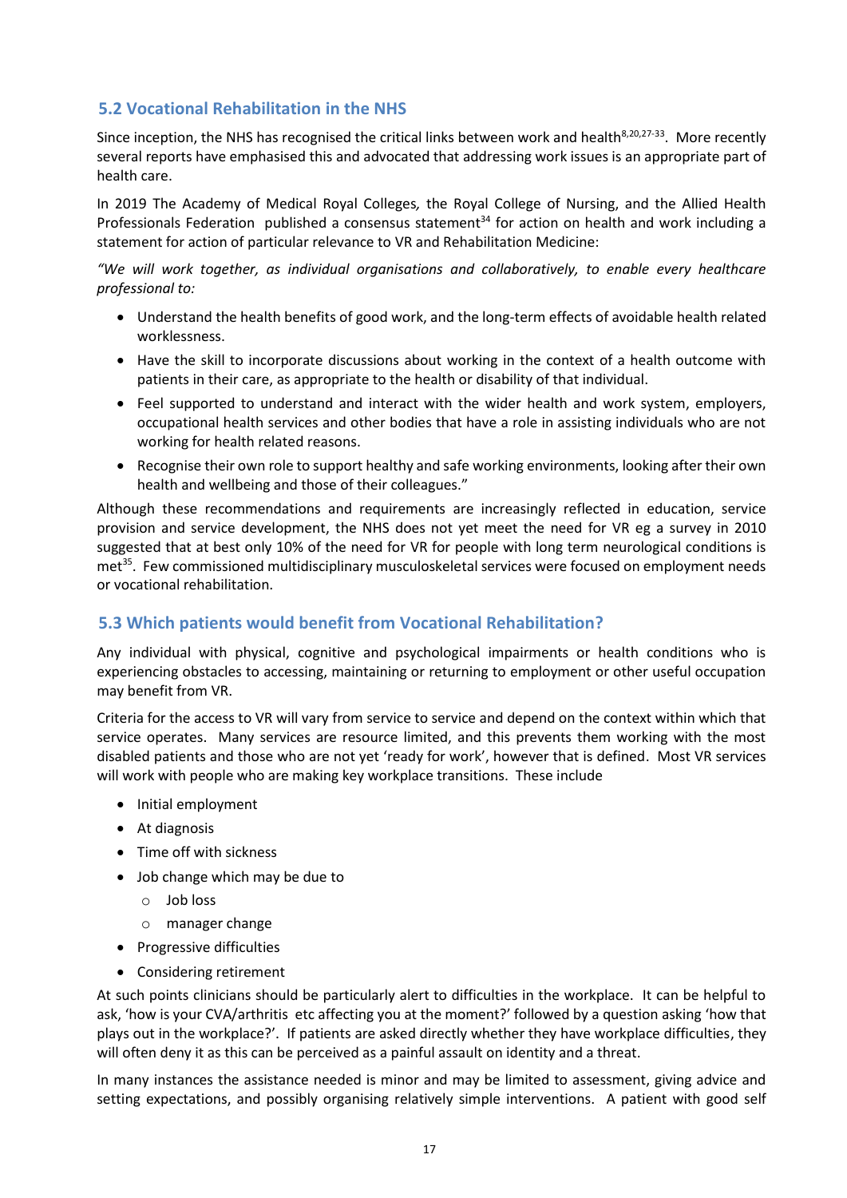## 5.2 Vocational Rehabilitation in the NHS

Since inception, the NHS has recognised the critical links between work and health[8,20,27-33]. More recently several reports have emphasised this and advocated that addressing work issues is an appropriate part of health care.

In 2019 The Academy of Medical Royal Colleges*,* the Royal College of Nursing, and the Allied Health Professionals Federation published a consensus statement[34] for action on health and work including a statement for action of particular relevance to VR and Rehabilitation Medicine:

*"We will work together, as individual organisations and collaboratively, to enable every healthcare professional to:*

- Understand the health benefits of good work, and the long-term effects of avoidable health related worklessness.
- Have the skill to incorporate discussions about working in the context of a health outcome with patients in their care, as appropriate to the health or disability of that individual.
- Feel supported to understand and interact with the wider health and work system, employers, occupational health services and other bodies that have a role in assisting individuals who are not working for health related reasons.
- Recognise their own role to support healthy and safe working environments, looking after their own health and wellbeing and those of their colleagues."

Although these recommendations and requirements are increasingly reflected in education, service provision and service development, the NHS does not yet meet the need for VR eg a survey in 2010 suggested that at best only 10% of the need for VR for people with long term neurological conditions is met[35]. Few commissioned multidisciplinary musculoskeletal services were focused on employment needs or vocational rehabilitation.

## 5.3 Which patients would benefit from Vocational Rehabilitation?

Any individual with physical, cognitive and psychological impairments or health conditions who is experiencing obstacles to accessing, maintaining or returning to employment or other useful occupation may benefit from VR.

Criteria for the access to VR will vary from service to service and depend on the context within which that service operates. Many services are resource limited, and this prevents them working with the most disabled patients and those who are not yet 'ready for work', however that is defined. Most VR services will work with people who are making key workplace transitions. These include

- Initial employment
- At diagnosis
- Time off with sickness
- Job change which may be due to
    - Job loss
    - manager change
- Progressive difficulties
- Considering retirement

At such points clinicians should be particularly alert to difficulties in the workplace. It can be helpful to ask, 'how is your CVA/arthritis etc affecting you at the moment?' followed by a question asking 'how that plays out in the workplace?'. If patients are asked directly whether they have workplace difficulties, they will often deny it as this can be perceived as a painful assault on identity and a threat.

In many instances the assistance needed is minor and may be limited to assessment, giving advice and setting expectations, and possibly organising relatively simple interventions. A patient with good self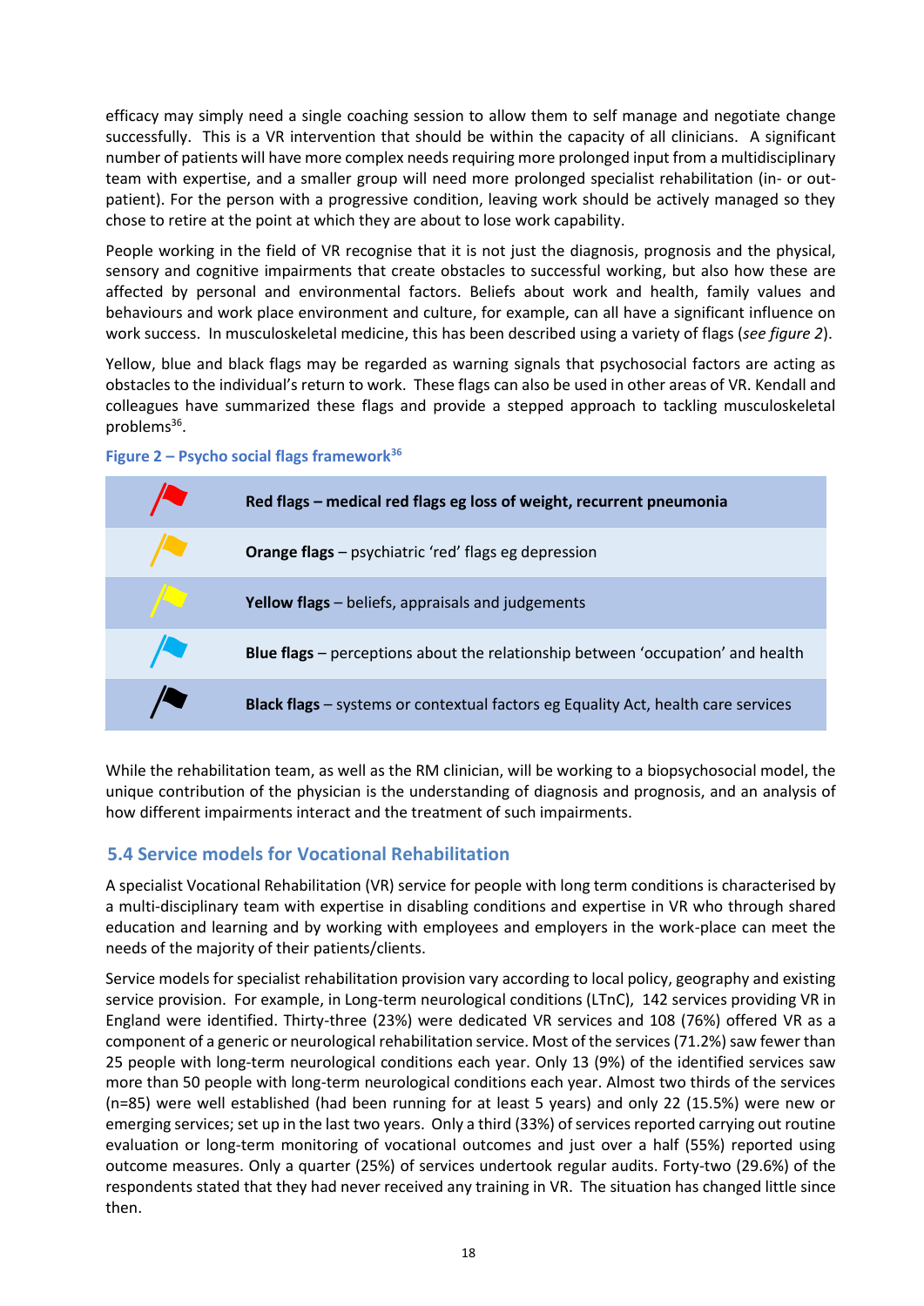efficacy may simply need a single coaching session to allow them to self manage and negotiate change successfully. This is a VR intervention that should be within the capacity of all clinicians. A significant number of patients will have more complex needs requiring more prolonged input from a multidisciplinary team with expertise, and a smaller group will need more prolonged specialist rehabilitation (in- or out-patient). For the person with a progressive condition, leaving work should be actively managed so they chose to retire at the point at which they are about to lose work capability.

People working in the field of VR recognise that it is not just the diagnosis, prognosis and the physical, sensory and cognitive impairments that create obstacles to successful working, but also how these are affected by personal and environmental factors. Beliefs about work and health, family values and behaviours and work place environment and culture, for example, can all have a significant influence on work success. In musculoskeletal medicine, this has been described using a variety of flags (*see figure 2*).

Yellow, blue and black flags may be regarded as warning signals that psychosocial factors are acting as obstacles to the individual's return to work. These flags can also be used in other areas of VR. Kendall and colleagues have summarized these flags and provide a stepped approach to tackling musculoskeletal problems[36].

**Figure 2 – Psycho social flags framework[36]**

| | |
|---|---|
| 🚩 | **Red flags – medical red flags eg loss of weight, recurrent pneumonia** |
| 🚩 | **Orange flags** – psychiatric 'red' flags eg depression |
| 🚩 | **Yellow flags** – beliefs, appraisals and judgements |
| 🚩 | **Blue flags** – perceptions about the relationship between 'occupation' and health |
| 🚩 | **Black flags** – systems or contextual factors eg Equality Act, health care services |

While the rehabilitation team, as well as the RM clinician, will be working to a biopsychosocial model, the unique contribution of the physician is the understanding of diagnosis and prognosis, and an analysis of how different impairments interact and the treatment of such impairments.

## 5.4 Service models for Vocational Rehabilitation

A specialist Vocational Rehabilitation (VR) service for people with long term conditions is characterised by a multi-disciplinary team with expertise in disabling conditions and expertise in VR who through shared education and learning and by working with employees and employers in the work-place can meet the needs of the majority of their patients/clients.

Service models for specialist rehabilitation provision vary according to local policy, geography and existing service provision. For example, in Long-term neurological conditions (LTnC), 142 services providing VR in England were identified. Thirty-three (23%) were dedicated VR services and 108 (76%) offered VR as a component of a generic or neurological rehabilitation service. Most of the services (71.2%) saw fewer than 25 people with long-term neurological conditions each year. Only 13 (9%) of the identified services saw more than 50 people with long-term neurological conditions each year. Almost two thirds of the services (n=85) were well established (had been running for at least 5 years) and only 22 (15.5%) were new or emerging services; set up in the last two years. Only a third (33%) of services reported carrying out routine evaluation or long-term monitoring of vocational outcomes and just over a half (55%) reported using outcome measures. Only a quarter (25%) of services undertook regular audits. Forty-two (29.6%) of the respondents stated that they had never received any training in VR. The situation has changed little since then.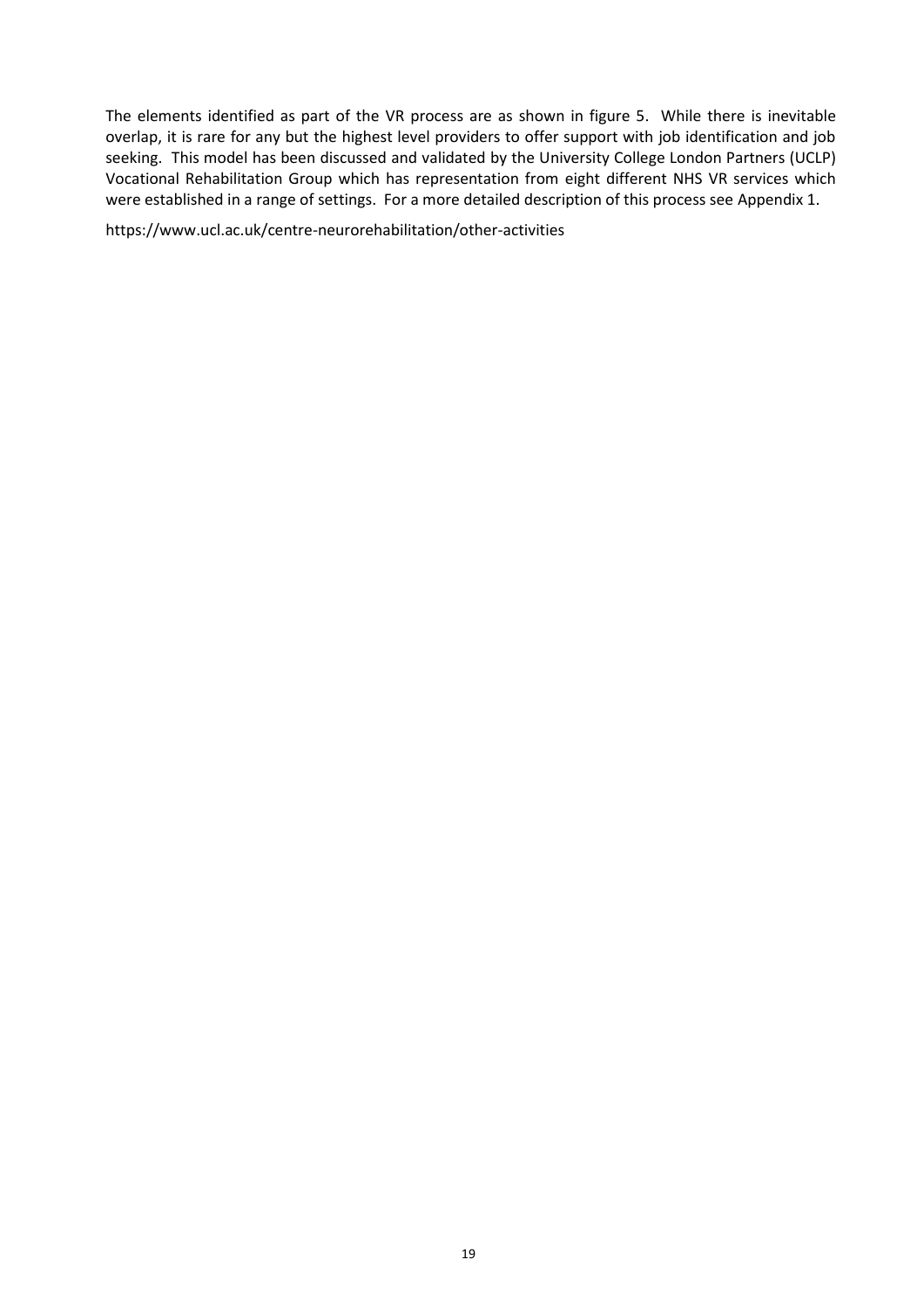The elements identified as part of the VR process are as shown in figure 5. While there is inevitable overlap, it is rare for any but the highest level providers to offer support with job identification and job seeking. This model has been discussed and validated by the University College London Partners (UCLP) Vocational Rehabilitation Group which has representation from eight different NHS VR services which were established in a range of settings. For a more detailed description of this process see Appendix 1.

https://www.ucl.ac.uk/centre-neurorehabilitation/other-activities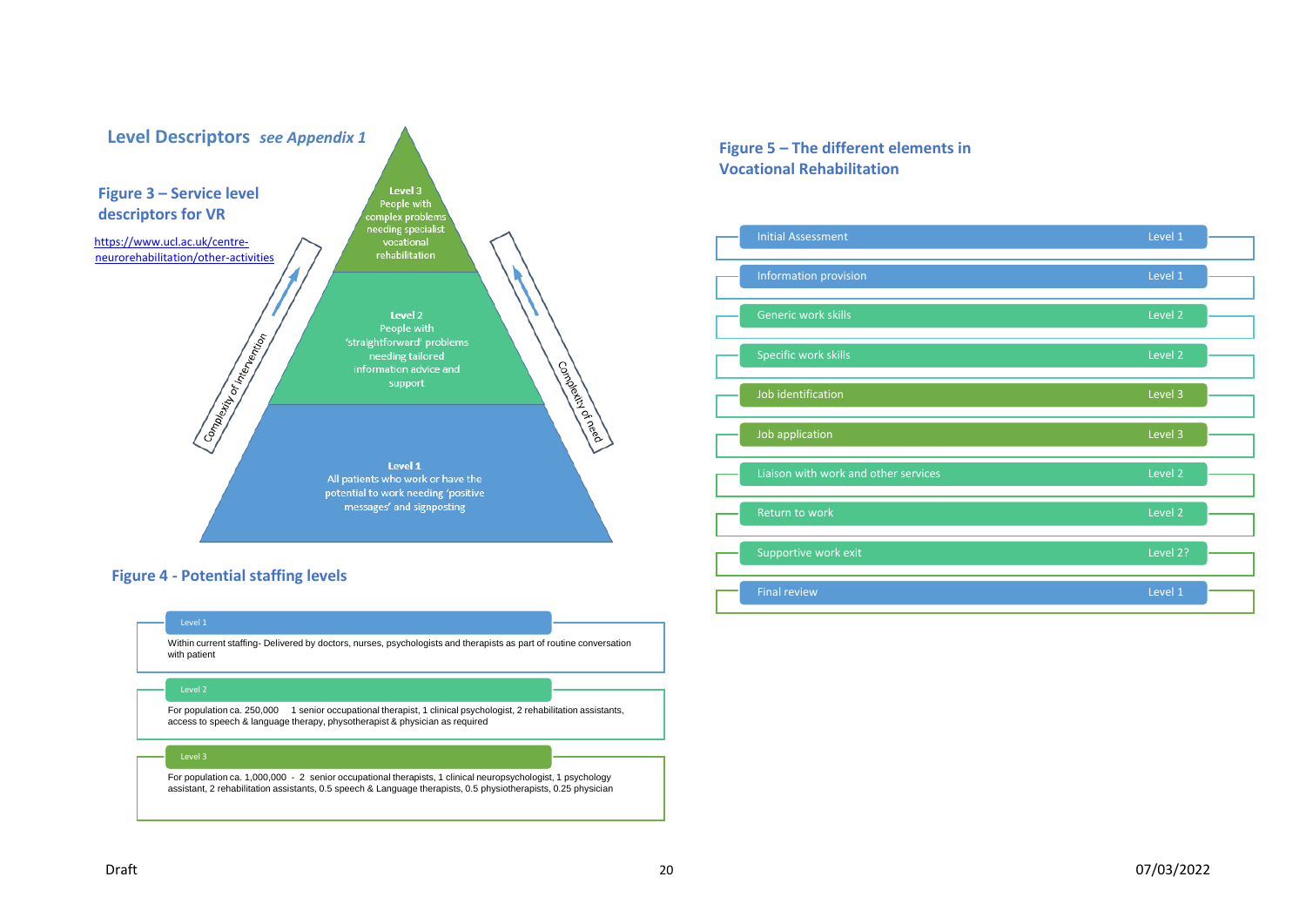## Level Descriptors *see Appendix 1*

### Figure 3 – Service level descriptors for VR

https://www.ucl.ac.uk/centre-neurorehabilitation/other-activities

**Level 3**
People with complex problems needing specialist vocational rehabilitation

**Level 2**
People with 'straightforward' problems needing tailored information advice and support

**Level 1**
All patients who work or have the potential to work needing 'positive messages' and signposting

Complexity of intervention

Complexity of need

### Figure 4 - Potential staffing levels

**Level 1**

Within current staffing- Delivered by doctors, nurses, psychologists and therapists as part of routine conversation with patient

**Level 2**

For population ca. 250,000  1 senior occupational therapist, 1 clinical psychologist, 2 rehabilitation assistants, access to speech & language therapy, physotherapist & physician as required

**Level 3**

For population ca. 1,000,000 - 2 senior occupational therapists, 1 clinical neuropsychologist, 1 psychology assistant, 2 rehabilitation assistants, 0.5 speech & Language therapists, 0.5 physiotherapists, 0.25 physician

### Figure 5 – The different elements in Vocational Rehabilitation

| Element | Level |
|---|---|
| Initial Assessment | Level 1 |
| Information provision | Level 1 |
| Generic work skills | Level 2 |
| Specific work skills | Level 2 |
| Job identification | Level 3 |
| Job application | Level 3 |
| Liaison with work and other services | Level 2 |
| Return to work | Level 2 |
| Supportive work exit | Level 2? |
| Final review | Level 1 |

Draft 07/03/2022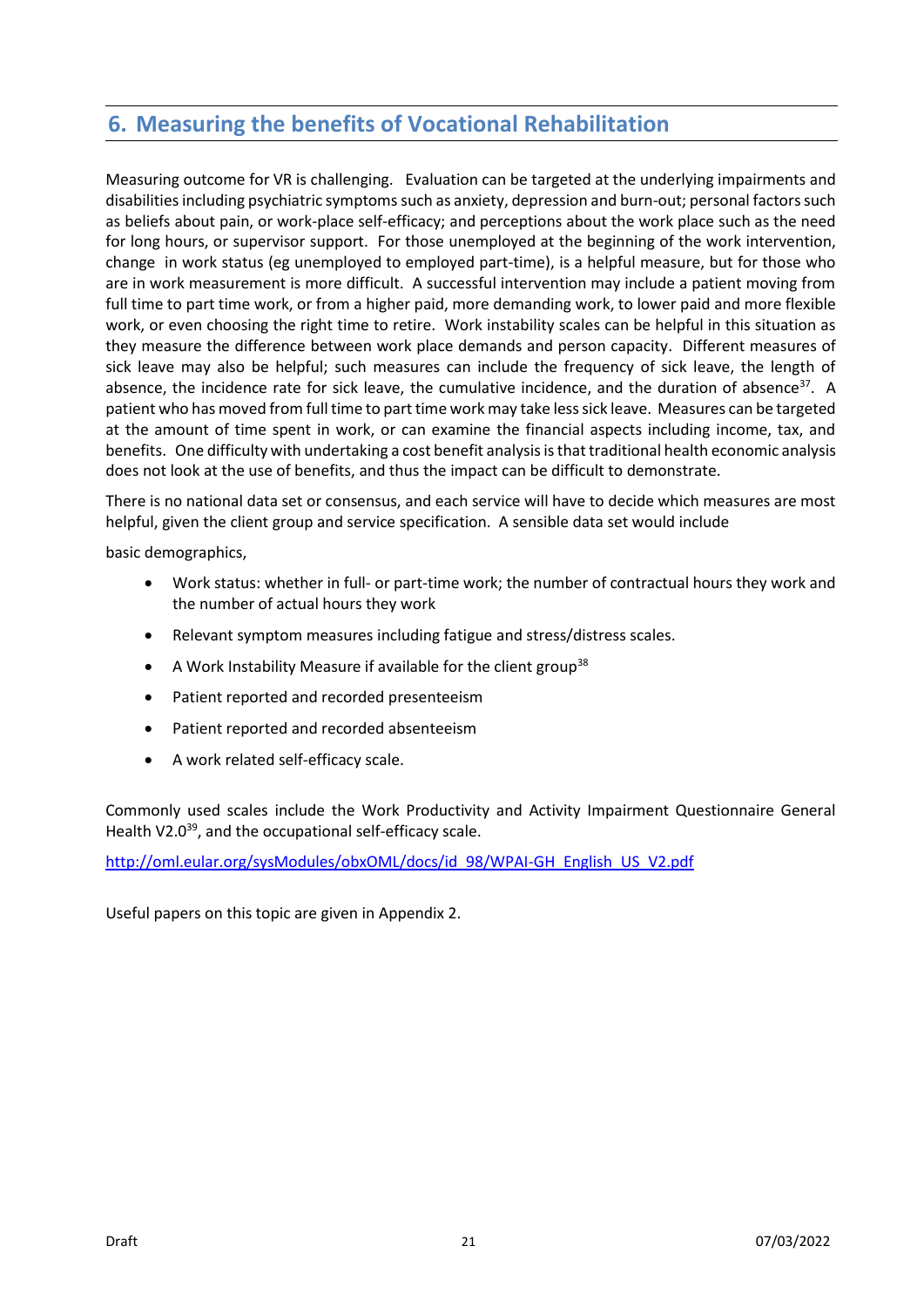## 6. Measuring the benefits of Vocational Rehabilitation

Measuring outcome for VR is challenging. Evaluation can be targeted at the underlying impairments and disabilities including psychiatric symptoms such as anxiety, depression and burn-out; personal factors such as beliefs about pain, or work-place self-efficacy; and perceptions about the work place such as the need for long hours, or supervisor support. For those unemployed at the beginning of the work intervention, change in work status (eg unemployed to employed part-time), is a helpful measure, but for those who are in work measurement is more difficult. A successful intervention may include a patient moving from full time to part time work, or from a higher paid, more demanding work, to lower paid and more flexible work, or even choosing the right time to retire. Work instability scales can be helpful in this situation as they measure the difference between work place demands and person capacity. Different measures of sick leave may also be helpful; such measures can include the frequency of sick leave, the length of absence, the incidence rate for sick leave, the cumulative incidence, and the duration of absence[37]. A patient who has moved from full time to part time work may take less sick leave. Measures can be targeted at the amount of time spent in work, or can examine the financial aspects including income, tax, and benefits. One difficulty with undertaking a cost benefit analysis is that traditional health economic analysis does not look at the use of benefits, and thus the impact can be difficult to demonstrate.

There is no national data set or consensus, and each service will have to decide which measures are most helpful, given the client group and service specification. A sensible data set would include

basic demographics,

- Work status: whether in full- or part-time work; the number of contractual hours they work and the number of actual hours they work
- Relevant symptom measures including fatigue and stress/distress scales.
- A Work Instability Measure if available for the client group[38]
- Patient reported and recorded presenteeism
- Patient reported and recorded absenteeism
- A work related self-efficacy scale.

Commonly used scales include the Work Productivity and Activity Impairment Questionnaire General Health V2.0[39], and the occupational self-efficacy scale.

http://oml.eular.org/sysModules/obxOML/docs/id_98/WPAI-GH_English_US_V2.pdf

Useful papers on this topic are given in Appendix 2.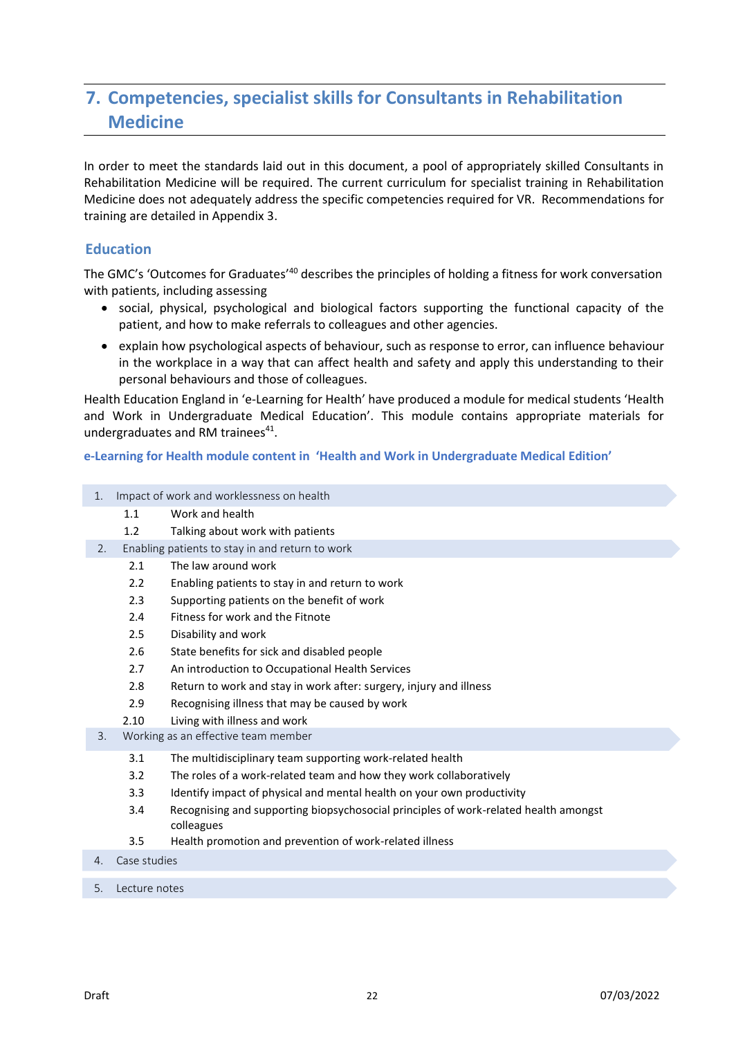## 7. Competencies, specialist skills for Consultants in Rehabilitation Medicine

In order to meet the standards laid out in this document, a pool of appropriately skilled Consultants in Rehabilitation Medicine will be required. The current curriculum for specialist training in Rehabilitation Medicine does not adequately address the specific competencies required for VR. Recommendations for training are detailed in Appendix 3.

### Education

The GMC's 'Outcomes for Graduates'[40] describes the principles of holding a fitness for work conversation with patients, including assessing

- social, physical, psychological and biological factors supporting the functional capacity of the patient, and how to make referrals to colleagues and other agencies.
- explain how psychological aspects of behaviour, such as response to error, can influence behaviour in the workplace in a way that can affect health and safety and apply this understanding to their personal behaviours and those of colleagues.

Health Education England in 'e-Learning for Health' have produced a module for medical students 'Health and Work in Undergraduate Medical Education'. This module contains appropriate materials for undergraduates and RM trainees[41].

**e-Learning for Health module content in 'Health and Work in Undergraduate Medical Edition'**

1. Impact of work and worklessness on health
   - 1.1 Work and health
   - 1.2 Talking about work with patients
2. Enabling patients to stay in and return to work
   - 2.1 The law around work
   - 2.2 Enabling patients to stay in and return to work
   - 2.3 Supporting patients on the benefit of work
   - 2.4 Fitness for work and the Fitnote
   - 2.5 Disability and work
   - 2.6 State benefits for sick and disabled people
   - 2.7 An introduction to Occupational Health Services
   - 2.8 Return to work and stay in work after: surgery, injury and illness
   - 2.9 Recognising illness that may be caused by work
   - 2.10 Living with illness and work
3. Working as an effective team member
   - 3.1 The multidisciplinary team supporting work-related health
   - 3.2 The roles of a work-related team and how they work collaboratively
   - 3.3 Identify impact of physical and mental health on your own productivity
   - 3.4 Recognising and supporting biopsychosocial principles of work-related health amongst colleagues
   - 3.5 Health promotion and prevention of work-related illness
4. Case studies
5. Lecture notes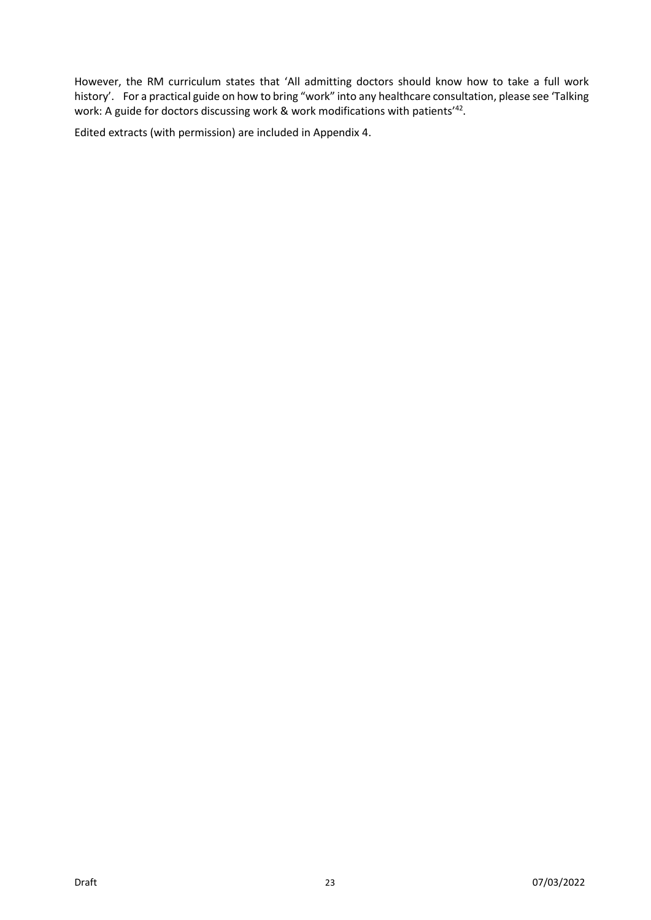However, the RM curriculum states that 'All admitting doctors should know how to take a full work history'. For a practical guide on how to bring "work" into any healthcare consultation, please see 'Talking work: A guide for doctors discussing work & work modifications with patients'[42].

Edited extracts (with permission) are included in Appendix 4.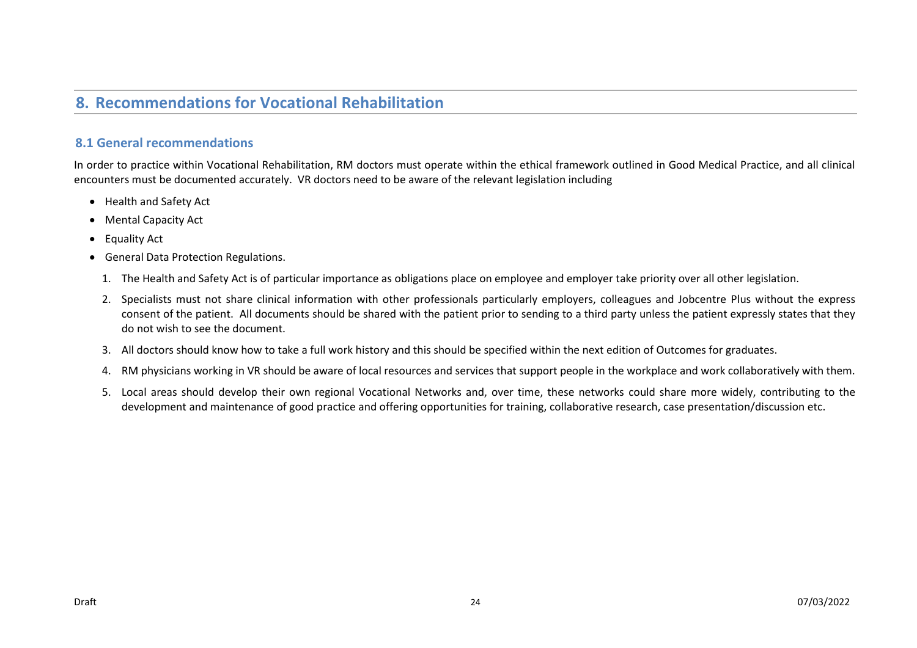# 8. Recommendations for Vocational Rehabilitation

## 8.1 General recommendations

In order to practice within Vocational Rehabilitation, RM doctors must operate within the ethical framework outlined in Good Medical Practice, and all clinical encounters must be documented accurately. VR doctors need to be aware of the relevant legislation including

- Health and Safety Act
- Mental Capacity Act
- Equality Act
- General Data Protection Regulations.

1. The Health and Safety Act is of particular importance as obligations place on employee and employer take priority over all other legislation.
2. Specialists must not share clinical information with other professionals particularly employers, colleagues and Jobcentre Plus without the express consent of the patient. All documents should be shared with the patient prior to sending to a third party unless the patient expressly states that they do not wish to see the document.
3. All doctors should know how to take a full work history and this should be specified within the next edition of Outcomes for graduates.
4. RM physicians working in VR should be aware of local resources and services that support people in the workplace and work collaboratively with them.
5. Local areas should develop their own regional Vocational Networks and, over time, these networks could share more widely, contributing to the development and maintenance of good practice and offering opportunities for training, collaborative research, case presentation/discussion etc.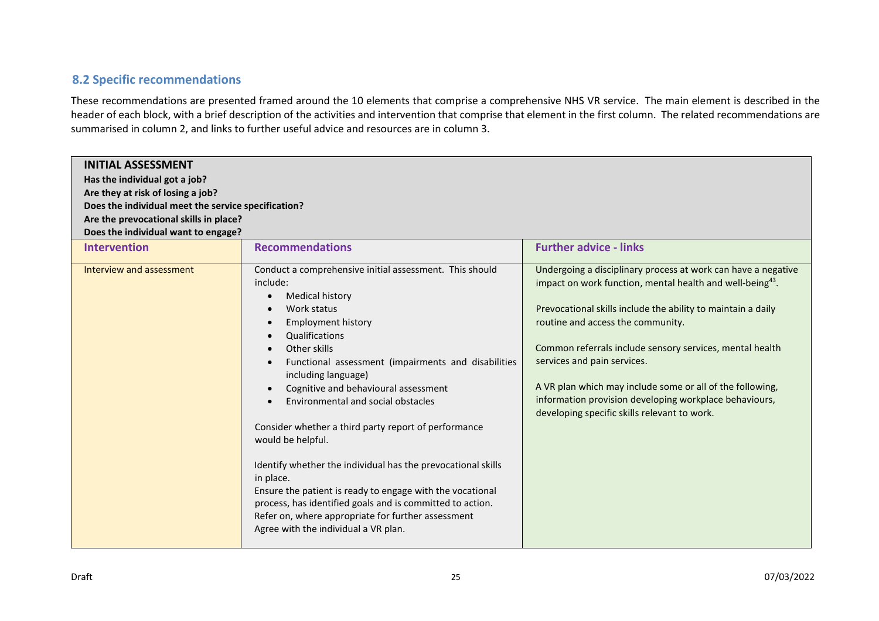## 8.2 Specific recommendations

These recommendations are presented framed around the 10 elements that comprise a comprehensive NHS VR service. The main element is described in the header of each block, with a brief description of the activities and intervention that comprise that element in the first column. The related recommendations are summarised in column 2, and links to further useful advice and resources are in column 3.

| **INITIAL ASSESSMENT**<br>**Has the individual got a job?**<br>**Are they at risk of losing a job?**<br>**Does the individual meet the service specification?**<br>**Are the prevocational skills in place?**<br>**Does the individual want to engage?** | | |
|---|---|---|
| **Intervention** | **Recommendations** | **Further advice - links** |
| Interview and assessment | Conduct a comprehensive initial assessment. This should include:<br>• Medical history<br>• Work status<br>• Employment history<br>• Qualifications<br>• Other skills<br>• Functional assessment (impairments and disabilities including language)<br>• Cognitive and behavioural assessment<br>• Environmental and social obstacles<br><br>Consider whether a third party report of performance would be helpful.<br><br>Identify whether the individual has the prevocational skills in place.<br>Ensure the patient is ready to engage with the vocational process, has identified goals and is committed to action.<br>Refer on, where appropriate for further assessment<br>Agree with the individual a VR plan. | Undergoing a disciplinary process at work can have a negative impact on work function, mental health and well-being[43].<br><br>Prevocational skills include the ability to maintain a daily routine and access the community.<br><br>Common referrals include sensory services, mental health services and pain services.<br><br>A VR plan which may include some or all of the following, information provision developing workplace behaviours, developing specific skills relevant to work. |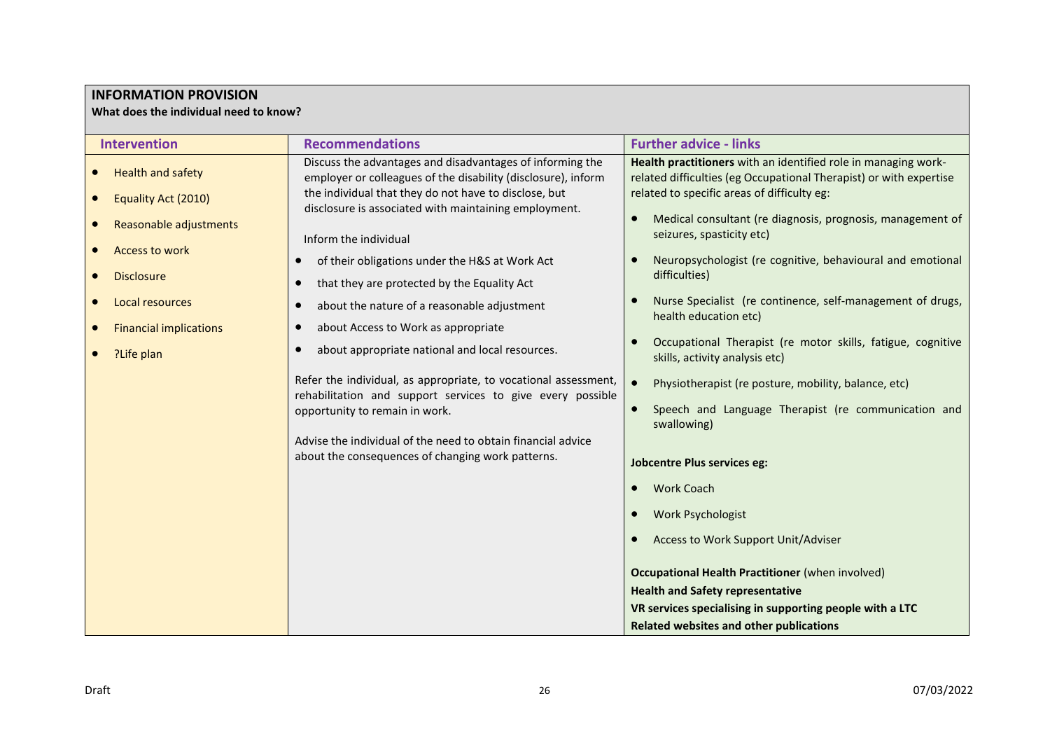## INFORMATION PROVISION

**What does the individual need to know?**

| Intervention | Recommendations | Further advice - links |
|---|---|---|
| • Health and safety<br>• Equality Act (2010)<br>• Reasonable adjustments<br>• Access to work<br>• Disclosure<br>• Local resources<br>• Financial implications<br>• ?Life plan | Discuss the advantages and disadvantages of informing the employer or colleagues of the disability (disclosure), inform the individual that they do not have to disclose, but disclosure is associated with maintaining employment.<br><br>Inform the individual<br>• of their obligations under the H&S at Work Act<br>• that they are protected by the Equality Act<br>• about the nature of a reasonable adjustment<br>• about Access to Work as appropriate<br>• about appropriate national and local resources.<br><br>Refer the individual, as appropriate, to vocational assessment, rehabilitation and support services to give every possible opportunity to remain in work.<br><br>Advise the individual of the need to obtain financial advice about the consequences of changing work patterns. | **Health practitioners** with an identified role in managing work-related difficulties (eg Occupational Therapist) or with expertise related to specific areas of difficulty eg:<br>• Medical consultant (re diagnosis, prognosis, management of seizures, spasticity etc)<br>• Neuropsychologist (re cognitive, behavioural and emotional difficulties)<br>• Nurse Specialist (re continence, self-management of drugs, health education etc)<br>• Occupational Therapist (re motor skills, fatigue, cognitive skills, activity analysis etc)<br>• Physiotherapist (re posture, mobility, balance, etc)<br>• Speech and Language Therapist (re communication and swallowing)<br><br>**Jobcentre Plus services eg:**<br>• Work Coach<br>• Work Psychologist<br>• Access to Work Support Unit/Adviser<br><br>**Occupational Health Practitioner** (when involved)<br>**Health and Safety representative**<br>**VR services specialising in supporting people with a LTC**<br>**Related websites and other publications** |

Draft 07/03/2022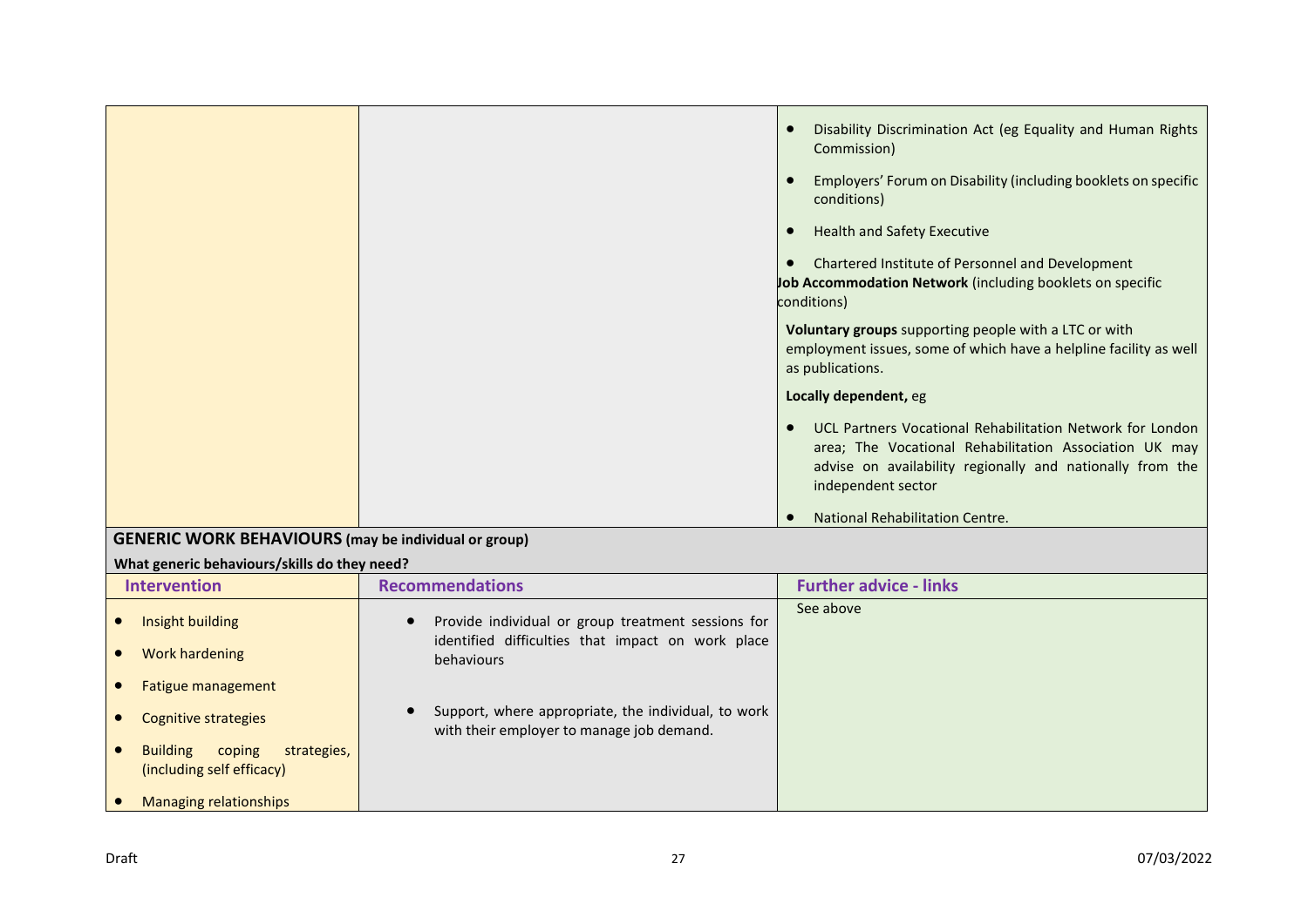| | | |
|---|---|---|
| | | • Disability Discrimination Act (eg Equality and Human Rights Commission)<br>• Employers' Forum on Disability (including booklets on specific conditions)<br>• Health and Safety Executive<br>• Chartered Institute of Personnel and Development<br>**Job Accommodation Network** (including booklets on specific conditions)<br>**Voluntary groups** supporting people with a LTC or with employment issues, some of which have a helpline facility as well as publications.<br>**Locally dependent,** eg<br>• UCL Partners Vocational Rehabilitation Network for London area; The Vocational Rehabilitation Association UK may advise on availability regionally and nationally from the independent sector<br>• National Rehabilitation Centre. |

**GENERIC WORK BEHAVIOURS (may be individual or group)**

**What generic behaviours/skills do they need?**

| Intervention | Recommendations | Further advice - links |
|---|---|---|
| • Insight building<br>• Work hardening<br>• Fatigue management<br>• Cognitive strategies<br>• Building coping strategies, (including self efficacy)<br>• Managing relationships | • Provide individual or group treatment sessions for identified difficulties that impact on work place behaviours<br>• Support, where appropriate, the individual, to work with their employer to manage job demand. | See above |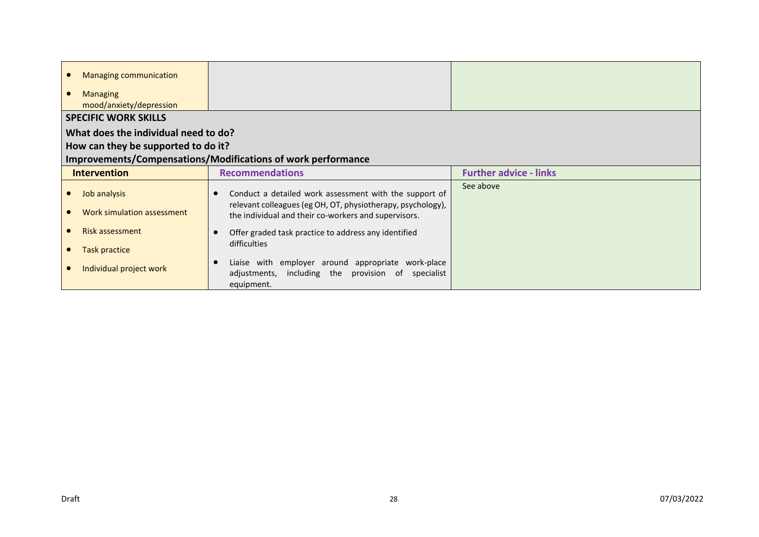| | | |
|---|---|---|
| • Managing communication<br>• Managing mood/anxiety/depression | | |

**SPECIFIC WORK SKILLS**

**What does the individual need to do?**

**How can they be supported to do it?**

**Improvements/Compensations/Modifications of work performance**

| Intervention | Recommendations | Further advice - links |
|---|---|---|
| • Job analysis<br>• Work simulation assessment<br>• Risk assessment<br>• Task practice<br>• Individual project work | • Conduct a detailed work assessment with the support of relevant colleagues (eg OH, OT, physiotherapy, psychology), the individual and their co-workers and supervisors.<br>• Offer graded task practice to address any identified difficulties<br>• Liaise with employer around appropriate work-place adjustments, including the provision of specialist equipment. | See above |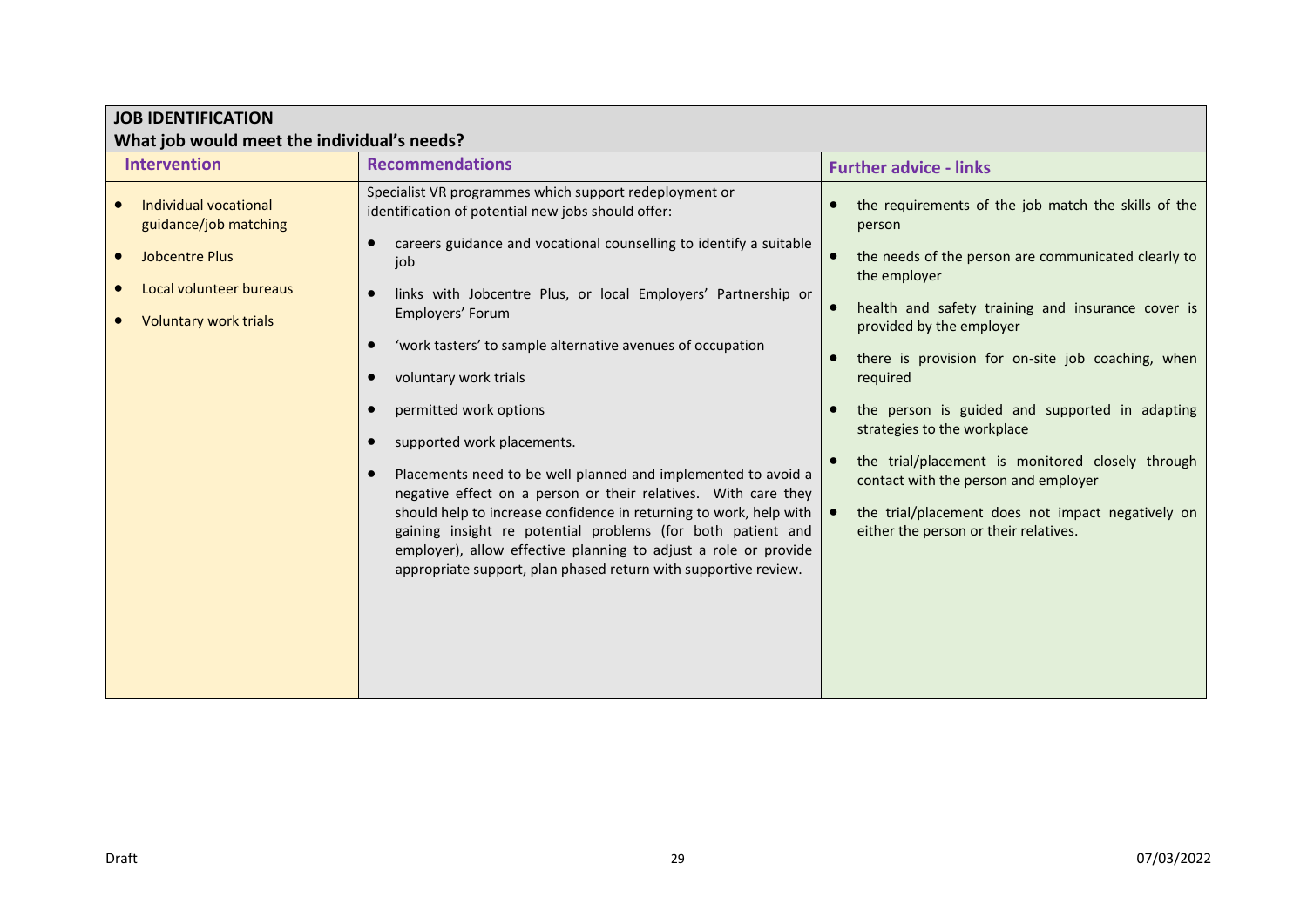| **JOB IDENTIFICATION**<br>**What job would meet the individual's needs?** | | |
|---|---|---|
| **Intervention** | **Recommendations** | **Further advice - links** |
| • Individual vocational guidance/job matching<br>• Jobcentre Plus<br>• Local volunteer bureaus<br>• Voluntary work trials | Specialist VR programmes which support redeployment or identification of potential new jobs should offer:<br>• careers guidance and vocational counselling to identify a suitable job<br>• links with Jobcentre Plus, or local Employers' Partnership or Employers' Forum<br>• 'work tasters' to sample alternative avenues of occupation<br>• voluntary work trials<br>• permitted work options<br>• supported work placements.<br>• Placements need to be well planned and implemented to avoid a negative effect on a person or their relatives. With care they should help to increase confidence in returning to work, help with gaining insight re potential problems (for both patient and employer), allow effective planning to adjust a role or provide appropriate support, plan phased return with supportive review. | • the requirements of the job match the skills of the person<br>• the needs of the person are communicated clearly to the employer<br>• health and safety training and insurance cover is provided by the employer<br>• there is provision for on-site job coaching, when required<br>• the person is guided and supported in adapting strategies to the workplace<br>• the trial/placement is monitored closely through contact with the person and employer<br>• the trial/placement does not impact negatively on either the person or their relatives. |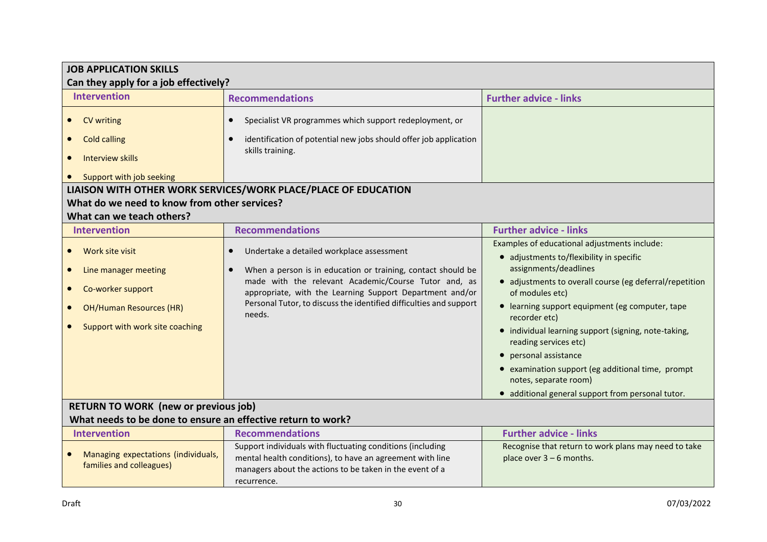| **JOB APPLICATION SKILLS**<br>**Can they apply for a job effectively?** | | |
|---|---|---|
| **Intervention** | **Recommendations** | **Further advice - links** |
| • CV writing<br>• Cold calling<br>• Interview skills<br>• Support with job seeking | • Specialist VR programmes which support redeployment, or<br>• identification of potential new jobs should offer job application skills training. | |

| **LIAISON WITH OTHER WORK SERVICES/WORK PLACE/PLACE OF EDUCATION**<br>**What do we need to know from other services?**<br>**What can we teach others?** | | |
|---|---|---|
| **Intervention** | **Recommendations** | **Further advice - links** |
| • Work site visit<br>• Line manager meeting<br>• Co-worker support<br>• OH/Human Resources (HR)<br>• Support with work site coaching | • Undertake a detailed workplace assessment<br>• When a person is in education or training, contact should be made with the relevant Academic/Course Tutor and, as appropriate, with the Learning Support Department and/or Personal Tutor, to discuss the identified difficulties and support needs. | Examples of educational adjustments include:<br>• adjustments to/flexibility in specific assignments/deadlines<br>• adjustments to overall course (eg deferral/repetition of modules etc)<br>• learning support equipment (eg computer, tape recorder etc)<br>• individual learning support (signing, note-taking, reading services etc)<br>• personal assistance<br>• examination support (eg additional time, prompt notes, separate room)<br>• additional general support from personal tutor. |

| **RETURN TO WORK (new or previous job)**<br>**What needs to be done to ensure an effective return to work?** | | |
|---|---|---|
| **Intervention** | **Recommendations** | **Further advice - links** |
| • Managing expectations (individuals, families and colleagues) | Support individuals with fluctuating conditions (including mental health conditions), to have an agreement with line managers about the actions to be taken in the event of a recurrence. | Recognise that return to work plans may need to take place over 3 – 6 months. |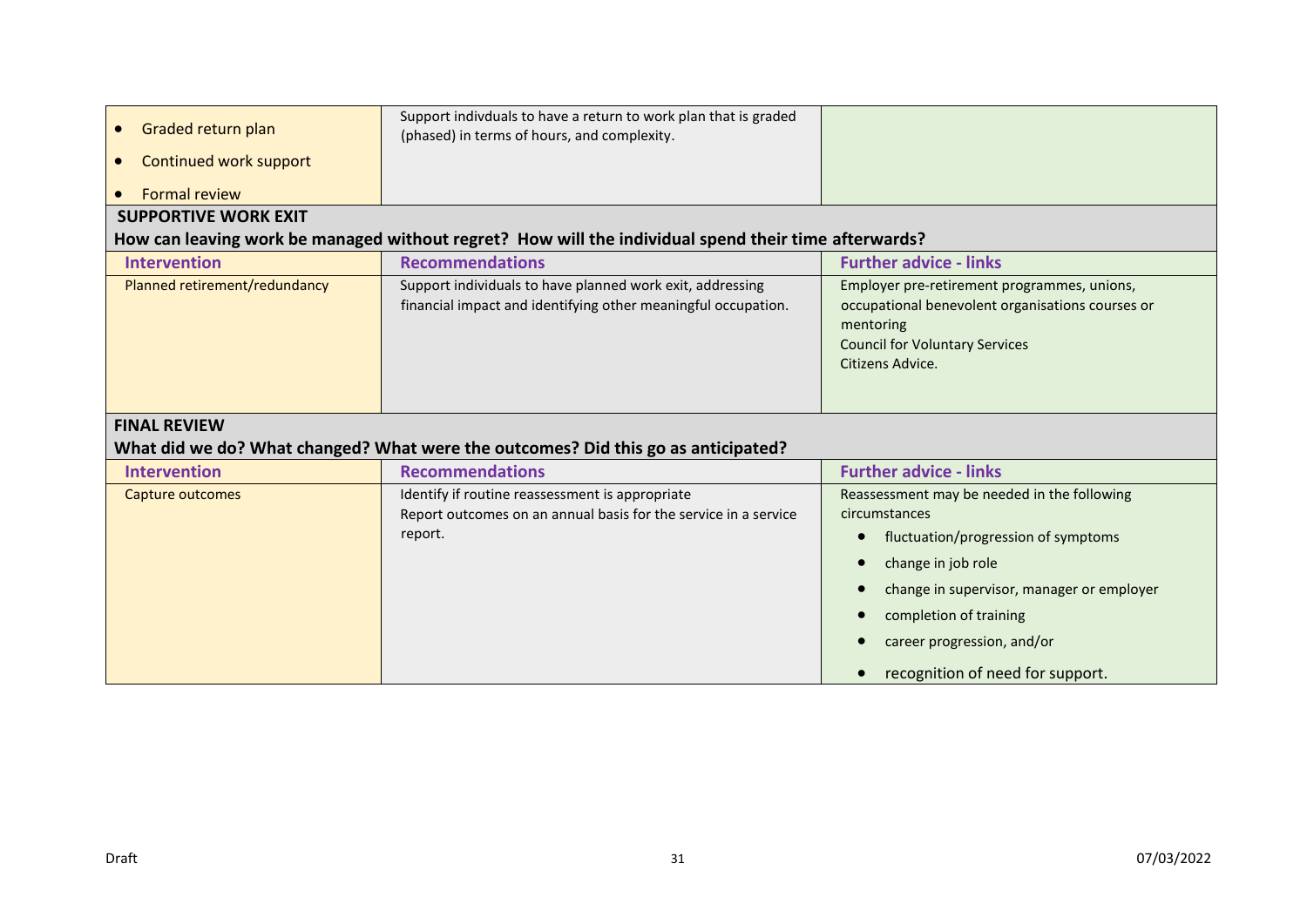| | | |
|---|---|---|
| • Graded return plan<br>• Continued work support<br>• Formal review | Support indivduals to have a return to work plan that is graded (phased) in terms of hours, and complexity. | |

**SUPPORTIVE WORK EXIT**

**How can leaving work be managed without regret? How will the individual spend their time afterwards?**

| Intervention | Recommendations | Further advice - links |
|---|---|---|
| Planned retirement/redundancy | Support individuals to have planned work exit, addressing financial impact and identifying other meaningful occupation. | Employer pre-retirement programmes, unions, occupational benevolent organisations courses or mentoring<br>Council for Voluntary Services<br>Citizens Advice. |

**FINAL REVIEW**

**What did we do? What changed? What were the outcomes? Did this go as anticipated?**

| Intervention | Recommendations | Further advice - links |
|---|---|---|
| Capture outcomes | Identify if routine reassessment is appropriate<br>Report outcomes on an annual basis for the service in a service report. | Reassessment may be needed in the following circumstances<br>• fluctuation/progression of symptoms<br>• change in job role<br>• change in supervisor, manager or employer<br>• completion of training<br>• career progression, and/or<br>• recognition of need for support. |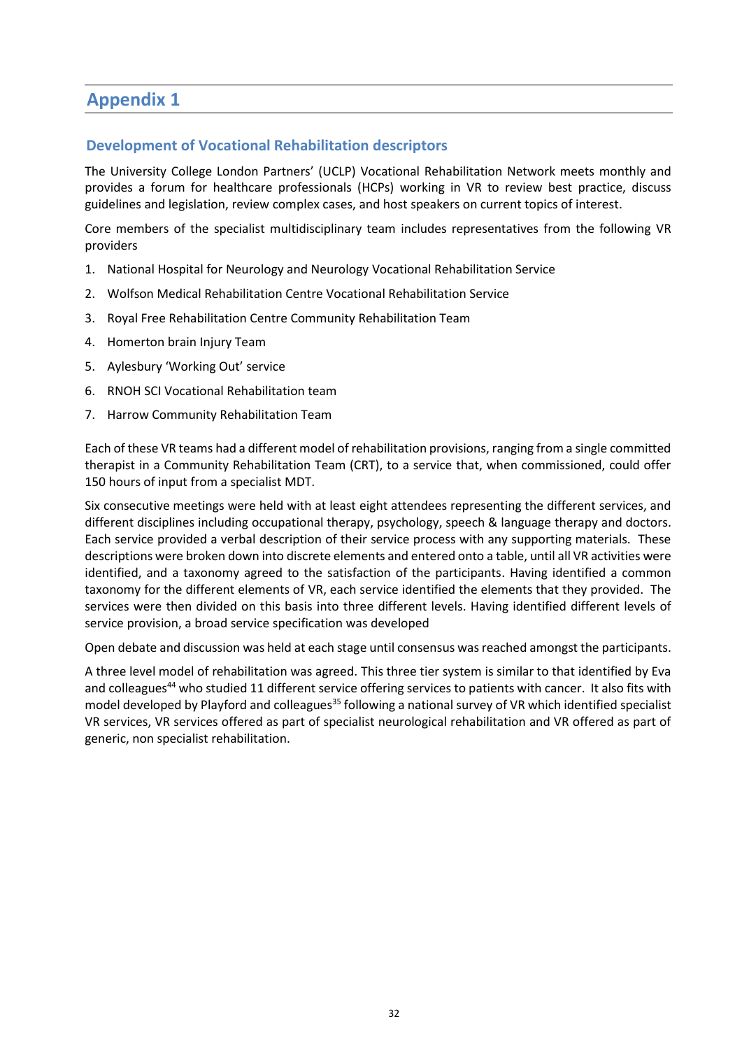# Appendix 1

## Development of Vocational Rehabilitation descriptors

The University College London Partners' (UCLP) Vocational Rehabilitation Network meets monthly and provides a forum for healthcare professionals (HCPs) working in VR to review best practice, discuss guidelines and legislation, review complex cases, and host speakers on current topics of interest.

Core members of the specialist multidisciplinary team includes representatives from the following VR providers

1. National Hospital for Neurology and Neurology Vocational Rehabilitation Service
2. Wolfson Medical Rehabilitation Centre Vocational Rehabilitation Service
3. Royal Free Rehabilitation Centre Community Rehabilitation Team
4. Homerton brain Injury Team
5. Aylesbury 'Working Out' service
6. RNOH SCI Vocational Rehabilitation team
7. Harrow Community Rehabilitation Team

Each of these VR teams had a different model of rehabilitation provisions, ranging from a single committed therapist in a Community Rehabilitation Team (CRT), to a service that, when commissioned, could offer 150 hours of input from a specialist MDT.

Six consecutive meetings were held with at least eight attendees representing the different services, and different disciplines including occupational therapy, psychology, speech & language therapy and doctors. Each service provided a verbal description of their service process with any supporting materials. These descriptions were broken down into discrete elements and entered onto a table, until all VR activities were identified, and a taxonomy agreed to the satisfaction of the participants. Having identified a common taxonomy for the different elements of VR, each service identified the elements that they provided. The services were then divided on this basis into three different levels. Having identified different levels of service provision, a broad service specification was developed

Open debate and discussion was held at each stage until consensus was reached amongst the participants.

A three level model of rehabilitation was agreed. This three tier system is similar to that identified by Eva and colleagues[44] who studied 11 different service offering services to patients with cancer. It also fits with model developed by Playford and colleagues[35] following a national survey of VR which identified specialist VR services, VR services offered as part of specialist neurological rehabilitation and VR offered as part of generic, non specialist rehabilitation.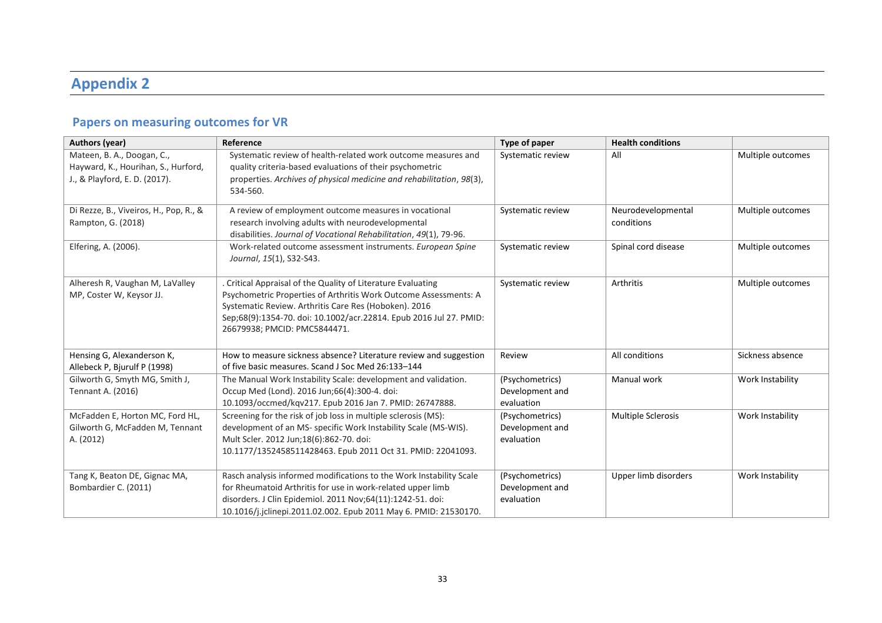# Appendix 2

## Papers on measuring outcomes for VR

| Authors (year) | Reference | Type of paper | Health conditions | |
|---|---|---|---|---|
| Mateen, B. A., Doogan, C., Hayward, K., Hourihan, S., Hurford, J., & Playford, E. D. (2017). | Systematic review of health-related work outcome measures and quality criteria-based evaluations of their psychometric properties. *Archives of physical medicine and rehabilitation*, *98*(3), 534-560. | Systematic review | All | Multiple outcomes |
| Di Rezze, B., Viveiros, H., Pop, R., & Rampton, G. (2018) | A review of employment outcome measures in vocational research involving adults with neurodevelopmental disabilities. *Journal of Vocational Rehabilitation*, *49*(1), 79-96. | Systematic review | Neurodevelopmental conditions | Multiple outcomes |
| Elfering, A. (2006). | Work-related outcome assessment instruments. *European Spine Journal*, *15*(1), S32-S43. | Systematic review | Spinal cord disease | Multiple outcomes |
| Alheresh R, Vaughan M, LaValley MP, Coster W, Keysor JJ. | . Critical Appraisal of the Quality of Literature Evaluating Psychometric Properties of Arthritis Work Outcome Assessments: A Systematic Review. Arthritis Care Res (Hoboken). 2016 Sep;68(9):1354-70. doi: 10.1002/acr.22814. Epub 2016 Jul 27. PMID: 26679938; PMCID: PMC5844471. | Systematic review | Arthritis | Multiple outcomes |
| Hensing G, Alexanderson K, Allebeck P, Bjurulf P (1998) | How to measure sickness absence? Literature review and suggestion of five basic measures. Scand J Soc Med 26:133–144 | Review | All conditions | Sickness absence |
| Gilworth G, Smyth MG, Smith J, Tennant A. (2016) | The Manual Work Instability Scale: development and validation. Occup Med (Lond). 2016 Jun;66(4):300-4. doi: 10.1093/occmed/kqv217. Epub 2016 Jan 7. PMID: 26747888. | (Psychometrics) Development and evaluation | Manual work | Work Instability |
| McFadden E, Horton MC, Ford HL, Gilworth G, McFadden M, Tennant A. (2012) | Screening for the risk of job loss in multiple sclerosis (MS): development of an MS- specific Work Instability Scale (MS-WIS). Mult Scler. 2012 Jun;18(6):862-70. doi: 10.1177/1352458511428463. Epub 2011 Oct 31. PMID: 22041093. | (Psychometrics) Development and evaluation | Multiple Sclerosis | Work Instability |
| Tang K, Beaton DE, Gignac MA, Bombardier C. (2011) | Rasch analysis informed modifications to the Work Instability Scale for Rheumatoid Arthritis for use in work-related upper limb disorders. J Clin Epidemiol. 2011 Nov;64(11):1242-51. doi: 10.1016/j.jclinepi.2011.02.002. Epub 2011 May 6. PMID: 21530170. | (Psychometrics) Development and evaluation | Upper limb disorders | Work Instability |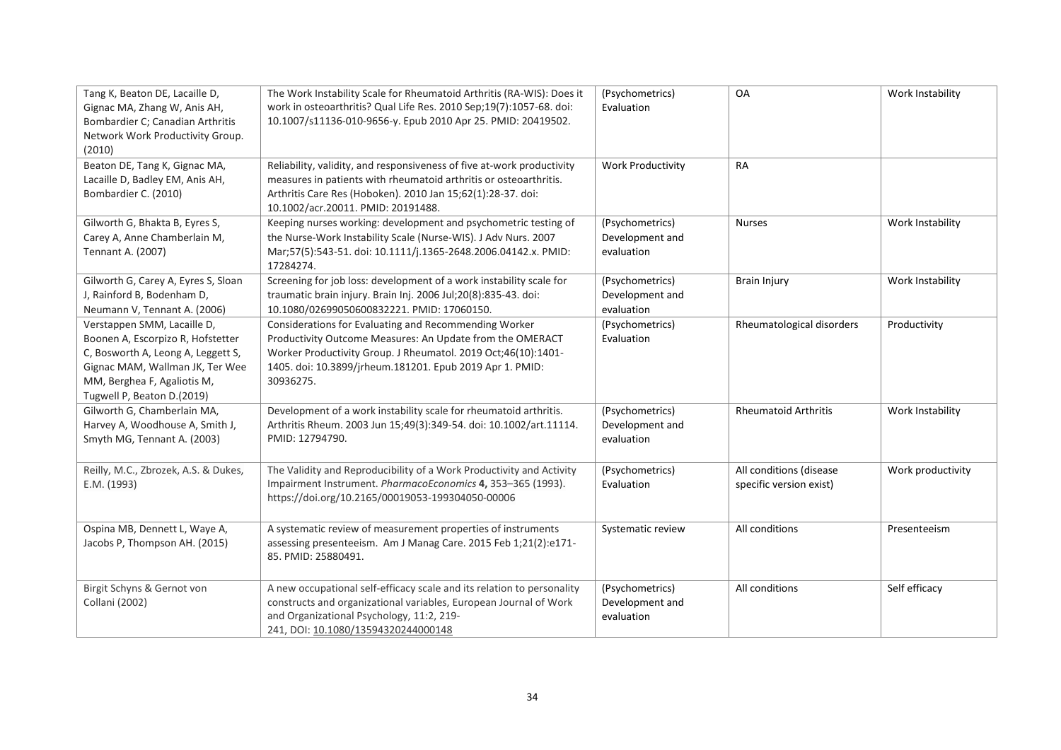| | | | | |
|---|---|---|---|---|
| Tang K, Beaton DE, Lacaille D, Gignac MA, Zhang W, Anis AH, Bombardier C; Canadian Arthritis Network Work Productivity Group. (2010) | The Work Instability Scale for Rheumatoid Arthritis (RA-WIS): Does it work in osteoarthritis? Qual Life Res. 2010 Sep;19(7):1057-68. doi: 10.1007/s11136-010-9656-y. Epub 2010 Apr 25. PMID: 20419502. | (Psychometrics) Evaluation | OA | Work Instability |
| Beaton DE, Tang K, Gignac MA, Lacaille D, Badley EM, Anis AH, Bombardier C. (2010) | Reliability, validity, and responsiveness of five at-work productivity measures in patients with rheumatoid arthritis or osteoarthritis. Arthritis Care Res (Hoboken). 2010 Jan 15;62(1):28-37. doi: 10.1002/acr.20011. PMID: 20191488. | Work Productivity | RA | |
| Gilworth G, Bhakta B, Eyres S, Carey A, Anne Chamberlain M, Tennant A. (2007) | Keeping nurses working: development and psychometric testing of the Nurse-Work Instability Scale (Nurse-WIS). J Adv Nurs. 2007 Mar;57(5):543-51. doi: 10.1111/j.1365-2648.2006.04142.x. PMID: 17284274. | (Psychometrics) Development and evaluation | Nurses | Work Instability |
| Gilworth G, Carey A, Eyres S, Sloan J, Rainford B, Bodenham D, Neumann V, Tennant A. (2006) | Screening for job loss: development of a work instability scale for traumatic brain injury. Brain Inj. 2006 Jul;20(8):835-43. doi: 10.1080/02699050600832221. PMID: 17060150. | (Psychometrics) Development and evaluation | Brain Injury | Work Instability |
| Verstappen SMM, Lacaille D, Boonen A, Escorpizo R, Hofstetter C, Bosworth A, Leong A, Leggett S, Gignac MAM, Wallman JK, Ter Wee MM, Berghea F, Agaliotis M, Tugwell P, Beaton D.(2019) | Considerations for Evaluating and Recommending Worker Productivity Outcome Measures: An Update from the OMERACT Worker Productivity Group. J Rheumatol. 2019 Oct;46(10):1401-1405. doi: 10.3899/jrheum.181201. Epub 2019 Apr 1. PMID: 30936275. | (Psychometrics) Evaluation | Rheumatological disorders | Productivity |
| Gilworth G, Chamberlain MA, Harvey A, Woodhouse A, Smith J, Smyth MG, Tennant A. (2003) | Development of a work instability scale for rheumatoid arthritis. Arthritis Rheum. 2003 Jun 15;49(3):349-54. doi: 10.1002/art.11114. PMID: 12794790. | (Psychometrics) Development and evaluation | Rheumatoid Arthritis | Work Instability |
| Reilly, M.C., Zbrozek, A.S. & Dukes, E.M. (1993) | The Validity and Reproducibility of a Work Productivity and Activity Impairment Instrument. *PharmacoEconomics* **4,** 353–365 (1993). https://doi.org/10.2165/00019053-199304050-00006 | (Psychometrics) Evaluation | All conditions (disease specific version exist) | Work productivity |
| Ospina MB, Dennett L, Waye A, Jacobs P, Thompson AH. (2015) | A systematic review of measurement properties of instruments assessing presenteeism. Am J Manag Care. 2015 Feb 1;21(2):e171-85. PMID: 25880491. | Systematic review | All conditions | Presenteeism |
| Birgit Schyns & Gernot von Collani (2002) | A new occupational self-efficacy scale and its relation to personality constructs and organizational variables, European Journal of Work and Organizational Psychology, 11:2, 219-241, DOI: 10.1080/13594320244000148 | (Psychometrics) Development and evaluation | All conditions | Self efficacy |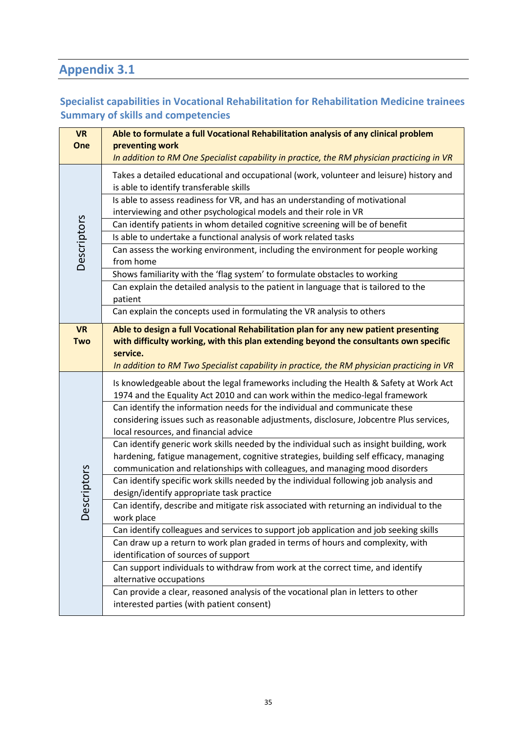## Appendix 3.1

### Specialist capabilities in Vocational Rehabilitation for Rehabilitation Medicine trainees Summary of skills and competencies

| | |
|---|---|
| **VR One** | **Able to formulate a full Vocational Rehabilitation analysis of any clinical problem preventing work**<br>*In addition to RM One Specialist capability in practice, the RM physician practicing in VR* |
| Descriptors | Takes a detailed educational and occupational (work, volunteer and leisure) history and is able to identify transferable skills |
| | Is able to assess readiness for VR, and has an understanding of motivational interviewing and other psychological models and their role in VR |
| | Can identify patients in whom detailed cognitive screening will be of benefit |
| | Is able to undertake a functional analysis of work related tasks |
| | Can assess the working environment, including the environment for people working from home |
| | Shows familiarity with the 'flag system' to formulate obstacles to working |
| | Can explain the detailed analysis to the patient in language that is tailored to the patient |
| | Can explain the concepts used in formulating the VR analysis to others |
| **VR Two** | **Able to design a full Vocational Rehabilitation plan for any new patient presenting with difficulty working, with this plan extending beyond the consultants own specific service.**<br>*In addition to RM Two Specialist capability in practice, the RM physician practicing in VR* |
| Descriptors | Is knowledgeable about the legal frameworks including the Health & Safety at Work Act 1974 and the Equality Act 2010 and can work within the medico-legal framework |
| | Can identify the information needs for the individual and communicate these considering issues such as reasonable adjustments, disclosure, Jobcentre Plus services, local resources, and financial advice |
| | Can identify generic work skills needed by the individual such as insight building, work hardening, fatigue management, cognitive strategies, building self efficacy, managing communication and relationships with colleagues, and managing mood disorders |
| | Can identify specific work skills needed by the individual following job analysis and design/identify appropriate task practice |
| | Can identify, describe and mitigate risk associated with returning an individual to the work place |
| | Can identify colleagues and services to support job application and job seeking skills |
| | Can draw up a return to work plan graded in terms of hours and complexity, with identification of sources of support |
| | Can support individuals to withdraw from work at the correct time, and identify alternative occupations |
| | Can provide a clear, reasoned analysis of the vocational plan in letters to other interested parties (with patient consent) |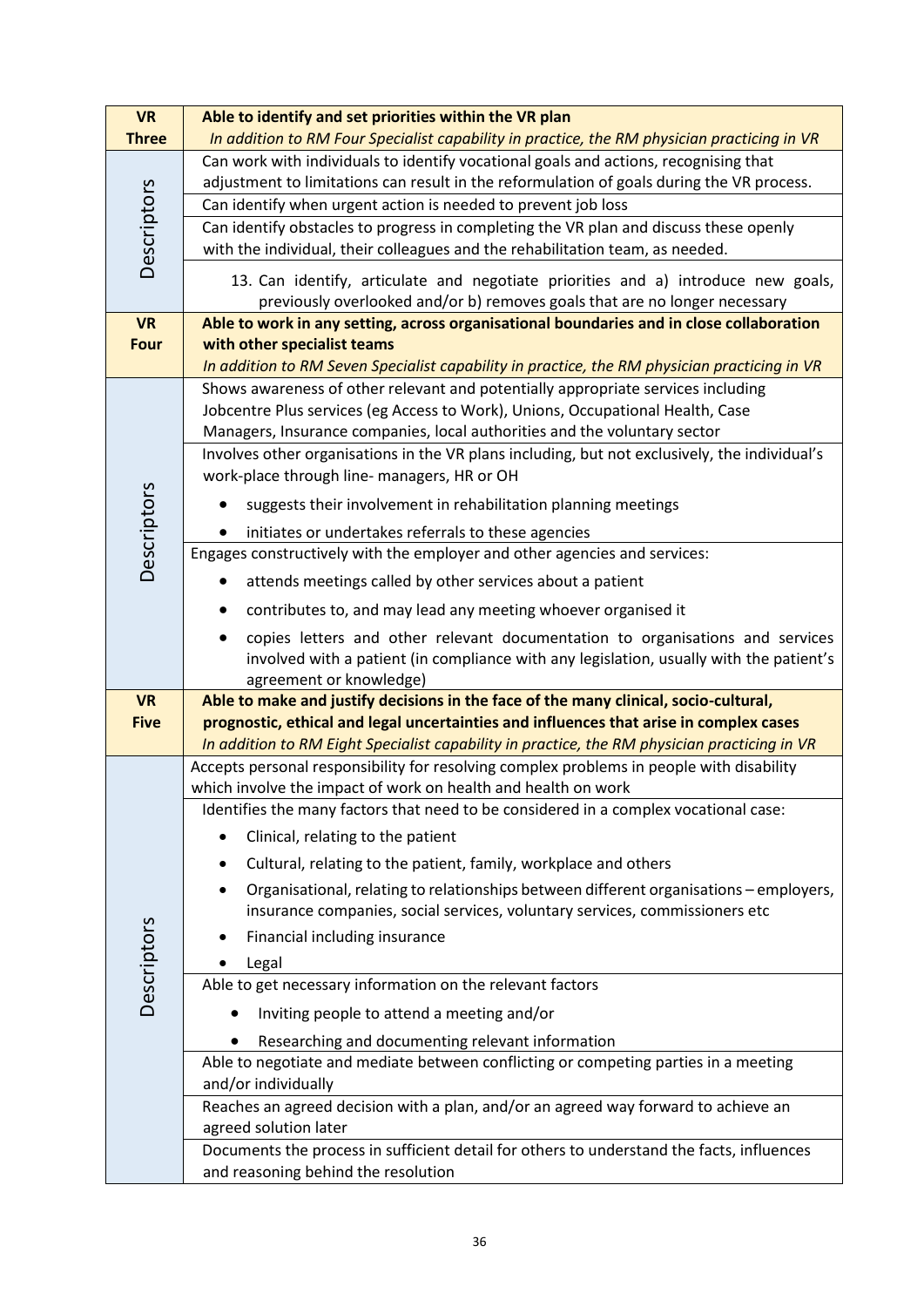| VR Three | **Able to identify and set priorities within the VR plan** *In addition to RM Four Specialist capability in practice, the RM physician practicing in VR* |
|---|---|
| Descriptors | Can work with individuals to identify vocational goals and actions, recognising that adjustment to limitations can result in the reformulation of goals during the VR process. |
| | Can identify when urgent action is needed to prevent job loss |
| | Can identify obstacles to progress in completing the VR plan and discuss these openly with the individual, their colleagues and the rehabilitation team, as needed. |
| | 13. Can identify, articulate and negotiate priorities and a) introduce new goals, previously overlooked and/or b) removes goals that are no longer necessary |
| **VR Four** | **Able to work in any setting, across organisational boundaries and in close collaboration with other specialist teams** *In addition to RM Seven Specialist capability in practice, the RM physician practicing in VR* |
| Descriptors | Shows awareness of other relevant and potentially appropriate services including Jobcentre Plus services (eg Access to Work), Unions, Occupational Health, Case Managers, Insurance companies, local authorities and the voluntary sector |
| | Involves other organisations in the VR plans including, but not exclusively, the individual's work-place through line- managers, HR or OH<br>• suggests their involvement in rehabilitation planning meetings<br>• initiates or undertakes referrals to these agencies |
| | Engages constructively with the employer and other agencies and services:<br>• attends meetings called by other services about a patient<br>• contributes to, and may lead any meeting whoever organised it<br>• copies letters and other relevant documentation to organisations and services involved with a patient (in compliance with any legislation, usually with the patient's agreement or knowledge) |
| **VR Five** | **Able to make and justify decisions in the face of the many clinical, socio-cultural, prognostic, ethical and legal uncertainties and influences that arise in complex cases** *In addition to RM Eight Specialist capability in practice, the RM physician practicing in VR* |
| Descriptors | Accepts personal responsibility for resolving complex problems in people with disability which involve the impact of work on health and health on work |
| | Identifies the many factors that need to be considered in a complex vocational case:<br>• Clinical, relating to the patient<br>• Cultural, relating to the patient, family, workplace and others<br>• Organisational, relating to relationships between different organisations – employers, insurance companies, social services, voluntary services, commissioners etc<br>• Financial including insurance<br>• Legal |
| | Able to get necessary information on the relevant factors<br>• Inviting people to attend a meeting and/or<br>• Researching and documenting relevant information |
| | Able to negotiate and mediate between conflicting or competing parties in a meeting and/or individually |
| | Reaches an agreed decision with a plan, and/or an agreed way forward to achieve an agreed solution later |
| | Documents the process in sufficient detail for others to understand the facts, influences and reasoning behind the resolution |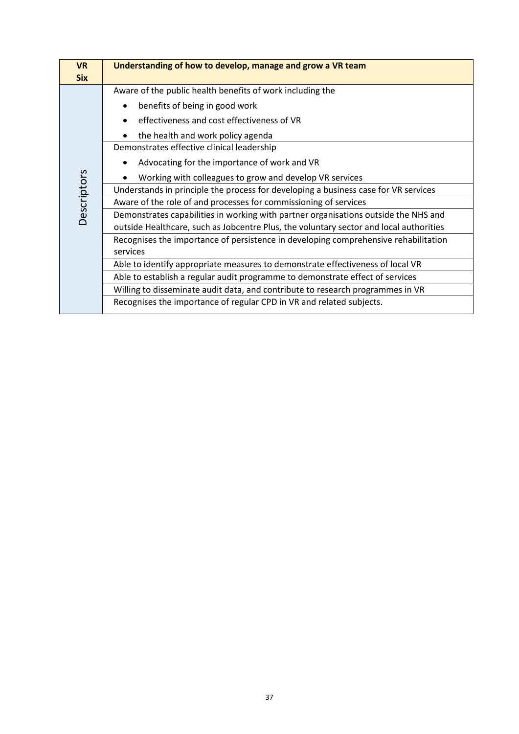| VR Six | Understanding of how to develop, manage and grow a VR team |
|---|---|
| Descriptors | Aware of the public health benefits of work including the<br>• benefits of being in good work<br>• effectiveness and cost effectiveness of VR<br>• the health and work policy agenda |
| | Demonstrates effective clinical leadership<br>• Advocating for the importance of work and VR<br>• Working with colleagues to grow and develop VR services |
| | Understands in principle the process for developing a business case for VR services |
| | Aware of the role of and processes for commissioning of services |
| | Demonstrates capabilities in working with partner organisations outside the NHS and outside Healthcare, such as Jobcentre Plus, the voluntary sector and local authorities |
| | Recognises the importance of persistence in developing comprehensive rehabilitation services |
| | Able to identify appropriate measures to demonstrate effectiveness of local VR |
| | Able to establish a regular audit programme to demonstrate effect of services |
| | Willing to disseminate audit data, and contribute to research programmes in VR |
| | Recognises the importance of regular CPD in VR and related subjects. |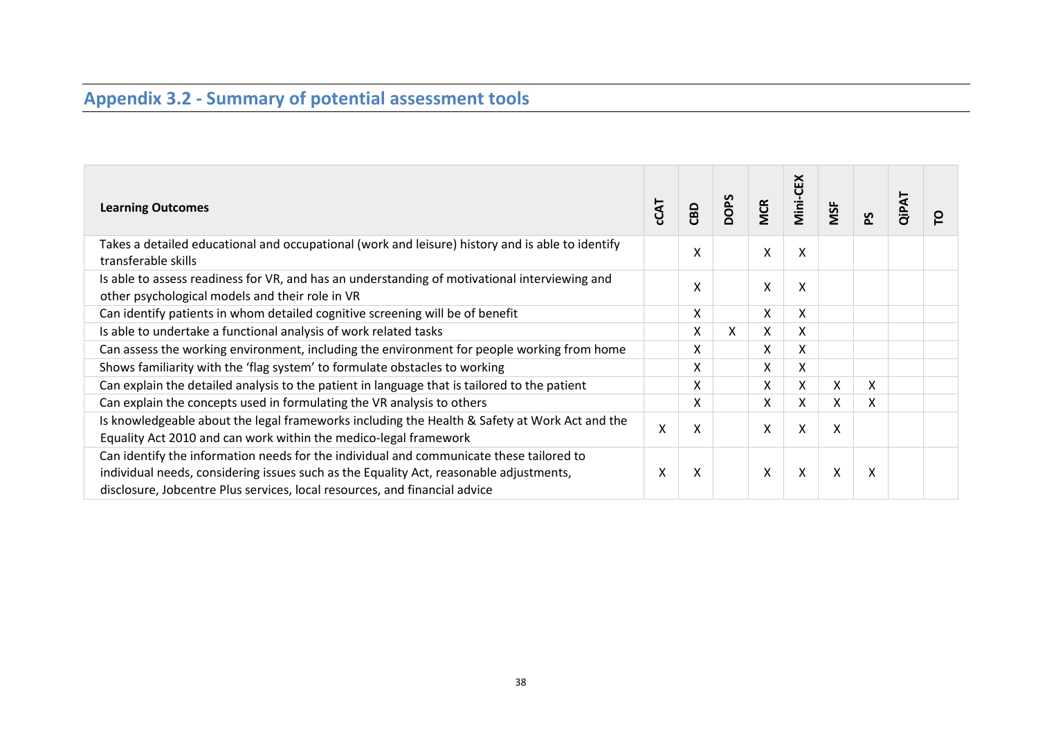## Appendix 3.2 - Summary of potential assessment tools

| Learning Outcomes | cCAT | CBD | DOPS | MCR | Mini-CEX | MSF | PS | QiPAT | TO |
|---|---|---|---|---|---|---|---|---|---|
| Takes a detailed educational and occupational (work and leisure) history and is able to identify transferable skills | | X | | X | X | | | | |
| Is able to assess readiness for VR, and has an understanding of motivational interviewing and other psychological models and their role in VR | | X | | X | X | | | | |
| Can identify patients in whom detailed cognitive screening will be of benefit | | X | | X | X | | | | |
| Is able to undertake a functional analysis of work related tasks | | X | X | X | X | | | | |
| Can assess the working environment, including the environment for people working from home | | X | | X | X | | | | |
| Shows familiarity with the 'flag system' to formulate obstacles to working | | X | | X | X | | | | |
| Can explain the detailed analysis to the patient in language that is tailored to the patient | | X | | X | X | X | X | | |
| Can explain the concepts used in formulating the VR analysis to others | | X | | X | X | X | X | | |
| Is knowledgeable about the legal frameworks including the Health & Safety at Work Act and the Equality Act 2010 and can work within the medico-legal framework | X | X | | X | X | X | | | |
| Can identify the information needs for the individual and communicate these tailored to individual needs, considering issues such as the Equality Act, reasonable adjustments, disclosure, Jobcentre Plus services, local resources, and financial advice | X | X | | X | X | X | X | | |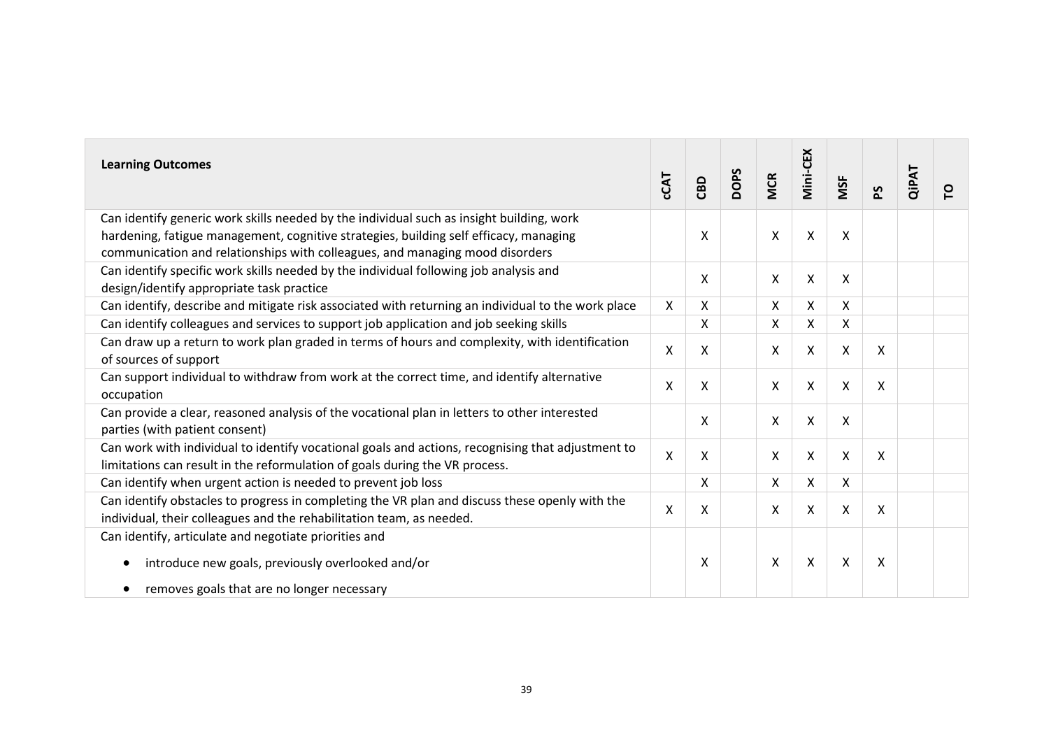| Learning Outcomes | cCAT | CBD | DOPS | MCR | Mini-CEX | MSF | PS | QiPAT | TO |
|---|---|---|---|---|---|---|---|---|---|
| Can identify generic work skills needed by the individual such as insight building, work hardening, fatigue management, cognitive strategies, building self efficacy, managing communication and relationships with colleagues, and managing mood disorders | | X | | X | X | X | | | |
| Can identify specific work skills needed by the individual following job analysis and design/identify appropriate task practice | | X | | X | X | X | | | |
| Can identify, describe and mitigate risk associated with returning an individual to the work place | X | X | | X | X | X | | | |
| Can identify colleagues and services to support job application and job seeking skills | | X | | X | X | X | | | |
| Can draw up a return to work plan graded in terms of hours and complexity, with identification of sources of support | X | X | | X | X | X | X | | |
| Can support individual to withdraw from work at the correct time, and identify alternative occupation | X | X | | X | X | X | X | | |
| Can provide a clear, reasoned analysis of the vocational plan in letters to other interested parties (with patient consent) | | X | | X | X | X | | | |
| Can work with individual to identify vocational goals and actions, recognising that adjustment to limitations can result in the reformulation of goals during the VR process. | X | X | | X | X | X | X | | |
| Can identify when urgent action is needed to prevent job loss | | X | | X | X | X | | | |
| Can identify obstacles to progress in completing the VR plan and discuss these openly with the individual, their colleagues and the rehabilitation team, as needed. | X | X | | X | X | X | X | | |
| Can identify, articulate and negotiate priorities and <br>• introduce new goals, previously overlooked and/or <br>• removes goals that are no longer necessary | | X | | X | X | X | X | | |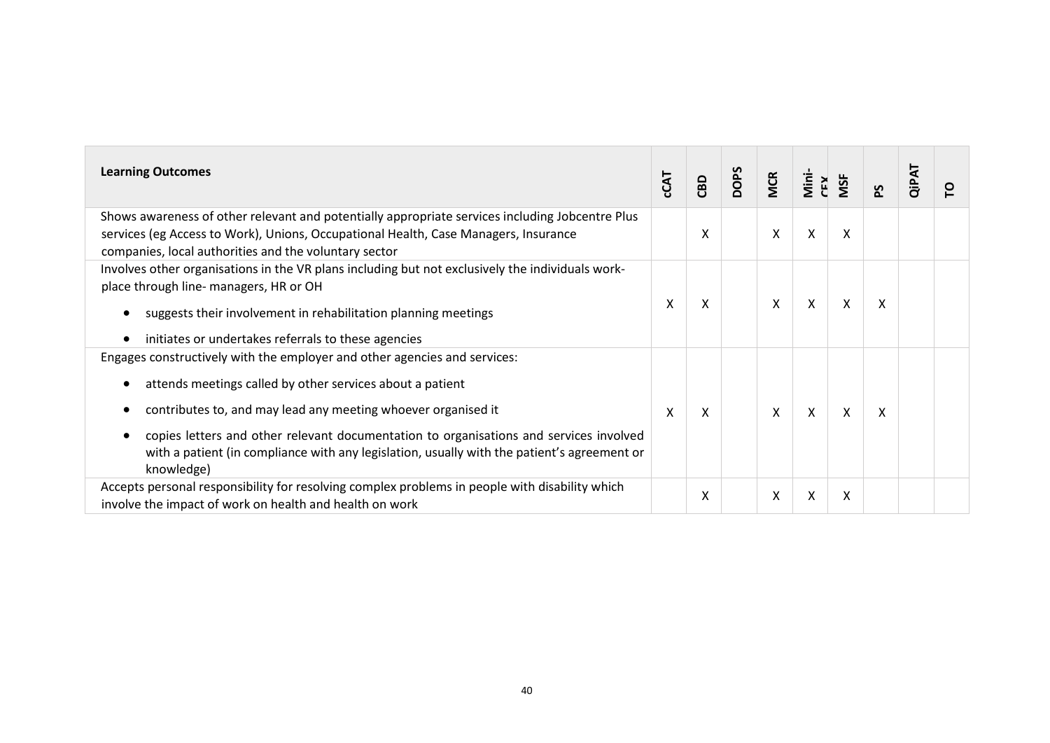| Learning Outcomes | cCAT | CBD | DOPS | MCR | Mini-CEX | MSF | PS | QiPAT | TO |
|---|---|---|---|---|---|---|---|---|---|
| Shows awareness of other relevant and potentially appropriate services including Jobcentre Plus services (eg Access to Work), Unions, Occupational Health, Case Managers, Insurance companies, local authorities and the voluntary sector | | X | | X | X | X | | | |
| Involves other organisations in the VR plans including but not exclusively the individuals work-place through line- managers, HR or OH <br>• suggests their involvement in rehabilitation planning meetings <br>• initiates or undertakes referrals to these agencies | X | X | | X | X | X | X | | |
| Engages constructively with the employer and other agencies and services: <br>• attends meetings called by other services about a patient <br>• contributes to, and may lead any meeting whoever organised it <br>• copies letters and other relevant documentation to organisations and services involved with a patient (in compliance with any legislation, usually with the patient's agreement or knowledge) | X | X | | X | X | X | X | | |
| Accepts personal responsibility for resolving complex problems in people with disability which involve the impact of work on health and health on work | | X | | X | X | X | | | |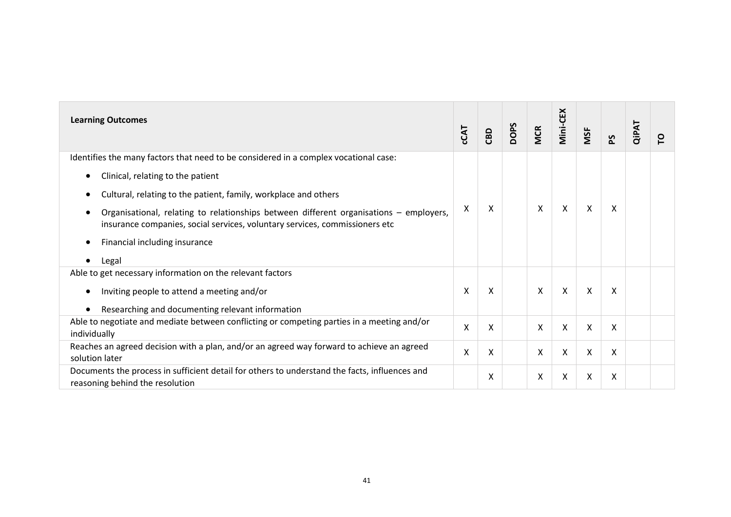| Learning Outcomes | cCAT | CBD | DOPS | MCR | Mini-CEX | MSF | PS | QiPAT | TO |
|---|---|---|---|---|---|---|---|---|---|
| Identifies the many factors that need to be considered in a complex vocational case:<br>• Clinical, relating to the patient<br>• Cultural, relating to the patient, family, workplace and others<br>• Organisational, relating to relationships between different organisations – employers, insurance companies, social services, voluntary services, commissioners etc<br>• Financial including insurance<br>• Legal | X | X | | X | X | X | X | | |
| Able to get necessary information on the relevant factors<br>• Inviting people to attend a meeting and/or<br>• Researching and documenting relevant information | X | X | | X | X | X | X | | |
| Able to negotiate and mediate between conflicting or competing parties in a meeting and/or individually | X | X | | X | X | X | X | | |
| Reaches an agreed decision with a plan, and/or an agreed way forward to achieve an agreed solution later | X | X | | X | X | X | X | | |
| Documents the process in sufficient detail for others to understand the facts, influences and reasoning behind the resolution | | X | | X | X | X | X | | |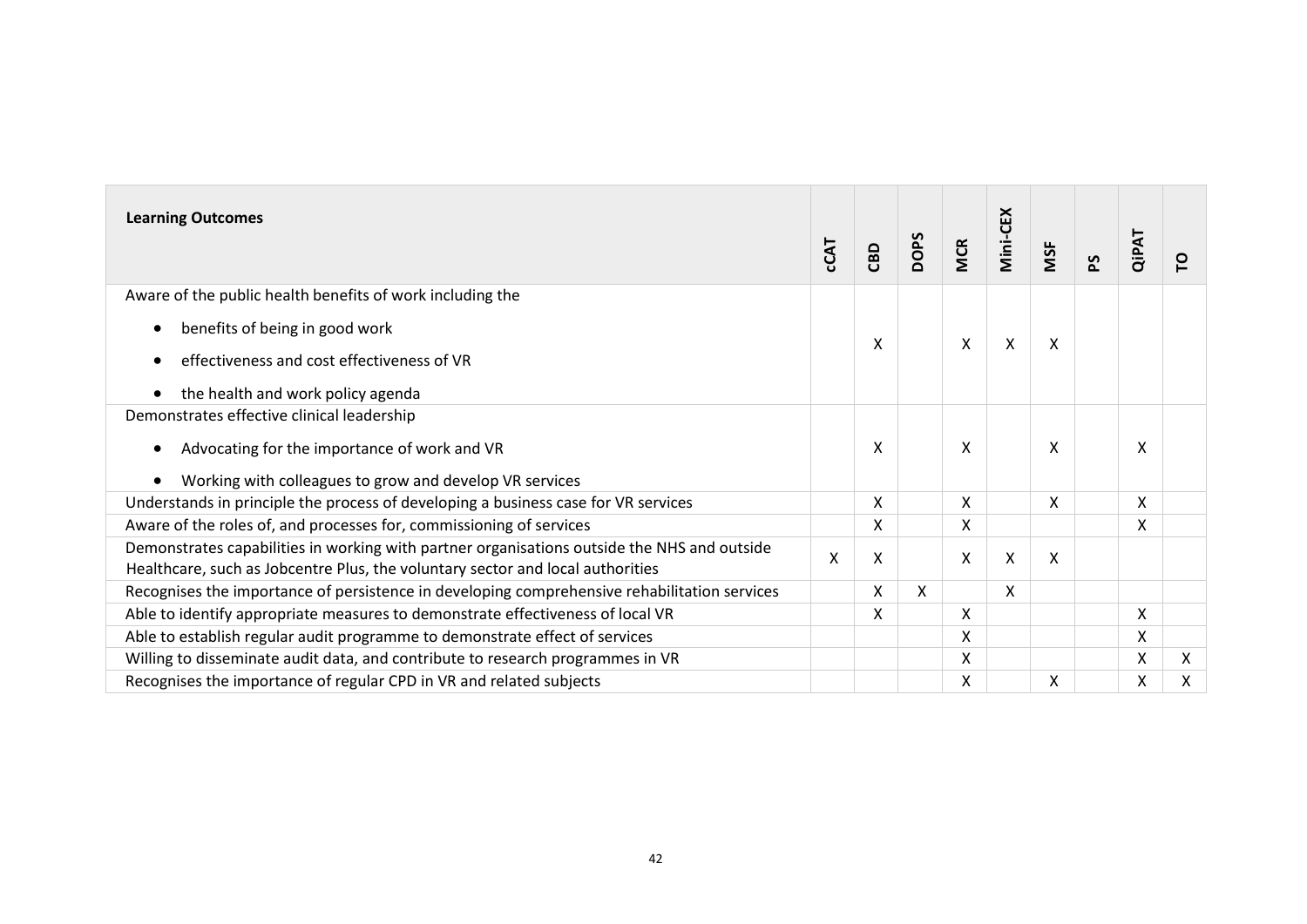| Learning Outcomes | cCAT | CBD | DOPS | MCR | Mini-CEX | MSF | PS | QiPAT | TO |
|---|---|---|---|---|---|---|---|---|---|
| Aware of the public health benefits of work including the<br>• benefits of being in good work<br>• effectiveness and cost effectiveness of VR<br>• the health and work policy agenda | | X | | X | X | X | | | |
| Demonstrates effective clinical leadership<br>• Advocating for the importance of work and VR<br>• Working with colleagues to grow and develop VR services | | X | | X | | X | | X | |
| Understands in principle the process of developing a business case for VR services | | X | | X | | X | | X | |
| Aware of the roles of, and processes for, commissioning of services | | X | | X | | | | X | |
| Demonstrates capabilities in working with partner organisations outside the NHS and outside Healthcare, such as Jobcentre Plus, the voluntary sector and local authorities | X | X | | X | X | X | | | |
| Recognises the importance of persistence in developing comprehensive rehabilitation services | | X | X | | X | | | | |
| Able to identify appropriate measures to demonstrate effectiveness of local VR | | X | | X | | | | X | |
| Able to establish regular audit programme to demonstrate effect of services | | | | X | | | | X | |
| Willing to disseminate audit data, and contribute to research programmes in VR | | | | X | | | | X | X |
| Recognises the importance of regular CPD in VR and related subjects | | | | X | | X | | X | X |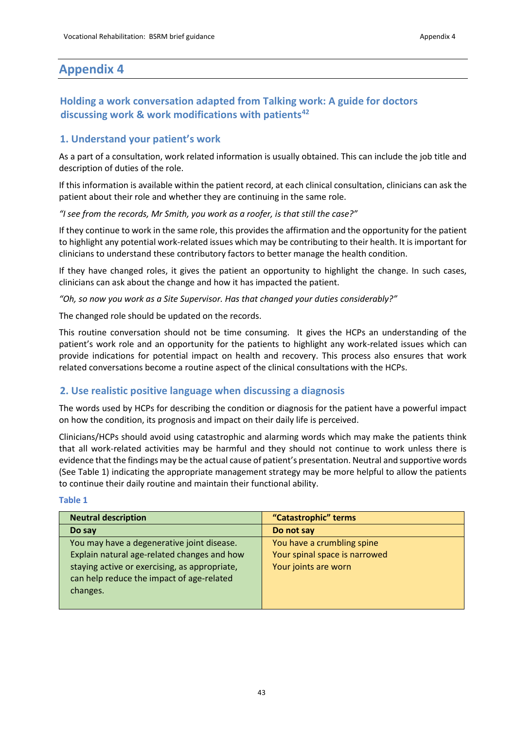# Appendix 4

## Holding a work conversation adapted from Talking work: A guide for doctors discussing work & work modifications with patients[42]

### 1. Understand your patient's work

As a part of a consultation, work related information is usually obtained. This can include the job title and description of duties of the role.

If this information is available within the patient record, at each clinical consultation, clinicians can ask the patient about their role and whether they are continuing in the same role.

*"I see from the records, Mr Smith, you work as a roofer, is that still the case?"*

If they continue to work in the same role, this provides the affirmation and the opportunity for the patient to highlight any potential work-related issues which may be contributing to their health. It is important for clinicians to understand these contributory factors to better manage the health condition.

If they have changed roles, it gives the patient an opportunity to highlight the change. In such cases, clinicians can ask about the change and how it has impacted the patient.

*"Oh, so now you work as a Site Supervisor. Has that changed your duties considerably?"*

The changed role should be updated on the records.

This routine conversation should not be time consuming. It gives the HCPs an understanding of the patient's work role and an opportunity for the patients to highlight any work-related issues which can provide indications for potential impact on health and recovery. This process also ensures that work related conversations become a routine aspect of the clinical consultations with the HCPs.

### 2. Use realistic positive language when discussing a diagnosis

The words used by HCPs for describing the condition or diagnosis for the patient have a powerful impact on how the condition, its prognosis and impact on their daily life is perceived.

Clinicians/HCPs should avoid using catastrophic and alarming words which may make the patients think that all work-related activities may be harmful and they should not continue to work unless there is evidence that the findings may be the actual cause of patient's presentation. Neutral and supportive words (See Table 1) indicating the appropriate management strategy may be more helpful to allow the patients to continue their daily routine and maintain their functional ability.

**Table 1**

| Neutral description | "Catastrophic" terms |
|---|---|
| **Do say** | **Do not say** |
| You may have a degenerative joint disease. Explain natural age-related changes and how staying active or exercising, as appropriate, can help reduce the impact of age-related changes. | You have a crumbling spine<br>Your spinal space is narrowed<br>Your joints are worn |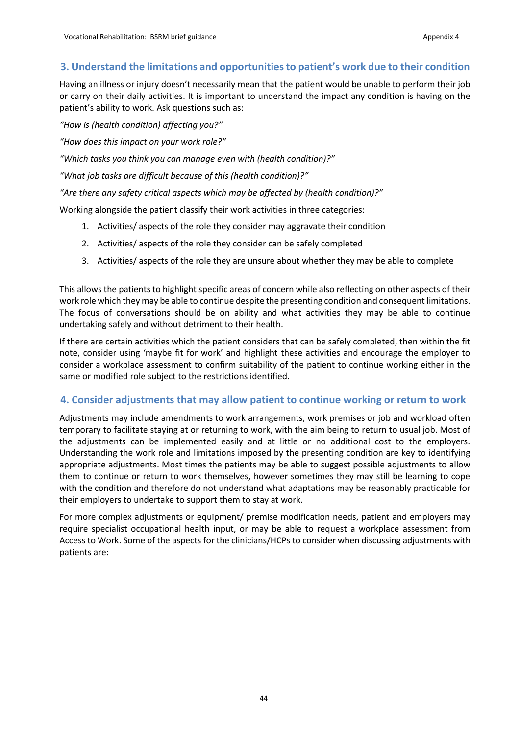## 3. Understand the limitations and opportunities to patient's work due to their condition

Having an illness or injury doesn't necessarily mean that the patient would be unable to perform their job or carry on their daily activities. It is important to understand the impact any condition is having on the patient's ability to work. Ask questions such as:

*"How is (health condition) affecting you?"*

*"How does this impact on your work role?"*

*"Which tasks you think you can manage even with (health condition)?"*

*"What job tasks are difficult because of this (health condition)?"*

*"Are there any safety critical aspects which may be affected by (health condition)?"*

Working alongside the patient classify their work activities in three categories:

1. Activities/ aspects of the role they consider may aggravate their condition
2. Activities/ aspects of the role they consider can be safely completed
3. Activities/ aspects of the role they are unsure about whether they may be able to complete

This allows the patients to highlight specific areas of concern while also reflecting on other aspects of their work role which they may be able to continue despite the presenting condition and consequent limitations. The focus of conversations should be on ability and what activities they may be able to continue undertaking safely and without detriment to their health.

If there are certain activities which the patient considers that can be safely completed, then within the fit note, consider using 'maybe fit for work' and highlight these activities and encourage the employer to consider a workplace assessment to confirm suitability of the patient to continue working either in the same or modified role subject to the restrictions identified.

## 4. Consider adjustments that may allow patient to continue working or return to work

Adjustments may include amendments to work arrangements, work premises or job and workload often temporary to facilitate staying at or returning to work, with the aim being to return to usual job. Most of the adjustments can be implemented easily and at little or no additional cost to the employers. Understanding the work role and limitations imposed by the presenting condition are key to identifying appropriate adjustments. Most times the patients may be able to suggest possible adjustments to allow them to continue or return to work themselves, however sometimes they may still be learning to cope with the condition and therefore do not understand what adaptations may be reasonably practicable for their employers to undertake to support them to stay at work.

For more complex adjustments or equipment/ premise modification needs, patient and employers may require specialist occupational health input, or may be able to request a workplace assessment from Access to Work. Some of the aspects for the clinicians/HCPs to consider when discussing adjustments with patients are: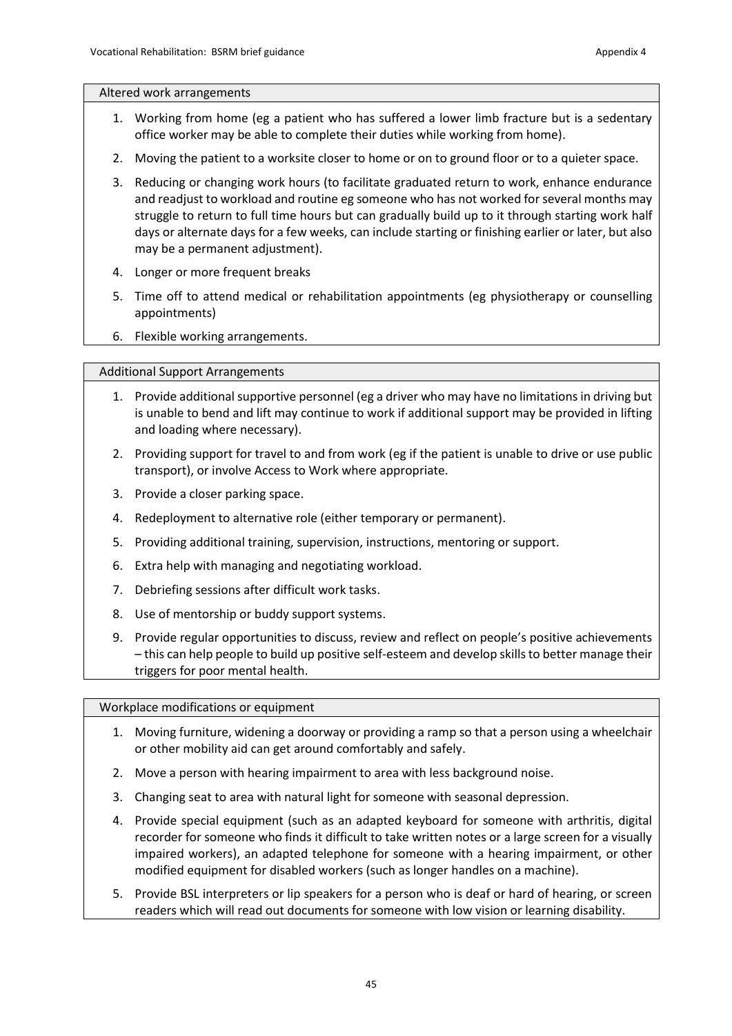| Altered work arrangements |
| --- |

1. Working from home (eg a patient who has suffered a lower limb fracture but is a sedentary office worker may be able to complete their duties while working from home).
2. Moving the patient to a worksite closer to home or on to ground floor or to a quieter space.
3. Reducing or changing work hours (to facilitate graduated return to work, enhance endurance and readjust to workload and routine eg someone who has not worked for several months may struggle to return to full time hours but can gradually build up to it through starting work half days or alternate days for a few weeks, can include starting or finishing earlier or later, but also may be a permanent adjustment).
4. Longer or more frequent breaks
5. Time off to attend medical or rehabilitation appointments (eg physiotherapy or counselling appointments)
6. Flexible working arrangements.

| Additional Support Arrangements |
| --- |

1. Provide additional supportive personnel (eg a driver who may have no limitations in driving but is unable to bend and lift may continue to work if additional support may be provided in lifting and loading where necessary).
2. Providing support for travel to and from work (eg if the patient is unable to drive or use public transport), or involve Access to Work where appropriate.
3. Provide a closer parking space.
4. Redeployment to alternative role (either temporary or permanent).
5. Providing additional training, supervision, instructions, mentoring or support.
6. Extra help with managing and negotiating workload.
7. Debriefing sessions after difficult work tasks.
8. Use of mentorship or buddy support systems.
9. Provide regular opportunities to discuss, review and reflect on people's positive achievements – this can help people to build up positive self-esteem and develop skills to better manage their triggers for poor mental health.

| Workplace modifications or equipment |
| --- |

1. Moving furniture, widening a doorway or providing a ramp so that a person using a wheelchair or other mobility aid can get around comfortably and safely.
2. Move a person with hearing impairment to area with less background noise.
3. Changing seat to area with natural light for someone with seasonal depression.
4. Provide special equipment (such as an adapted keyboard for someone with arthritis, digital recorder for someone who finds it difficult to take written notes or a large screen for a visually impaired workers), an adapted telephone for someone with a hearing impairment, or other modified equipment for disabled workers (such as longer handles on a machine).
5. Provide BSL interpreters or lip speakers for a person who is deaf or hard of hearing, or screen readers which will read out documents for someone with low vision or learning disability.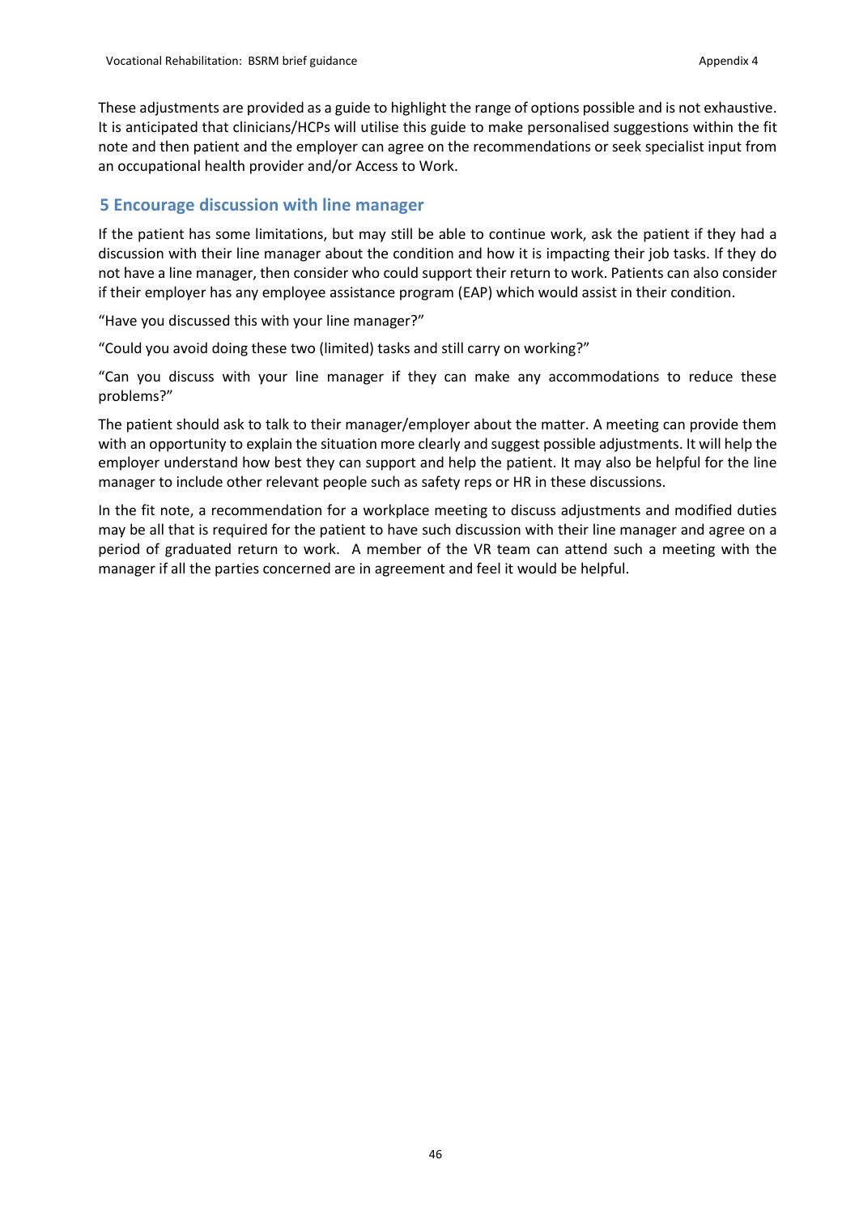These adjustments are provided as a guide to highlight the range of options possible and is not exhaustive. It is anticipated that clinicians/HCPs will utilise this guide to make personalised suggestions within the fit note and then patient and the employer can agree on the recommendations or seek specialist input from an occupational health provider and/or Access to Work.

## 5 Encourage discussion with line manager

If the patient has some limitations, but may still be able to continue work, ask the patient if they had a discussion with their line manager about the condition and how it is impacting their job tasks. If they do not have a line manager, then consider who could support their return to work. Patients can also consider if their employer has any employee assistance program (EAP) which would assist in their condition.

"Have you discussed this with your line manager?"

"Could you avoid doing these two (limited) tasks and still carry on working?"

"Can you discuss with your line manager if they can make any accommodations to reduce these problems?"

The patient should ask to talk to their manager/employer about the matter. A meeting can provide them with an opportunity to explain the situation more clearly and suggest possible adjustments. It will help the employer understand how best they can support and help the patient. It may also be helpful for the line manager to include other relevant people such as safety reps or HR in these discussions.

In the fit note, a recommendation for a workplace meeting to discuss adjustments and modified duties may be all that is required for the patient to have such discussion with their line manager and agree on a period of graduated return to work. A member of the VR team can attend such a meeting with the manager if all the parties concerned are in agreement and feel it would be helpful.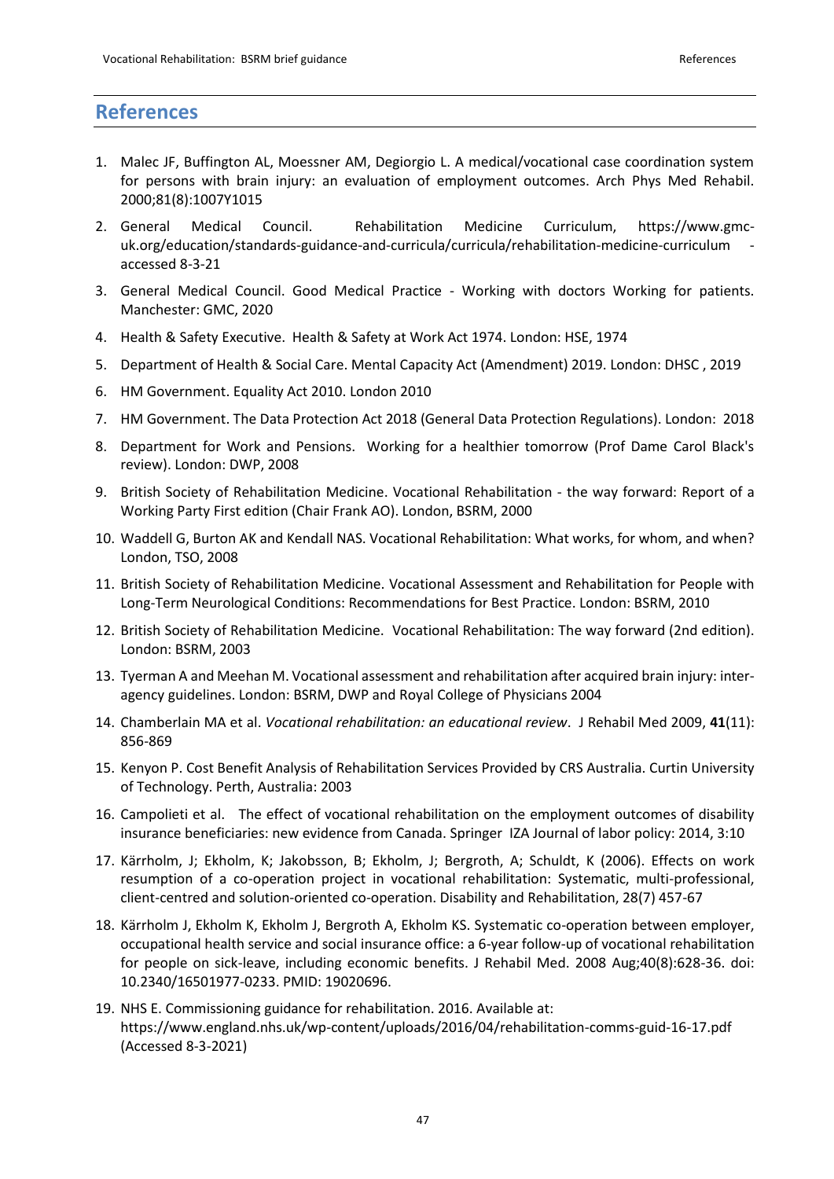## References

1. Malec JF, Buffington AL, Moessner AM, Degiorgio L. A medical/vocational case coordination system for persons with brain injury: an evaluation of employment outcomes. Arch Phys Med Rehabil. 2000;81(8):1007Y1015
2. General Medical Council. Rehabilitation Medicine Curriculum, https://www.gmc-uk.org/education/standards-guidance-and-curricula/curricula/rehabilitation-medicine-curriculum - accessed 8-3-21
3. General Medical Council. Good Medical Practice - Working with doctors Working for patients. Manchester: GMC, 2020
4. Health & Safety Executive. Health & Safety at Work Act 1974. London: HSE, 1974
5. Department of Health & Social Care. Mental Capacity Act (Amendment) 2019. London: DHSC , 2019
6. HM Government. Equality Act 2010. London 2010
7. HM Government. The Data Protection Act 2018 (General Data Protection Regulations). London: 2018
8. Department for Work and Pensions. Working for a healthier tomorrow (Prof Dame Carol Black's review). London: DWP, 2008
9. British Society of Rehabilitation Medicine. Vocational Rehabilitation - the way forward: Report of a Working Party First edition (Chair Frank AO). London, BSRM, 2000
10. Waddell G, Burton AK and Kendall NAS. Vocational Rehabilitation: What works, for whom, and when? London, TSO, 2008
11. British Society of Rehabilitation Medicine. Vocational Assessment and Rehabilitation for People with Long-Term Neurological Conditions: Recommendations for Best Practice. London: BSRM, 2010
12. British Society of Rehabilitation Medicine. Vocational Rehabilitation: The way forward (2nd edition). London: BSRM, 2003
13. Tyerman A and Meehan M. Vocational assessment and rehabilitation after acquired brain injury: inter-agency guidelines. London: BSRM, DWP and Royal College of Physicians 2004
14. Chamberlain MA et al. *Vocational rehabilitation: an educational review*. J Rehabil Med 2009, **41**(11): 856-869
15. Kenyon P. Cost Benefit Analysis of Rehabilitation Services Provided by CRS Australia. Curtin University of Technology. Perth, Australia: 2003
16. Campolieti et al. The effect of vocational rehabilitation on the employment outcomes of disability insurance beneficiaries: new evidence from Canada. Springer IZA Journal of labor policy: 2014, 3:10
17. Kärrholm, J; Ekholm, K; Jakobsson, B; Ekholm, J; Bergroth, A; Schuldt, K (2006). Effects on work resumption of a co-operation project in vocational rehabilitation: Systematic, multi-professional, client-centred and solution-oriented co-operation. Disability and Rehabilitation, 28(7) 457-67
18. Kärrholm J, Ekholm K, Ekholm J, Bergroth A, Ekholm KS. Systematic co-operation between employer, occupational health service and social insurance office: a 6-year follow-up of vocational rehabilitation for people on sick-leave, including economic benefits. J Rehabil Med. 2008 Aug;40(8):628-36. doi: 10.2340/16501977-0233. PMID: 19020696.
19. NHS E. Commissioning guidance for rehabilitation. 2016. Available at: https://www.england.nhs.uk/wp-content/uploads/2016/04/rehabilitation-comms-guid-16-17.pdf (Accessed 8-3-2021)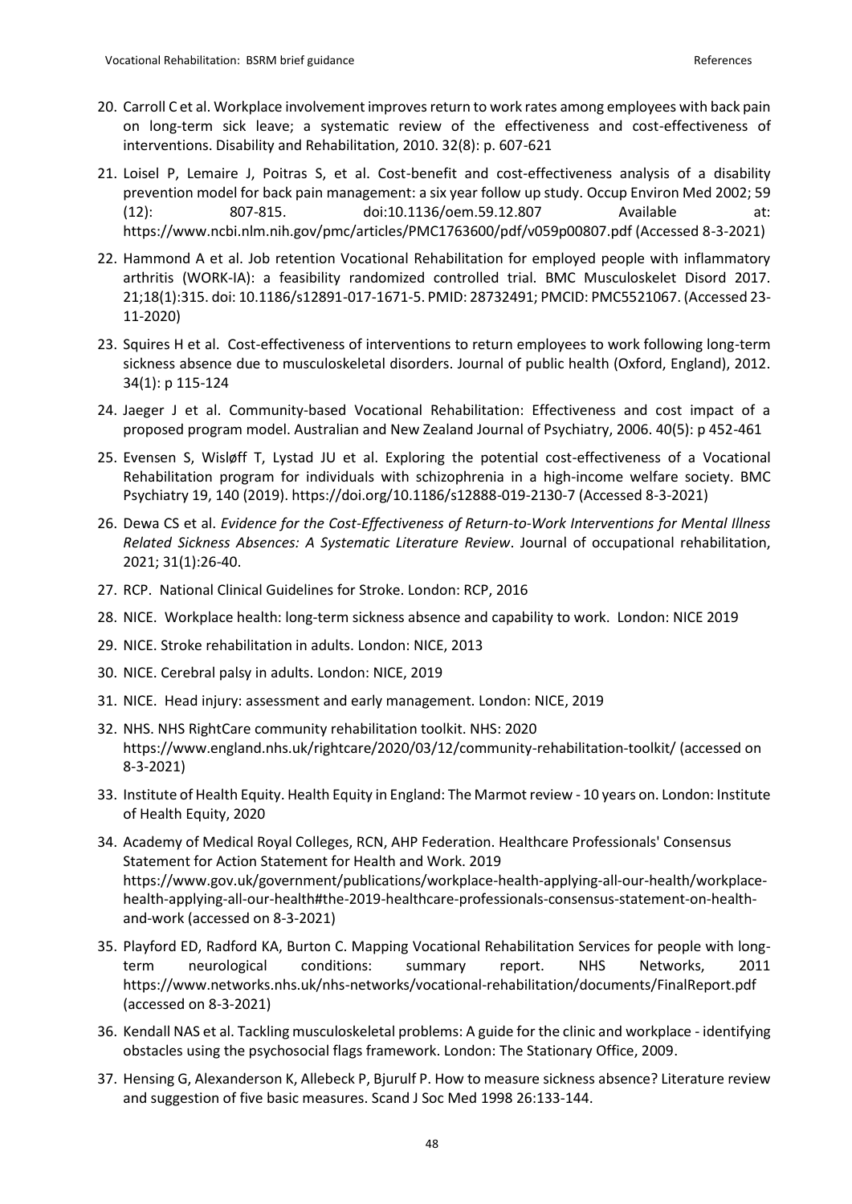20. Carroll C et al. Workplace involvement improves return to work rates among employees with back pain on long-term sick leave; a systematic review of the effectiveness and cost-effectiveness of interventions. Disability and Rehabilitation, 2010. 32(8): p. 607-621

21. Loisel P, Lemaire J, Poitras S, et al. Cost-benefit and cost-effectiveness analysis of a disability prevention model for back pain management: a six year follow up study. Occup Environ Med 2002; 59 (12): 807-815. doi:10.1136/oem.59.12.807 Available at: https://www.ncbi.nlm.nih.gov/pmc/articles/PMC1763600/pdf/v059p00807.pdf (Accessed 8-3-2021)

22. Hammond A et al. Job retention Vocational Rehabilitation for employed people with inflammatory arthritis (WORK-IA): a feasibility randomized controlled trial. BMC Musculoskelet Disord 2017. 21;18(1):315. doi: 10.1186/s12891-017-1671-5. PMID: 28732491; PMCID: PMC5521067. (Accessed 23-11-2020)

23. Squires H et al. Cost-effectiveness of interventions to return employees to work following long-term sickness absence due to musculoskeletal disorders. Journal of public health (Oxford, England), 2012. 34(1): p 115-124

24. Jaeger J et al. Community-based Vocational Rehabilitation: Effectiveness and cost impact of a proposed program model. Australian and New Zealand Journal of Psychiatry, 2006. 40(5): p 452-461

25. Evensen S, Wisløff T, Lystad JU et al. Exploring the potential cost-effectiveness of a Vocational Rehabilitation program for individuals with schizophrenia in a high-income welfare society. BMC Psychiatry 19, 140 (2019). https://doi.org/10.1186/s12888-019-2130-7 (Accessed 8-3-2021)

26. Dewa CS et al. *Evidence for the Cost-Effectiveness of Return-to-Work Interventions for Mental Illness Related Sickness Absences: A Systematic Literature Review*. Journal of occupational rehabilitation, 2021; 31(1):26-40.

27. RCP. National Clinical Guidelines for Stroke. London: RCP, 2016

28. NICE. Workplace health: long-term sickness absence and capability to work. London: NICE 2019

29. NICE. Stroke rehabilitation in adults. London: NICE, 2013

30. NICE. Cerebral palsy in adults. London: NICE, 2019

31. NICE. Head injury: assessment and early management. London: NICE, 2019

32. NHS. NHS RightCare community rehabilitation toolkit. NHS: 2020 https://www.england.nhs.uk/rightcare/2020/03/12/community-rehabilitation-toolkit/ (accessed on 8-3-2021)

33. Institute of Health Equity. Health Equity in England: The Marmot review - 10 years on. London: Institute of Health Equity, 2020

34. Academy of Medical Royal Colleges, RCN, AHP Federation. Healthcare Professionals' Consensus Statement for Action Statement for Health and Work. 2019 https://www.gov.uk/government/publications/workplace-health-applying-all-our-health/workplace-health-applying-all-our-health#the-2019-healthcare-professionals-consensus-statement-on-health-and-work (accessed on 8-3-2021)

35. Playford ED, Radford KA, Burton C. Mapping Vocational Rehabilitation Services for people with long-term neurological conditions: summary report. NHS Networks, 2011 https://www.networks.nhs.uk/nhs-networks/vocational-rehabilitation/documents/FinalReport.pdf (accessed on 8-3-2021)

36. Kendall NAS et al. Tackling musculoskeletal problems: A guide for the clinic and workplace - identifying obstacles using the psychosocial flags framework. London: The Stationary Office, 2009.

37. Hensing G, Alexanderson K, Allebeck P, Bjurulf P. How to measure sickness absence? Literature review and suggestion of five basic measures. Scand J Soc Med 1998 26:133-144.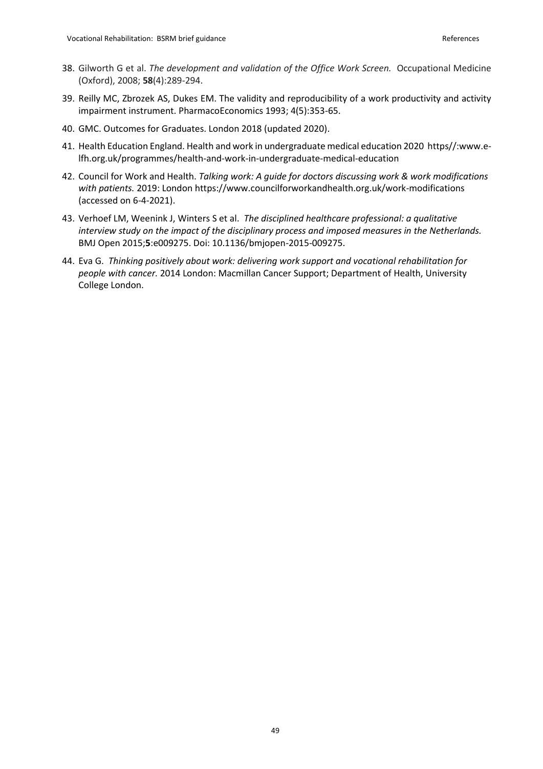38. Gilworth G et al. *The development and validation of the Office Work Screen.* Occupational Medicine (Oxford), 2008; **58**(4):289-294.
39. Reilly MC, Zbrozek AS, Dukes EM. The validity and reproducibility of a work productivity and activity impairment instrument. PharmacoEconomics 1993; 4(5):353-65.
40. GMC. Outcomes for Graduates. London 2018 (updated 2020).
41. Health Education England. Health and work in undergraduate medical education 2020 https//:www.e-lfh.org.uk/programmes/health-and-work-in-undergraduate-medical-education
42. Council for Work and Health. *Talking work: A guide for doctors discussing work & work modifications with patients.* 2019: London https://www.councilforworkandhealth.org.uk/work-modifications (accessed on 6-4-2021).
43. Verhoef LM, Weenink J, Winters S et al. *The disciplined healthcare professional: a qualitative interview study on the impact of the disciplinary process and imposed measures in the Netherlands.* BMJ Open 2015;**5**:e009275. Doi: 10.1136/bmjopen-2015-009275.
44. Eva G. *Thinking positively about work: delivering work support and vocational rehabilitation for people with cancer.* 2014 London: Macmillan Cancer Support; Department of Health, University College London.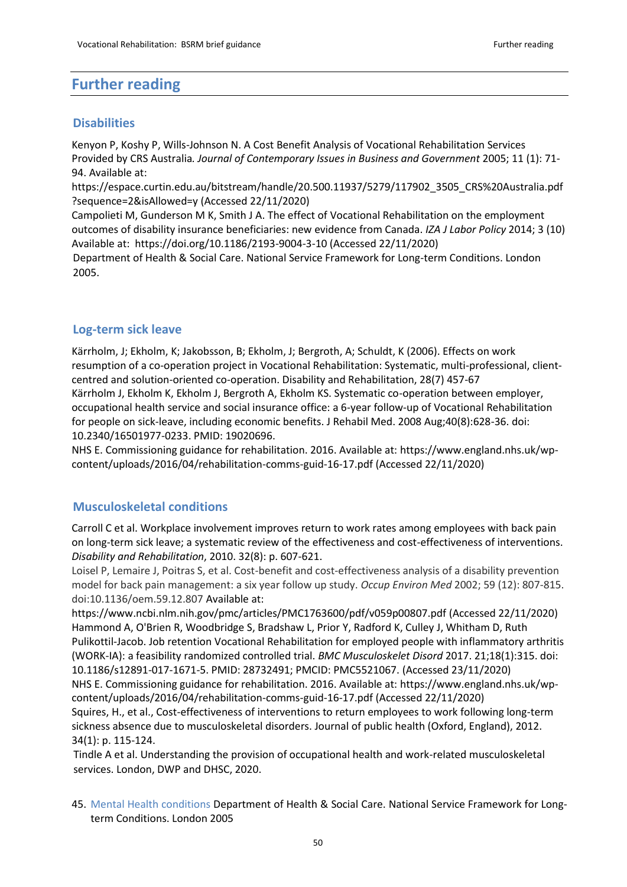# Further reading

## Disabilities

Kenyon P, Koshy P, Wills-Johnson N. A Cost Benefit Analysis of Vocational Rehabilitation Services Provided by CRS Australia. *Journal of Contemporary Issues in Business and Government* 2005; 11 (1): 71-94. Available at: https://espace.curtin.edu.au/bitstream/handle/20.500.11937/5279/117902_3505_CRS%20Australia.pdf?sequence=2&isAllowed=y (Accessed 22/11/2020)

Campolieti M, Gunderson M K, Smith J A. The effect of Vocational Rehabilitation on the employment outcomes of disability insurance beneficiaries: new evidence from Canada. *IZA J Labor Policy* 2014; 3 (10) Available at: https://doi.org/10.1186/2193-9004-3-10 (Accessed 22/11/2020)

Department of Health & Social Care. National Service Framework for Long-term Conditions. London 2005.

## Log-term sick leave

Kärrholm, J; Ekholm, K; Jakobsson, B; Ekholm, J; Bergroth, A; Schuldt, K (2006). Effects on work resumption of a co-operation project in Vocational Rehabilitation: Systematic, multi-professional, client-centred and solution-oriented co-operation. Disability and Rehabilitation, 28(7) 457-67

Kärrholm J, Ekholm K, Ekholm J, Bergroth A, Ekholm KS. Systematic co-operation between employer, occupational health service and social insurance office: a 6-year follow-up of Vocational Rehabilitation for people on sick-leave, including economic benefits. J Rehabil Med. 2008 Aug;40(8):628-36. doi: 10.2340/16501977-0233. PMID: 19020696.

NHS E. Commissioning guidance for rehabilitation. 2016. Available at: https://www.england.nhs.uk/wp-content/uploads/2016/04/rehabilitation-comms-guid-16-17.pdf (Accessed 22/11/2020)

## Musculoskeletal conditions

Carroll C et al. Workplace involvement improves return to work rates among employees with back pain on long-term sick leave; a systematic review of the effectiveness and cost-effectiveness of interventions. *Disability and Rehabilitation*, 2010. 32(8): p. 607-621.

Loisel P, Lemaire J, Poitras S, et al. Cost-benefit and cost-effectiveness analysis of a disability prevention model for back pain management: a six year follow up study. *Occup Environ Med* 2002; 59 (12): 807-815. doi:10.1136/oem.59.12.807 Available at: https://www.ncbi.nlm.nih.gov/pmc/articles/PMC1763600/pdf/v059p00807.pdf (Accessed 22/11/2020)

Hammond A, O'Brien R, Woodbridge S, Bradshaw L, Prior Y, Radford K, Culley J, Whitham D, Ruth Pulikottil-Jacob. Job retention Vocational Rehabilitation for employed people with inflammatory arthritis (WORK-IA): a feasibility randomized controlled trial. *BMC Musculoskelet Disord* 2017. 21;18(1):315. doi: 10.1186/s12891-017-1671-5. PMID: 28732491; PMCID: PMC5521067. (Accessed 23/11/2020)

NHS E. Commissioning guidance for rehabilitation. 2016. Available at: https://www.england.nhs.uk/wp-content/uploads/2016/04/rehabilitation-comms-guid-16-17.pdf (Accessed 22/11/2020)

Squires, H., et al., Cost-effectiveness of interventions to return employees to work following long-term sickness absence due to musculoskeletal disorders. Journal of public health (Oxford, England), 2012. 34(1): p. 115-124.

Tindle A et al. Understanding the provision of occupational health and work-related musculoskeletal services. London, DWP and DHSC, 2020.

45. Mental Health conditions Department of Health & Social Care. National Service Framework for Long-term Conditions. London 2005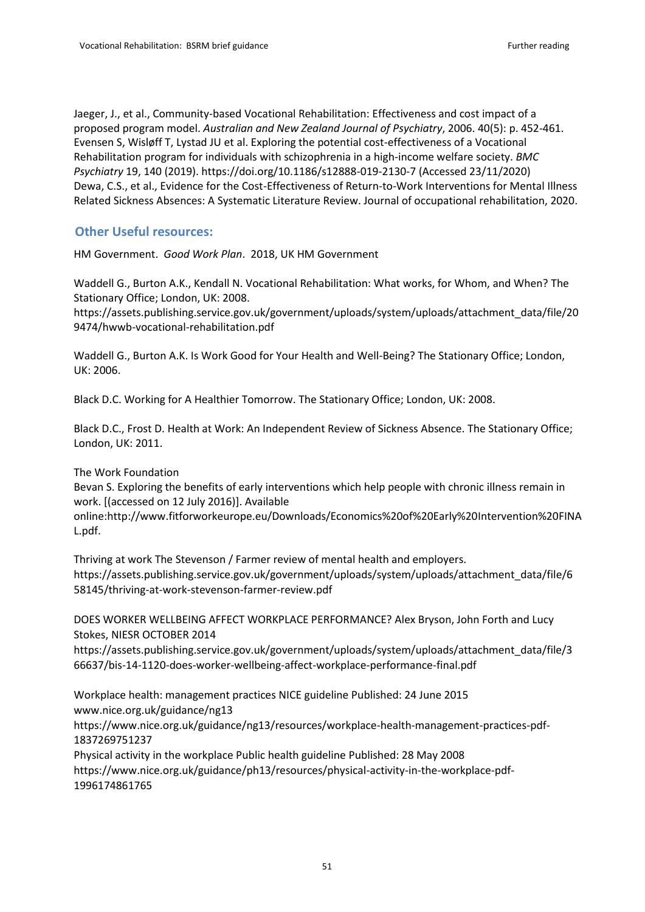Jaeger, J., et al., Community-based Vocational Rehabilitation: Effectiveness and cost impact of a proposed program model. *Australian and New Zealand Journal of Psychiatry*, 2006. 40(5): p. 452-461.
Evensen S, Wisløff T, Lystad JU et al. Exploring the potential cost-effectiveness of a Vocational Rehabilitation program for individuals with schizophrenia in a high-income welfare society. *BMC Psychiatry* 19, 140 (2019). https://doi.org/10.1186/s12888-019-2130-7 (Accessed 23/11/2020)
Dewa, C.S., et al., Evidence for the Cost-Effectiveness of Return-to-Work Interventions for Mental Illness Related Sickness Absences: A Systematic Literature Review. Journal of occupational rehabilitation, 2020.

## Other Useful resources:

HM Government. *Good Work Plan*. 2018, UK HM Government

Waddell G., Burton A.K., Kendall N. Vocational Rehabilitation: What works, for Whom, and When? The Stationary Office; London, UK: 2008.
https://assets.publishing.service.gov.uk/government/uploads/system/uploads/attachment_data/file/209474/hwwb-vocational-rehabilitation.pdf

Waddell G., Burton A.K. Is Work Good for Your Health and Well-Being? The Stationary Office; London, UK: 2006.

Black D.C. Working for A Healthier Tomorrow. The Stationary Office; London, UK: 2008.

Black D.C., Frost D. Health at Work: An Independent Review of Sickness Absence. The Stationary Office; London, UK: 2011.

The Work Foundation
Bevan S. Exploring the benefits of early interventions which help people with chronic illness remain in work. [(accessed on 12 July 2016)]. Available online:http://www.fitforworkeurope.eu/Downloads/Economics%20of%20Early%20Intervention%20FINAL.pdf.

Thriving at work The Stevenson / Farmer review of mental health and employers.
https://assets.publishing.service.gov.uk/government/uploads/system/uploads/attachment_data/file/658145/thriving-at-work-stevenson-farmer-review.pdf

DOES WORKER WELLBEING AFFECT WORKPLACE PERFORMANCE? Alex Bryson, John Forth and Lucy Stokes, NIESR OCTOBER 2014
https://assets.publishing.service.gov.uk/government/uploads/system/uploads/attachment_data/file/366637/bis-14-1120-does-worker-wellbeing-affect-workplace-performance-final.pdf

Workplace health: management practices NICE guideline Published: 24 June 2015
www.nice.org.uk/guidance/ng13
https://www.nice.org.uk/guidance/ng13/resources/workplace-health-management-practices-pdf-1837269751237
Physical activity in the workplace Public health guideline Published: 28 May 2008
https://www.nice.org.uk/guidance/ph13/resources/physical-activity-in-the-workplace-pdf-1996174861765